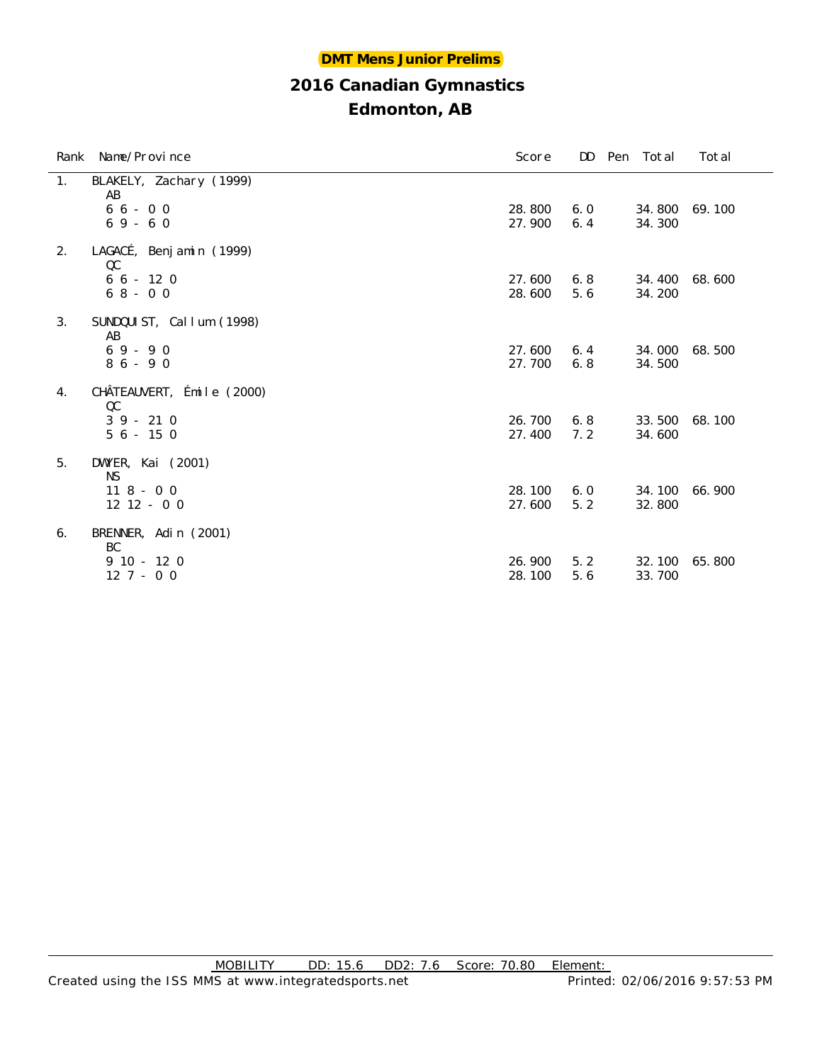# DMT Mens Junior Prelims

## 2016 Canadian Gymnastics

## Edmonton, AB

| Rank | Name/Province | Score | DD | Pen | Total | Total |
|---|---|---|---|---|---|---|
| 1. | BLAKELY, Zachary (1999) | | | | | |
| | AB | | | | | |
| | 6 6 - 0 0 | 28.800 | 6.0 | | 34.800 | 69.100 |
| | 6 9 - 6 0 | 27.900 | 6.4 | | 34.300 | |
| 2. | LAGACÉ, Benjamin (1999) | | | | | |
| | QC | | | | | |
| | 6 6 - 12 0 | 27.600 | 6.8 | | 34.400 | 68.600 |
| | 6 8 - 0 0 | 28.600 | 5.6 | | 34.200 | |
| 3. | SUNDQUIST, Callum (1998) | | | | | |
| | AB | | | | | |
| | 6 9 - 9 0 | 27.600 | 6.4 | | 34.000 | 68.500 |
| | 8 6 - 9 0 | 27.700 | 6.8 | | 34.500 | |
| 4. | CHÂTEAUVERT, Émile (2000) | | | | | |
| | QC | | | | | |
| | 3 9 - 21 0 | 26.700 | 6.8 | | 33.500 | 68.100 |
| | 5 6 - 15 0 | 27.400 | 7.2 | | 34.600 | |
| 5. | DWYER, Kai (2001) | | | | | |
| | NS | | | | | |
| | 11 8 - 0 0 | 28.100 | 6.0 | | 34.100 | 66.900 |
| | 12 12 - 0 0 | 27.600 | 5.2 | | 32.800 | |
| 6. | BRENNER, Adin (2001) | | | | | |
| | BC | | | | | |
| | 9 10 - 12 0 | 26.900 | 5.2 | | 32.100 | 65.800 |
| | 12 7 - 0 0 | 28.100 | 5.6 | | 33.700 | |

MOBILITY DD: 15.6 DD2: 7.6 Score: 70.80 Element: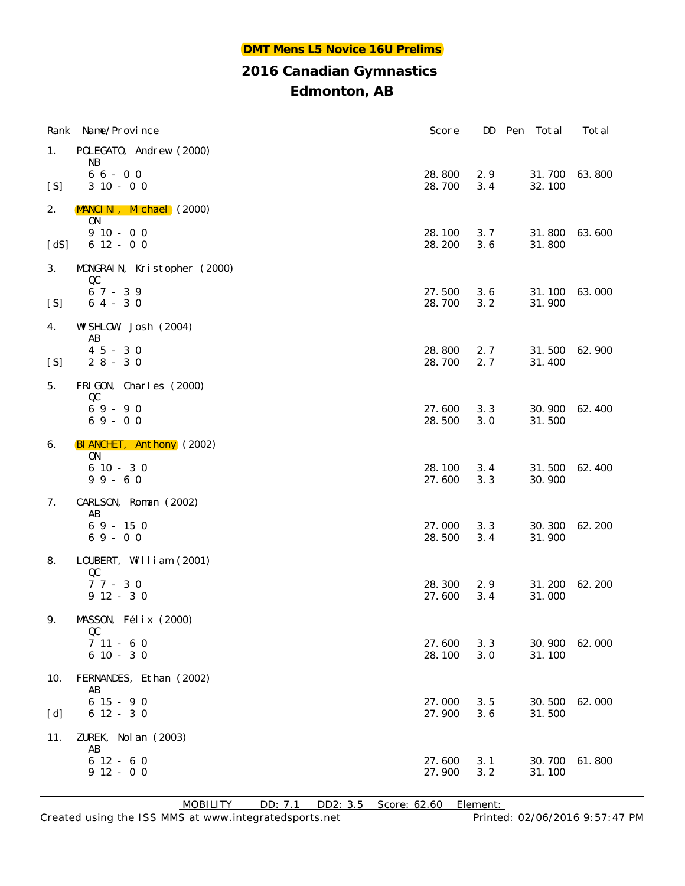**DMT Mens L5 Novice 16U Prelims**

## 2016 Canadian Gymnastics

## Edmonton, AB

| Rank | Name/Province | Score | DD | Pen | Total | Total |
|---|---|---|---|---|---|---|
| 1. | POLEGATO, Andrew (2000) | | | | | |
| | NB | | | | | |
| | 6 6 - 0 0 | 28.800 | 2.9 | | 31.700 | 63.800 |
| [S] | 3 10 - 0 0 | 28.700 | 3.4 | | 32.100 | |
| 2. | MANCINI, Michael (2000) | | | | | |
| | ON | | | | | |
| | 9 10 - 0 0 | 28.100 | 3.7 | | 31.800 | 63.600 |
| [dS] | 6 12 - 0 0 | 28.200 | 3.6 | | 31.800 | |
| 3. | MONGRAIN, Kristopher (2000) | | | | | |
| | QC | | | | | |
| | 6 7 - 3 9 | 27.500 | 3.6 | | 31.100 | 63.000 |
| [S] | 6 4 - 3 0 | 28.700 | 3.2 | | 31.900 | |
| 4. | WISHLOW, Josh (2004) | | | | | |
| | AB | | | | | |
| | 4 5 - 3 0 | 28.800 | 2.7 | | 31.500 | 62.900 |
| [S] | 2 8 - 3 0 | 28.700 | 2.7 | | 31.400 | |
| 5. | FRIGON, Charles (2000) | | | | | |
| | QC | | | | | |
| | 6 9 - 9 0 | 27.600 | 3.3 | | 30.900 | 62.400 |
| | 6 9 - 0 0 | 28.500 | 3.0 | | 31.500 | |
| 6. | BIANCHET, Anthony (2002) | | | | | |
| | ON | | | | | |
| | 6 10 - 3 0 | 28.100 | 3.4 | | 31.500 | 62.400 |
| | 9 9 - 6 0 | 27.600 | 3.3 | | 30.900 | |
| 7. | CARLSON, Roman (2002) | | | | | |
| | AB | | | | | |
| | 6 9 - 15 0 | 27.000 | 3.3 | | 30.300 | 62.200 |
| | 6 9 - 0 0 | 28.500 | 3.4 | | 31.900 | |
| 8. | LOUBERT, William (2001) | | | | | |
| | QC | | | | | |
| | 7 7 - 3 0 | 28.300 | 2.9 | | 31.200 | 62.200 |
| | 9 12 - 3 0 | 27.600 | 3.4 | | 31.000 | |
| 9. | MASSON, Félix (2000) | | | | | |
| | QC | | | | | |
| | 7 11 - 6 0 | 27.600 | 3.3 | | 30.900 | 62.000 |
| | 6 10 - 3 0 | 28.100 | 3.0 | | 31.100 | |
| 10. | FERNANDES, Ethan (2002) | | | | | |
| | AB | | | | | |
| | 6 15 - 9 0 | 27.000 | 3.5 | | 30.500 | 62.000 |
| [d] | 6 12 - 3 0 | 27.900 | 3.6 | | 31.500 | |
| 11. | ZUREK, Nolan (2003) | | | | | |
| | AB | | | | | |
| | 6 12 - 6 0 | 27.600 | 3.1 | | 30.700 | 61.800 |
| | 9 12 - 0 0 | 27.900 | 3.2 | | 31.100 | |

MOBILITY DD: 7.1 DD2: 3.5 Score: 62.60 Element:

Created using the ISS MMS at www.integratedsports.net Printed: 02/06/2016 9:57:47 PM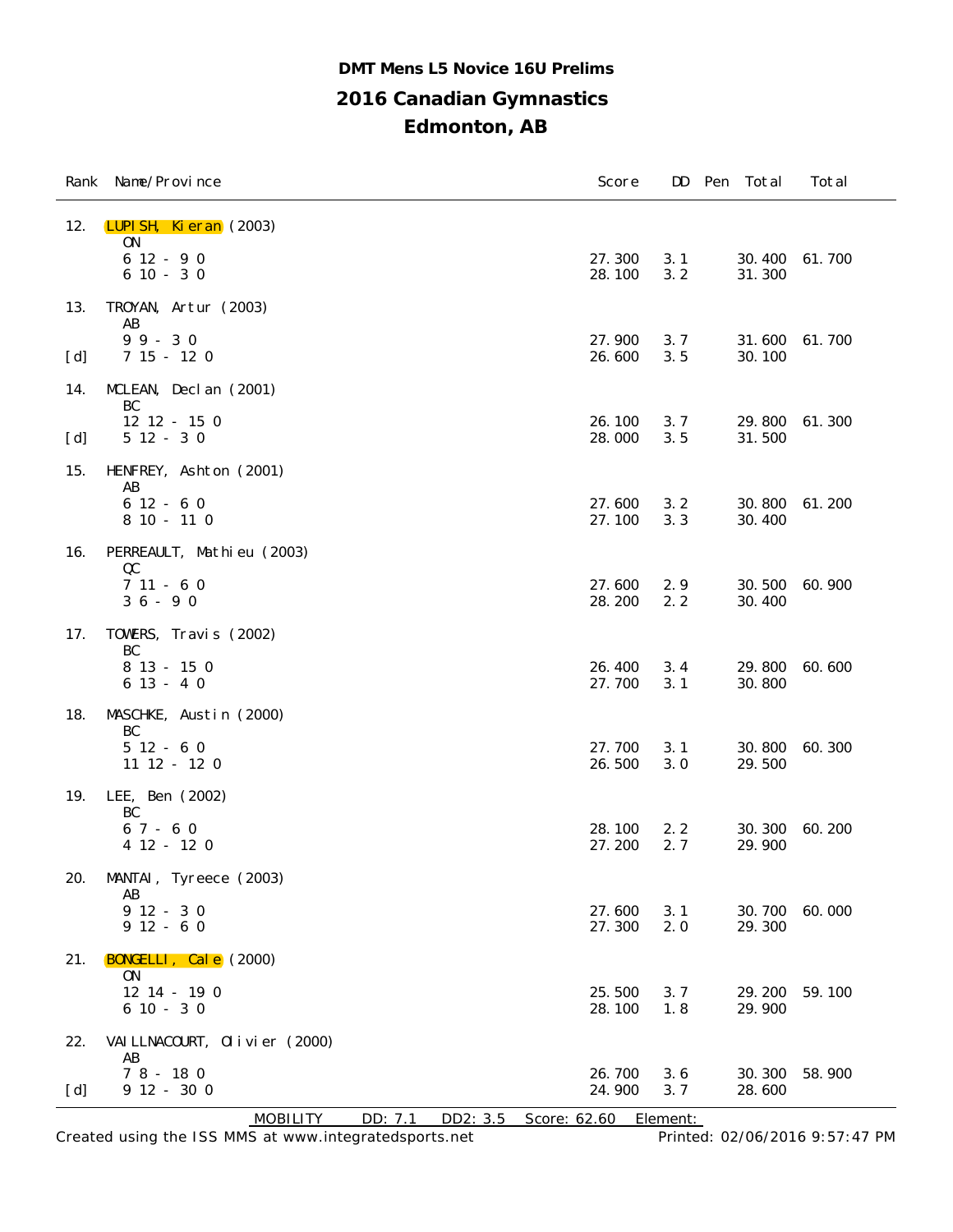**DMT Mens L5 Novice 16U Prelims**

## 2016 Canadian Gymnastics

## Edmonton, AB

| Rank | Name/Province | Score | DD | Pen | Total | Total |
|---|---|---|---|---|---|---|
| 12. | LUPISH, Kieran (2003) | | | | | |
| | ON | | | | | |
| | 6 12 - 9 0 | 27.300 | 3.1 | | 30.400 | 61.700 |
| | 6 10 - 3 0 | 28.100 | 3.2 | | 31.300 | |
| 13. | TROYAN, Artur (2003) | | | | | |
| | AB | | | | | |
| | 9 9 - 3 0 | 27.900 | 3.7 | | 31.600 | 61.700 |
| [d] | 7 15 - 12 0 | 26.600 | 3.5 | | 30.100 | |
| 14. | MCLEAN, Declan (2001) | | | | | |
| | BC | | | | | |
| | 12 12 - 15 0 | 26.100 | 3.7 | | 29.800 | 61.300 |
| [d] | 5 12 - 3 0 | 28.000 | 3.5 | | 31.500 | |
| 15. | HENFREY, Ashton (2001) | | | | | |
| | AB | | | | | |
| | 6 12 - 6 0 | 27.600 | 3.2 | | 30.800 | 61.200 |
| | 8 10 - 11 0 | 27.100 | 3.3 | | 30.400 | |
| 16. | PERREAULT, Mathieu (2003) | | | | | |
| | QC | | | | | |
| | 7 11 - 6 0 | 27.600 | 2.9 | | 30.500 | 60.900 |
| | 3 6 - 9 0 | 28.200 | 2.2 | | 30.400 | |
| 17. | TOWERS, Travis (2002) | | | | | |
| | BC | | | | | |
| | 8 13 - 15 0 | 26.400 | 3.4 | | 29.800 | 60.600 |
| | 6 13 - 4 0 | 27.700 | 3.1 | | 30.800 | |
| 18. | MASCHKE, Austin (2000) | | | | | |
| | BC | | | | | |
| | 5 12 - 6 0 | 27.700 | 3.1 | | 30.800 | 60.300 |
| | 11 12 - 12 0 | 26.500 | 3.0 | | 29.500 | |
| 19. | LEE, Ben (2002) | | | | | |
| | BC | | | | | |
| | 6 7 - 6 0 | 28.100 | 2.2 | | 30.300 | 60.200 |
| | 4 12 - 12 0 | 27.200 | 2.7 | | 29.900 | |
| 20. | MANTAI, Tyreece (2003) | | | | | |
| | AB | | | | | |
| | 9 12 - 3 0 | 27.600 | 3.1 | | 30.700 | 60.000 |
| | 9 12 - 6 0 | 27.300 | 2.0 | | 29.300 | |
| 21. | BONGELLI, Cale (2000) | | | | | |
| | ON | | | | | |
| | 12 14 - 19 0 | 25.500 | 3.7 | | 29.200 | 59.100 |
| | 6 10 - 3 0 | 28.100 | 1.8 | | 29.900 | |
| 22. | VAILLNACOURT, Olivier (2000) | | | | | |
| | AB | | | | | |
| | 7 8 - 18 0 | 26.700 | 3.6 | | 30.300 | 58.900 |
| [d] | 9 12 - 30 0 | 24.900 | 3.7 | | 28.600 | |

MOBILITY DD: 7.1 DD2: 3.5 Score: 62.60 Element:

Created using the ISS MMS at www.integratedsports.net Printed: 02/06/2016 9:57:47 PM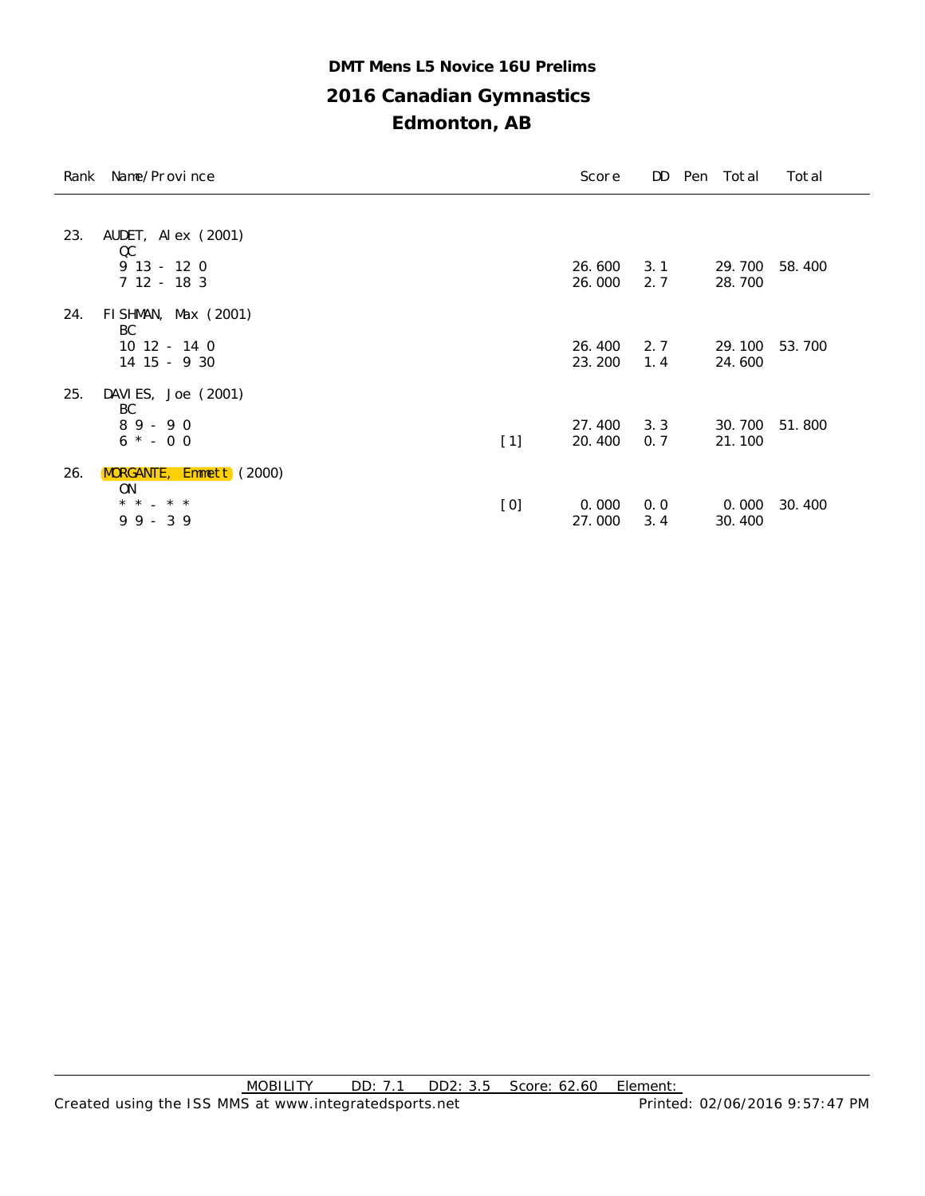# DMT Mens L5 Novice 16U Prelims

## 2016 Canadian Gymnastics

## Edmonton, AB

| Rank | Name/Province | | Score | DD | Pen | Total | Total |
|---|---|---|---|---|---|---|---|
| 23. | AUDET, Alex (2001) | | | | | | |
| | QC | | | | | | |
| | 9 13 - 12 0 | | 26.600 | 3.1 | | 29.700 | 58.400 |
| | 7 12 - 18 3 | | 26.000 | 2.7 | | 28.700 | |
| 24. | FISHMAN, Max (2001) | | | | | | |
| | BC | | | | | | |
| | 10 12 - 14 0 | | 26.400 | 2.7 | | 29.100 | 53.700 |
| | 14 15 - 9 30 | | 23.200 | 1.4 | | 24.600 | |
| 25. | DAVIES, Joe (2001) | | | | | | |
| | BC | | | | | | |
| | 8 9 - 9 0 | | 27.400 | 3.3 | | 30.700 | 51.800 |
| | 6 * - 0 0 | [1] | 20.400 | 0.7 | | 21.100 | |
| 26. | MORGANTE, Emmett (2000) | | | | | | |
| | ON | | | | | | |
| | * * - * * | [0] | 0.000 | 0.0 | | 0.000 | 30.400 |
| | 9 9 - 3 9 | | 27.000 | 3.4 | | 30.400 | |

MOBILITY DD: 7.1 DD2: 3.5 Score: 62.60 Element:

Created using the ISS MMS at www.integratedsports.net Printed: 02/06/2016 9:57:47 PM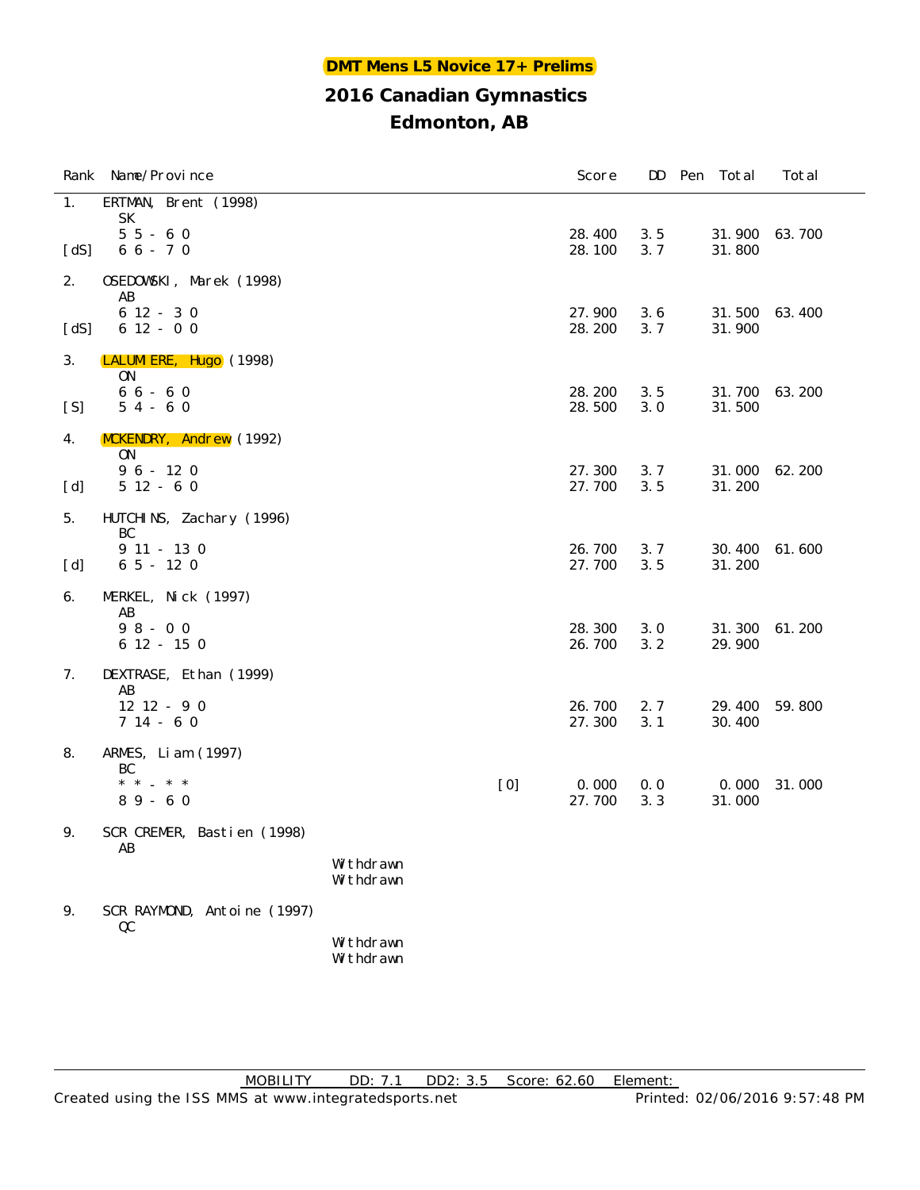# DMT Mens L5 Novice 17+ Prelims

## 2016 Canadian Gymnastics

## Edmonton, AB

| Rank | Name/Province | | | Score | DD | Pen | Total | Total |
|---|---|---|---|---|---|---|---|---|
| 1. | ERTMAN, Brent (1998) | | | | | | | |
| | SK | | | | | | | |
| | 5 5 - 6 0 | | | 28.400 | 3.5 | | 31.900 | 63.700 |
| [dS] | 6 6 - 7 0 | | | 28.100 | 3.7 | | 31.800 | |
| 2. | OSEDOWSKI, Marek (1998) | | | | | | | |
| | AB | | | | | | | |
| | 6 12 - 3 0 | | | 27.900 | 3.6 | | 31.500 | 63.400 |
| [dS] | 6 12 - 0 0 | | | 28.200 | 3.7 | | 31.900 | |
| 3. | LALUMIERE, Hugo (1998) | | | | | | | |
| | ON | | | | | | | |
| | 6 6 - 6 0 | | | 28.200 | 3.5 | | 31.700 | 63.200 |
| [S] | 5 4 - 6 0 | | | 28.500 | 3.0 | | 31.500 | |
| 4. | MCKENDRY, Andrew (1992) | | | | | | | |
| | ON | | | | | | | |
| | 9 6 - 12 0 | | | 27.300 | 3.7 | | 31.000 | 62.200 |
| [d] | 5 12 - 6 0 | | | 27.700 | 3.5 | | 31.200 | |
| 5. | HUTCHINS, Zachary (1996) | | | | | | | |
| | BC | | | | | | | |
| | 9 11 - 13 0 | | | 26.700 | 3.7 | | 30.400 | 61.600 |
| [d] | 6 5 - 12 0 | | | 27.700 | 3.5 | | 31.200 | |
| 6. | MERKEL, Nick (1997) | | | | | | | |
| | AB | | | | | | | |
| | 9 8 - 0 0 | | | 28.300 | 3.0 | | 31.300 | 61.200 |
| | 6 12 - 15 0 | | | 26.700 | 3.2 | | 29.900 | |
| 7. | DEXTRASE, Ethan (1999) | | | | | | | |
| | AB | | | | | | | |
| | 12 12 - 9 0 | | | 26.700 | 2.7 | | 29.400 | 59.800 |
| | 7 14 - 6 0 | | | 27.300 | 3.1 | | 30.400 | |
| 8. | ARMES, Liam (1997) | | | | | | | |
| | BC | | | | | | | |
| | * * - * * | | [0] | 0.000 | 0.0 | | 0.000 | 31.000 |
| | 8 9 - 6 0 | | | 27.700 | 3.3 | | 31.000 | |
| 9. | SCR CREMER, Bastien (1998) | | | | | | | |
| | AB | | | | | | | |
| | | Withdrawn | | | | | | |
| | | Withdrawn | | | | | | |
| 9. | SCR RAYMOND, Antoine (1997) | | | | | | | |
| | QC | | | | | | | |
| | | Withdrawn | | | | | | |
| | | Withdrawn | | | | | | |

MOBILITY DD: 7.1 DD2: 3.5 Score: 62.60 Element:

Created using the ISS MMS at www.integratedsports.net Printed: 02/06/2016 9:57:48 PM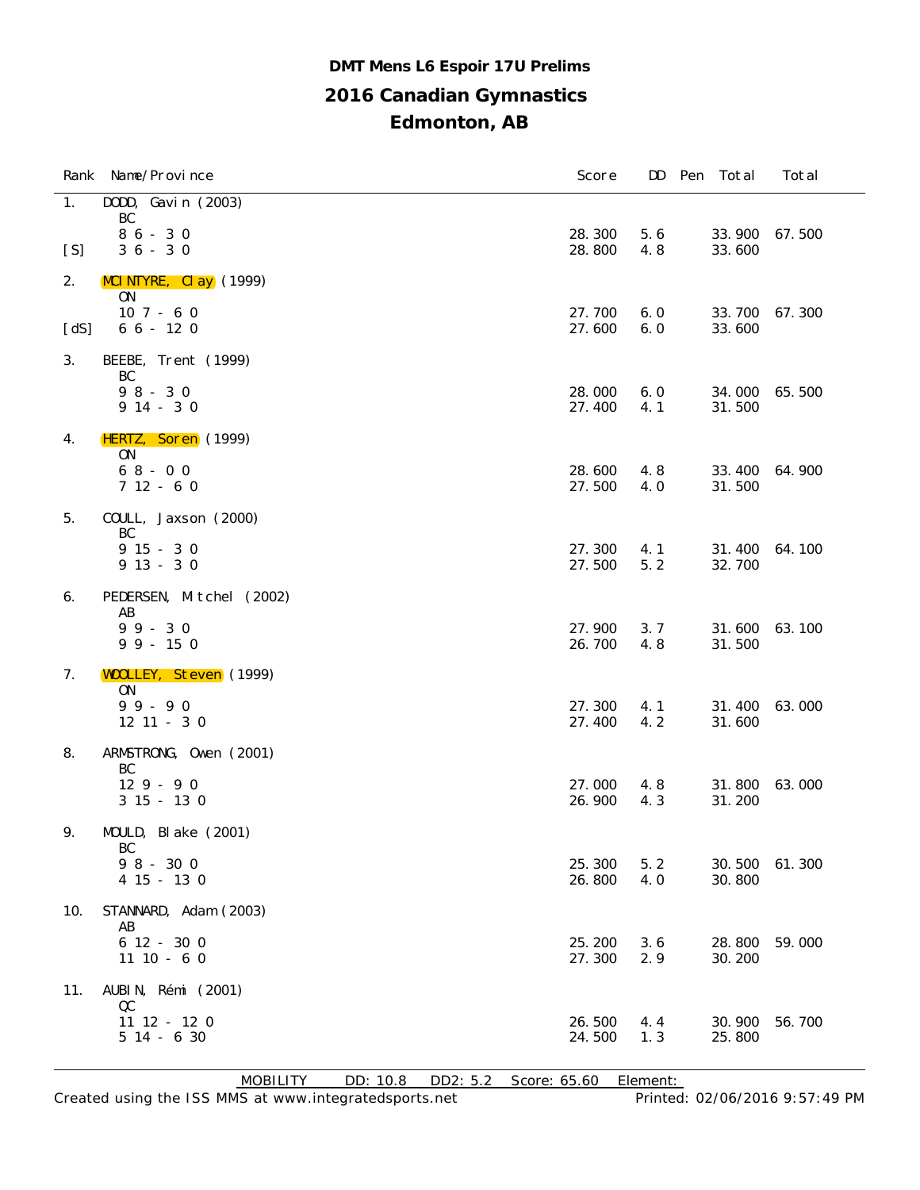**DMT Mens L6 Espoir 17U Prelims**

## 2016 Canadian Gymnastics

## Edmonton, AB

| Rank | Name/Province | Score | DD | Pen | Total | Total |
|---|---|---|---|---|---|---|
| 1. | DODD, Gavin (2003) | | | | | |
| | BC | | | | | |
| | 8 6 - 3 0 | 28.300 | 5.6 | | 33.900 | 67.500 |
| [S] | 3 6 - 3 0 | 28.800 | 4.8 | | 33.600 | |
| 2. | MCINTYRE, Clay (1999) | | | | | |
| | ON | | | | | |
| | 10 7 - 6 0 | 27.700 | 6.0 | | 33.700 | 67.300 |
| [dS] | 6 6 - 12 0 | 27.600 | 6.0 | | 33.600 | |
| 3. | BEEBE, Trent (1999) | | | | | |
| | BC | | | | | |
| | 9 8 - 3 0 | 28.000 | 6.0 | | 34.000 | 65.500 |
| | 9 14 - 3 0 | 27.400 | 4.1 | | 31.500 | |
| 4. | HERTZ, Soren (1999) | | | | | |
| | ON | | | | | |
| | 6 8 - 0 0 | 28.600 | 4.8 | | 33.400 | 64.900 |
| | 7 12 - 6 0 | 27.500 | 4.0 | | 31.500 | |
| 5. | COULL, Jaxson (2000) | | | | | |
| | BC | | | | | |
| | 9 15 - 3 0 | 27.300 | 4.1 | | 31.400 | 64.100 |
| | 9 13 - 3 0 | 27.500 | 5.2 | | 32.700 | |
| 6. | PEDERSEN, Mitchel (2002) | | | | | |
| | AB | | | | | |
| | 9 9 - 3 0 | 27.900 | 3.7 | | 31.600 | 63.100 |
| | 9 9 - 15 0 | 26.700 | 4.8 | | 31.500 | |
| 7. | WOOLLEY, Steven (1999) | | | | | |
| | ON | | | | | |
| | 9 9 - 9 0 | 27.300 | 4.1 | | 31.400 | 63.000 |
| | 12 11 - 3 0 | 27.400 | 4.2 | | 31.600 | |
| 8. | ARMSTRONG, Owen (2001) | | | | | |
| | BC | | | | | |
| | 12 9 - 9 0 | 27.000 | 4.8 | | 31.800 | 63.000 |
| | 3 15 - 13 0 | 26.900 | 4.3 | | 31.200 | |
| 9. | MOULD, Blake (2001) | | | | | |
| | BC | | | | | |
| | 9 8 - 30 0 | 25.300 | 5.2 | | 30.500 | 61.300 |
| | 4 15 - 13 0 | 26.800 | 4.0 | | 30.800 | |
| 10. | STANNARD, Adam (2003) | | | | | |
| | AB | | | | | |
| | 6 12 - 30 0 | 25.200 | 3.6 | | 28.800 | 59.000 |
| | 11 10 - 6 0 | 27.300 | 2.9 | | 30.200 | |
| 11. | AUBIN, Rémi (2001) | | | | | |
| | QC | | | | | |
| | 11 12 - 12 0 | 26.500 | 4.4 | | 30.900 | 56.700 |
| | 5 14 - 6 30 | 24.500 | 1.3 | | 25.800 | |

MOBILITY DD: 10.8 DD2: 5.2 Score: 65.60 Element:

Created using the ISS MMS at www.integratedsports.net Printed: 02/06/2016 9:57:49 PM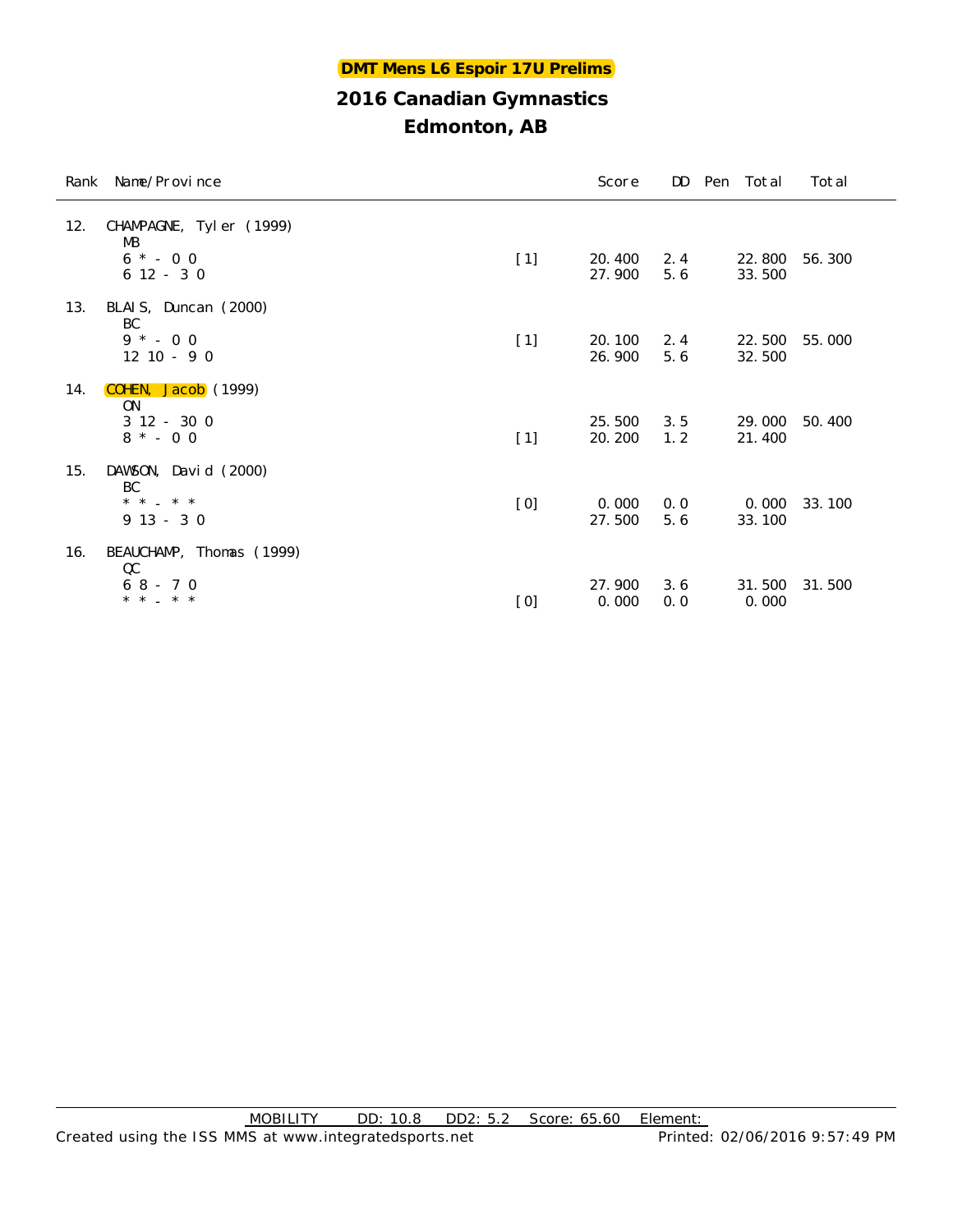**DMT Mens L6 Espoir 17U Prelims**

# 2016 Canadian Gymnastics

## Edmonton, AB

| Rank | Name/Province | | Score | DD | Pen | Total | Total |
|---|---|---|---|---|---|---|---|
| 12. | CHAMPAGNE, Tyler (1999) | | | | | | |
| | MB | | | | | | |
| | 6 * - 0 0 | [1] | 20.400 | 2.4 | | 22.800 | 56.300 |
| | 6 12 - 3 0 | | 27.900 | 5.6 | | 33.500 | |
| 13. | BLAIS, Duncan (2000) | | | | | | |
| | BC | | | | | | |
| | 9 * - 0 0 | [1] | 20.100 | 2.4 | | 22.500 | 55.000 |
| | 12 10 - 9 0 | | 26.900 | 5.6 | | 32.500 | |
| 14. | COHEN, Jacob (1999) | | | | | | |
| | ON | | | | | | |
| | 3 12 - 30 0 | | 25.500 | 3.5 | | 29.000 | 50.400 |
| | 8 * - 0 0 | [1] | 20.200 | 1.2 | | 21.400 | |
| 15. | DAWSON, David (2000) | | | | | | |
| | BC | | | | | | |
| | * * - * * | [0] | 0.000 | 0.0 | | 0.000 | 33.100 |
| | 9 13 - 3 0 | | 27.500 | 5.6 | | 33.100 | |
| 16. | BEAUCHAMP, Thomas (1999) | | | | | | |
| | QC | | | | | | |
| | 6 8 - 7 0 | | 27.900 | 3.6 | | 31.500 | 31.500 |
| | * * - * * | [0] | 0.000 | 0.0 | | 0.000 | |

MOBILITY DD: 10.8 DD2: 5.2 Score: 65.60 Element:

Created using the ISS MMS at www.integratedsports.net Printed: 02/06/2016 9:57:49 PM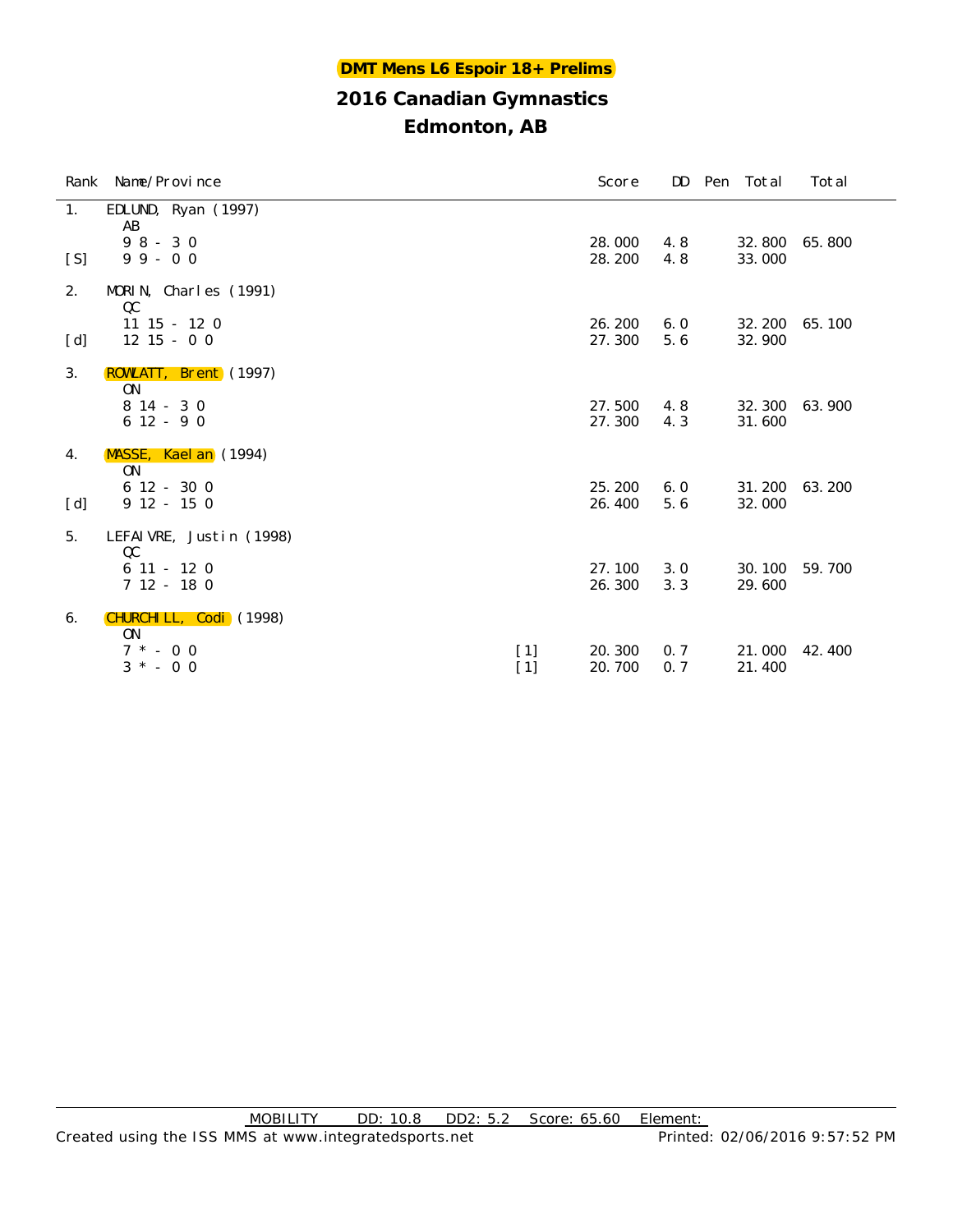## DMT Mens L6 Espoir 18+ Prelims

## 2016 Canadian Gymnastics

## Edmonton, AB

| Rank | Name/Province | | Score | DD | Pen | Total | Total |
|---|---|---|---|---|---|---|---|
| 1. | EDLUND, Ryan (1997) | | | | | | |
| | AB | | | | | | |
| | 9 8 - 3 0 | | 28.000 | 4.8 | | 32.800 | 65.800 |
| [S] | 9 9 - 0 0 | | 28.200 | 4.8 | | 33.000 | |
| 2. | MORIN, Charles (1991) | | | | | | |
| | QC | | | | | | |
| | 11 15 - 12 0 | | 26.200 | 6.0 | | 32.200 | 65.100 |
| [d] | 12 15 - 0 0 | | 27.300 | 5.6 | | 32.900 | |
| 3. | ROWLATT, Brent (1997) | | | | | | |
| | ON | | | | | | |
| | 8 14 - 3 0 | | 27.500 | 4.8 | | 32.300 | 63.900 |
| | 6 12 - 9 0 | | 27.300 | 4.3 | | 31.600 | |
| 4. | MASSE, Kaelan (1994) | | | | | | |
| | ON | | | | | | |
| | 6 12 - 30 0 | | 25.200 | 6.0 | | 31.200 | 63.200 |
| [d] | 9 12 - 15 0 | | 26.400 | 5.6 | | 32.000 | |
| 5. | LEFAIVRE, Justin (1998) | | | | | | |
| | QC | | | | | | |
| | 6 11 - 12 0 | | 27.100 | 3.0 | | 30.100 | 59.700 |
| | 7 12 - 18 0 | | 26.300 | 3.3 | | 29.600 | |
| 6. | CHURCHILL, Codi (1998) | | | | | | |
| | ON | | | | | | |
| | 7 * - 0 0 | [1] | 20.300 | 0.7 | | 21.000 | 42.400 |
| | 3 * - 0 0 | [1] | 20.700 | 0.7 | | 21.400 | |

MOBILITY DD: 10.8 DD2: 5.2 Score: 65.60 Element:

Created using the ISS MMS at www.integratedsports.net Printed: 02/06/2016 9:57:52 PM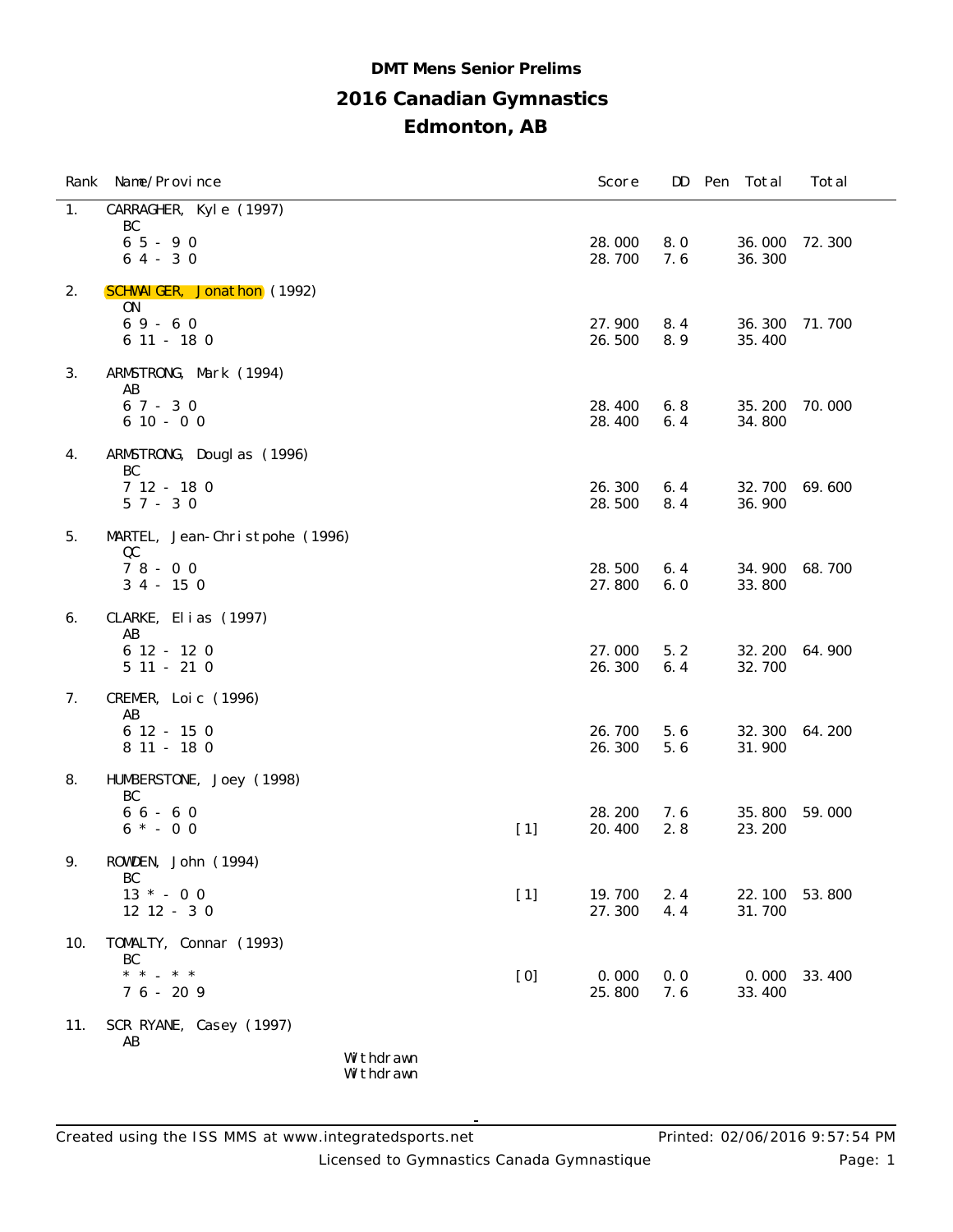**DMT Mens Senior Prelims**

# 2016 Canadian Gymnastics

## Edmonton, AB

| Rank | Name/Province | | Score | DD | Pen | Total | Total |
|---|---|---|---|---|---|---|---|
| 1. | CARRAGHER, Kyle (1997) | | | | | | |
| | BC | | | | | | |
| | 6 5 - 9 0 | | 28.000 | 8.0 | | 36.000 | 72.300 |
| | 6 4 - 3 0 | | 28.700 | 7.6 | | 36.300 | |
| 2. | SCHWAIGER, Jonathon (1992) | | | | | | |
| | ON | | | | | | |
| | 6 9 - 6 0 | | 27.900 | 8.4 | | 36.300 | 71.700 |
| | 6 11 - 18 0 | | 26.500 | 8.9 | | 35.400 | |
| 3. | ARMSTRONG, Mark (1994) | | | | | | |
| | AB | | | | | | |
| | 6 7 - 3 0 | | 28.400 | 6.8 | | 35.200 | 70.000 |
| | 6 10 - 0 0 | | 28.400 | 6.4 | | 34.800 | |
| 4. | ARMSTRONG, Douglas (1996) | | | | | | |
| | BC | | | | | | |
| | 7 12 - 18 0 | | 26.300 | 6.4 | | 32.700 | 69.600 |
| | 5 7 - 3 0 | | 28.500 | 8.4 | | 36.900 | |
| 5. | MARTEL, Jean-Christpohe (1996) | | | | | | |
| | QC | | | | | | |
| | 7 8 - 0 0 | | 28.500 | 6.4 | | 34.900 | 68.700 |
| | 3 4 - 15 0 | | 27.800 | 6.0 | | 33.800 | |
| 6. | CLARKE, Elias (1997) | | | | | | |
| | AB | | | | | | |
| | 6 12 - 12 0 | | 27.000 | 5.2 | | 32.200 | 64.900 |
| | 5 11 - 21 0 | | 26.300 | 6.4 | | 32.700 | |
| 7. | CREMER, Loic (1996) | | | | | | |
| | AB | | | | | | |
| | 6 12 - 15 0 | | 26.700 | 5.6 | | 32.300 | 64.200 |
| | 8 11 - 18 0 | | 26.300 | 5.6 | | 31.900 | |
| 8. | HUMBERSTONE, Joey (1998) | | | | | | |
| | BC | | | | | | |
| | 6 6 - 6 0 | | 28.200 | 7.6 | | 35.800 | 59.000 |
| | 6 * - 0 0 | [1] | 20.400 | 2.8 | | 23.200 | |
| 9. | ROWDEN, John (1994) | | | | | | |
| | BC | | | | | | |
| | 13 * - 0 0 | [1] | 19.700 | 2.4 | | 22.100 | 53.800 |
| | 12 12 - 3 0 | | 27.300 | 4.4 | | 31.700 | |
| 10. | TOMALTY, Connar (1993) | | | | | | |
| | BC | | | | | | |
| | * * - * * | [0] | 0.000 | 0.0 | | 0.000 | 33.400 |
| | 7 6 - 20 9 | | 25.800 | 7.6 | | 33.400 | |
| 11. | SCR RYANE, Casey (1997) | | | | | | |
| | AB | | | | | | |
| | | Withdrawn | | | | | |
| | | Withdrawn | | | | | |

Created using the ISS MMS at www.integratedsports.net

Printed: 02/06/2016 9:57:54 PM

Licensed to Gymnastics Canada Gymnastique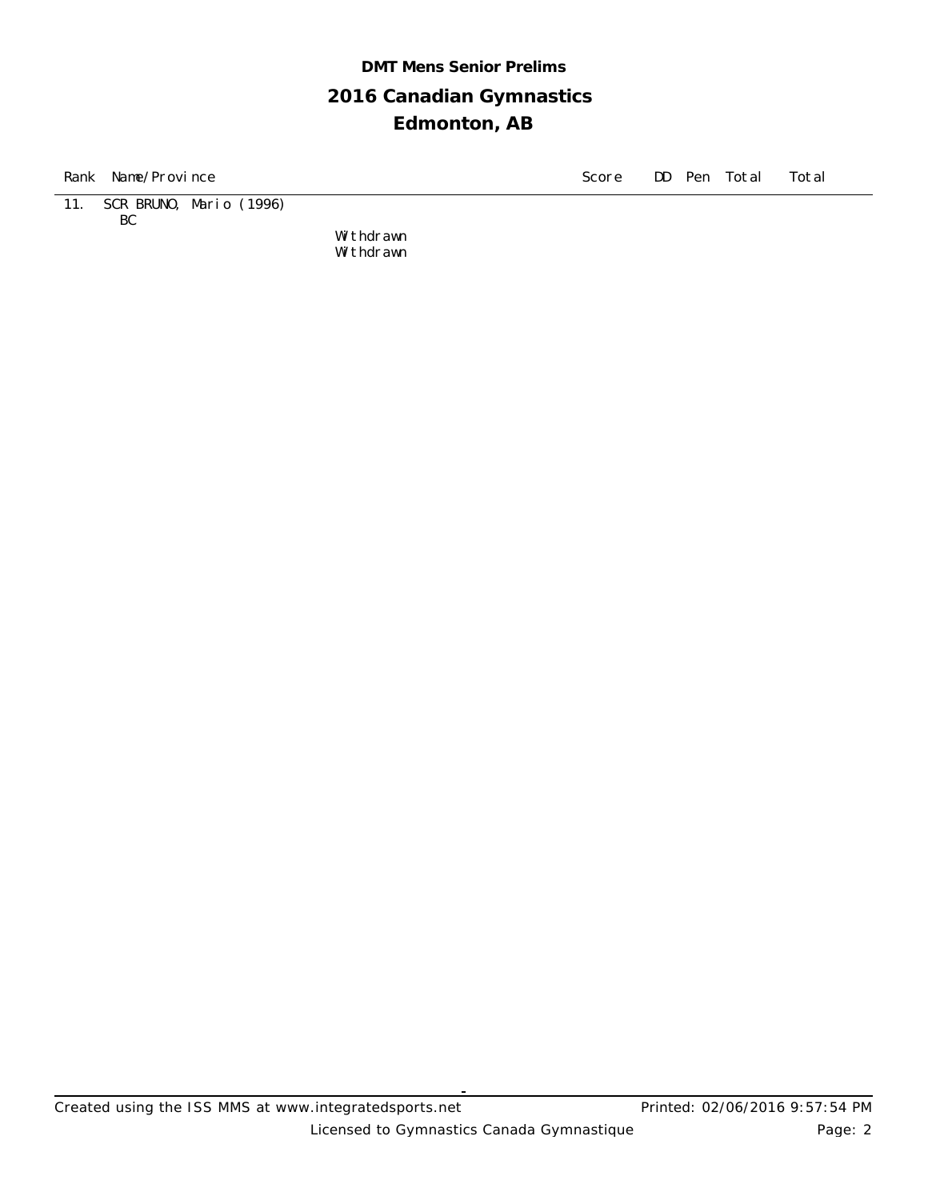**DMT Mens Senior Prelims**

**2016 Canadian Gymnastics**

**Edmonton, AB**

| Rank | Name/Province | | Score | DD | Pen | Total | Total |
|---|---|---|---|---|---|---|---|
| 11. | SCR BRUNO, Mario (1996) BC | | | | | | |
| | | Withdrawn | | | | | |
| | | Withdrawn | | | | | |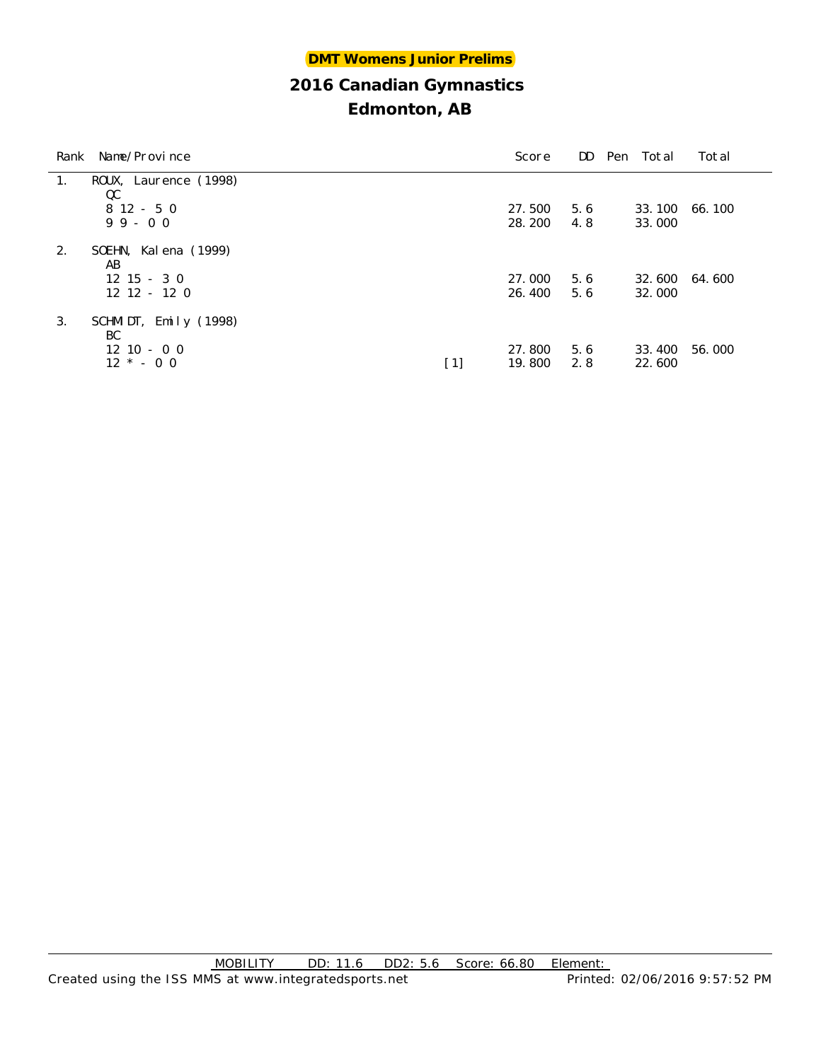**DMT Womens Junior Prelims**

## 2016 Canadian Gymnastics

## Edmonton, AB

| Rank | Name/Province | | Score | DD | Pen | Total | Total |
|---|---|---|---|---|---|---|---|
| 1. | ROUX, Laurence (1998) | | | | | | |
| | QC | | | | | | |
| | 8 12 - 5 0 | | 27.500 | 5.6 | | 33.100 | 66.100 |
| | 9 9 - 0 0 | | 28.200 | 4.8 | | 33.000 | |
| 2. | SOEHN, Kalena (1999) | | | | | | |
| | AB | | | | | | |
| | 12 15 - 3 0 | | 27.000 | 5.6 | | 32.600 | 64.600 |
| | 12 12 - 12 0 | | 26.400 | 5.6 | | 32.000 | |
| 3. | SCHMIDT, Emily (1998) | | | | | | |
| | BC | | | | | | |
| | 12 10 - 0 0 | | 27.800 | 5.6 | | 33.400 | 56.000 |
| | 12 * - 0 0 | [1] | 19.800 | 2.8 | | 22.600 | |

MOBILITY DD: 11.6 DD2: 5.6 Score: 66.80 Element:

Created using the ISS MMS at www.integratedsports.net Printed: 02/06/2016 9:57:52 PM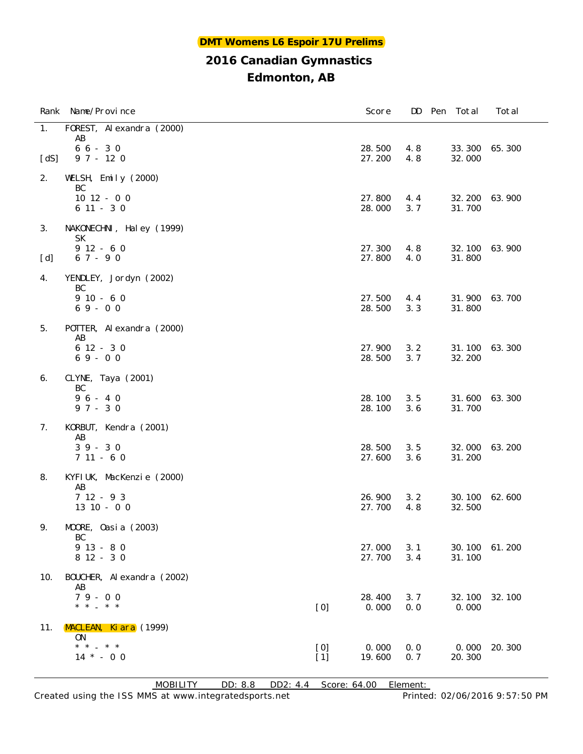**DMT Womens L6 Espoir 17U Prelims**

## 2016 Canadian Gymnastics

## Edmonton, AB

| Rank | Name/Province | | Score | DD | Pen | Total | Total |
|---|---|---|---|---|---|---|---|
| 1. | FOREST, Alexandra (2000) | | | | | | |
| | AB | | | | | | |
| | 6 6 - 3 0 | | 28.500 | 4.8 | | 33.300 | 65.300 |
| [dS] | 9 7 - 12 0 | | 27.200 | 4.8 | | 32.000 | |
| 2. | WELSH, Emily (2000) | | | | | | |
| | BC | | | | | | |
| | 10 12 - 0 0 | | 27.800 | 4.4 | | 32.200 | 63.900 |
| | 6 11 - 3 0 | | 28.000 | 3.7 | | 31.700 | |
| 3. | NAKONECHNI, Haley (1999) | | | | | | |
| | SK | | | | | | |
| | 9 12 - 6 0 | | 27.300 | 4.8 | | 32.100 | 63.900 |
| [d] | 6 7 - 9 0 | | 27.800 | 4.0 | | 31.800 | |
| 4. | YENDLEY, Jordyn (2002) | | | | | | |
| | BC | | | | | | |
| | 9 10 - 6 0 | | 27.500 | 4.4 | | 31.900 | 63.700 |
| | 6 9 - 0 0 | | 28.500 | 3.3 | | 31.800 | |
| 5. | POTTER, Alexandra (2000) | | | | | | |
| | AB | | | | | | |
| | 6 12 - 3 0 | | 27.900 | 3.2 | | 31.100 | 63.300 |
| | 6 9 - 0 0 | | 28.500 | 3.7 | | 32.200 | |
| 6. | CLYNE, Taya (2001) | | | | | | |
| | BC | | | | | | |
| | 9 6 - 4 0 | | 28.100 | 3.5 | | 31.600 | 63.300 |
| | 9 7 - 3 0 | | 28.100 | 3.6 | | 31.700 | |
| 7. | KORBUT, Kendra (2001) | | | | | | |
| | AB | | | | | | |
| | 3 9 - 3 0 | | 28.500 | 3.5 | | 32.000 | 63.200 |
| | 7 11 - 6 0 | | 27.600 | 3.6 | | 31.200 | |
| 8. | KYFIUK, MacKenzie (2000) | | | | | | |
| | AB | | | | | | |
| | 7 12 - 9 3 | | 26.900 | 3.2 | | 30.100 | 62.600 |
| | 13 10 - 0 0 | | 27.700 | 4.8 | | 32.500 | |
| 9. | MOORE, Oasia (2003) | | | | | | |
| | BC | | | | | | |
| | 9 13 - 8 0 | | 27.000 | 3.1 | | 30.100 | 61.200 |
| | 8 12 - 3 0 | | 27.700 | 3.4 | | 31.100 | |
| 10. | BOUCHER, Alexandra (2002) | | | | | | |
| | AB | | | | | | |
| | 7 9 - 0 0 | | 28.400 | 3.7 | | 32.100 | 32.100 |
| | * * - * * | [0] | 0.000 | 0.0 | | 0.000 | |
| 11. | MACLEAN, Kiara (1999) | | | | | | |
| | ON | | | | | | |
| | * * - * * | [0] | 0.000 | 0.0 | | 0.000 | 20.300 |
| | 14 * - 0 0 | [1] | 19.600 | 0.7 | | 20.300 | |

MOBILITY DD: 8.8 DD2: 4.4 Score: 64.00 Element:

Created using the ISS MMS at www.integratedsports.net Printed: 02/06/2016 9:57:50 PM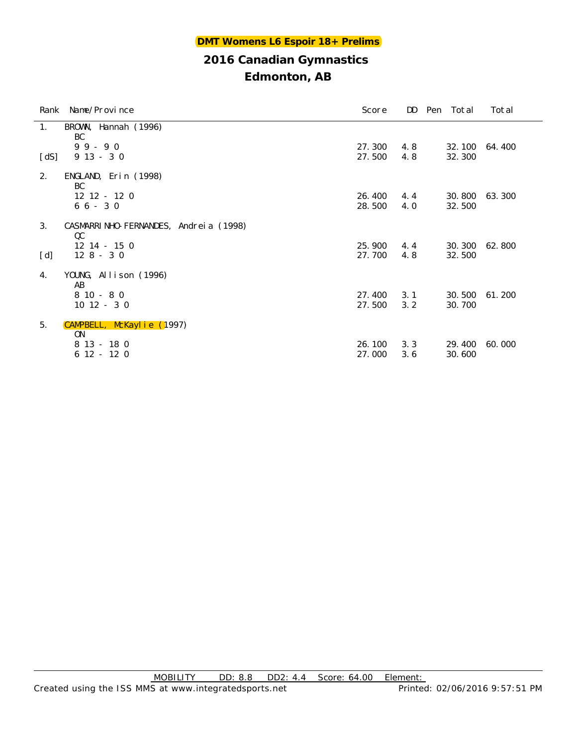# DMT Womens L6 Espoir 18+ Prelims

## 2016 Canadian Gymnastics

## Edmonton, AB

| Rank | Name/Province | Score | DD | Pen | Total | Total |
|---|---|---|---|---|---|---|
| 1. | BROWN, Hannah (1996) | | | | | |
| | BC | | | | | |
| | 9 9 - 9 0 | 27.300 | 4.8 | | 32.100 | 64.400 |
| [dS] | 9 13 - 3 0 | 27.500 | 4.8 | | 32.300 | |
| 2. | ENGLAND, Erin (1998) | | | | | |
| | BC | | | | | |
| | 12 12 - 12 0 | 26.400 | 4.4 | | 30.800 | 63.300 |
| | 6 6 - 3 0 | 28.500 | 4.0 | | 32.500 | |
| 3. | CASMARRINHO-FERNANDES, Andreia (1998) | | | | | |
| | QC | | | | | |
| | 12 14 - 15 0 | 25.900 | 4.4 | | 30.300 | 62.800 |
| [d] | 12 8 - 3 0 | 27.700 | 4.8 | | 32.500 | |
| 4. | YOUNG, Allison (1996) | | | | | |
| | AB | | | | | |
| | 8 10 - 8 0 | 27.400 | 3.1 | | 30.500 | 61.200 |
| | 10 12 - 3 0 | 27.500 | 3.2 | | 30.700 | |
| 5. | CAMPBELL, McKaylie (1997) | | | | | |
| | ON | | | | | |
| | 8 13 - 18 0 | 26.100 | 3.3 | | 29.400 | 60.000 |
| | 6 12 - 12 0 | 27.000 | 3.6 | | 30.600 | |

MOBILITY DD: 8.8 DD2: 4.4 Score: 64.00 Element:

Created using the ISS MMS at www.integratedsports.net Printed: 02/06/2016 9:57:51 PM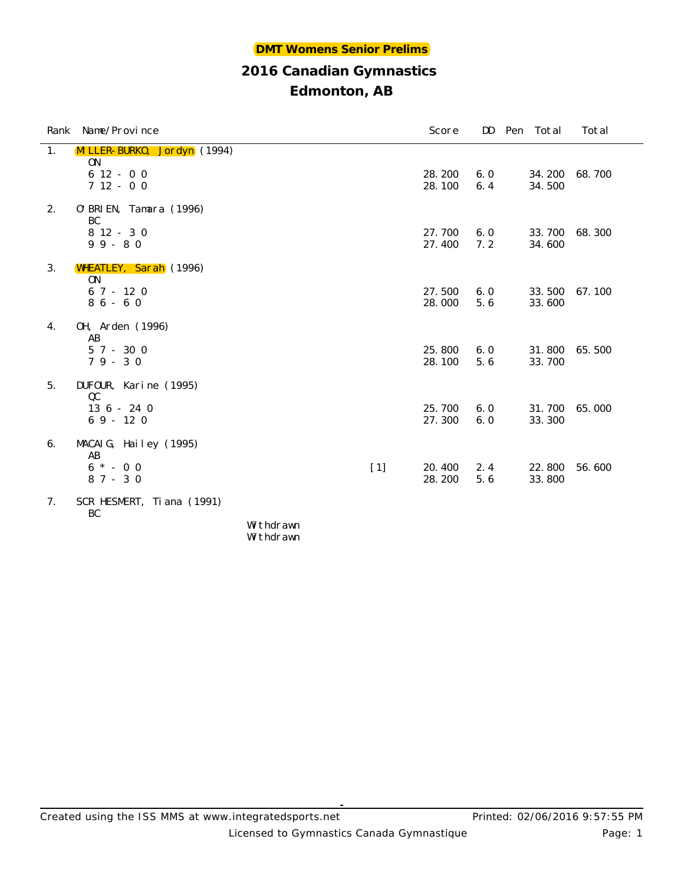# DMT Womens Senior Prelims

## 2016 Canadian Gymnastics

## Edmonton, AB

| Rank | Name/Province | | Score | DD | Pen | Total | Total |
|---|---|---|---|---|---|---|---|
| 1. | MILLER-BURKO, Jordyn (1994) | | | | | | |
| | ON | | | | | | |
| | 6 12 - 0 0 | | 28.200 | 6.0 | | 34.200 | 68.700 |
| | 7 12 - 0 0 | | 28.100 | 6.4 | | 34.500 | |
| 2. | O'BRIEN, Tamara (1996) | | | | | | |
| | BC | | | | | | |
| | 8 12 - 3 0 | | 27.700 | 6.0 | | 33.700 | 68.300 |
| | 9 9 - 8 0 | | 27.400 | 7.2 | | 34.600 | |
| 3. | WHEATLEY, Sarah (1996) | | | | | | |
| | ON | | | | | | |
| | 6 7 - 12 0 | | 27.500 | 6.0 | | 33.500 | 67.100 |
| | 8 6 - 6 0 | | 28.000 | 5.6 | | 33.600 | |
| 4. | OH, Arden (1996) | | | | | | |
| | AB | | | | | | |
| | 5 7 - 30 0 | | 25.800 | 6.0 | | 31.800 | 65.500 |
| | 7 9 - 3 0 | | 28.100 | 5.6 | | 33.700 | |
| 5. | DUFOUR, Karine (1995) | | | | | | |
| | QC | | | | | | |
| | 13 6 - 24 0 | | 25.700 | 6.0 | | 31.700 | 65.000 |
| | 6 9 - 12 0 | | 27.300 | 6.0 | | 33.300 | |
| 6. | MACAIG, Hailey (1995) | | | | | | |
| | AB | | | | | | |
| | 6 * - 0 0 | [1] | 20.400 | 2.4 | | 22.800 | 56.600 |
| | 8 7 - 3 0 | | 28.200 | 5.6 | | 33.800 | |
| 7. | SCRHESMERT, Tiana (1991) | | | | | | |
| | BC | | | | | | |
| | | Withdrawn | | | | | |
| | | Withdrawn | | | | | |

Created using the ISS MMS at www.integratedsports.net

Printed: 02/06/2016 9:57:55 PM

Licensed to Gymnastics Canada Gymnastique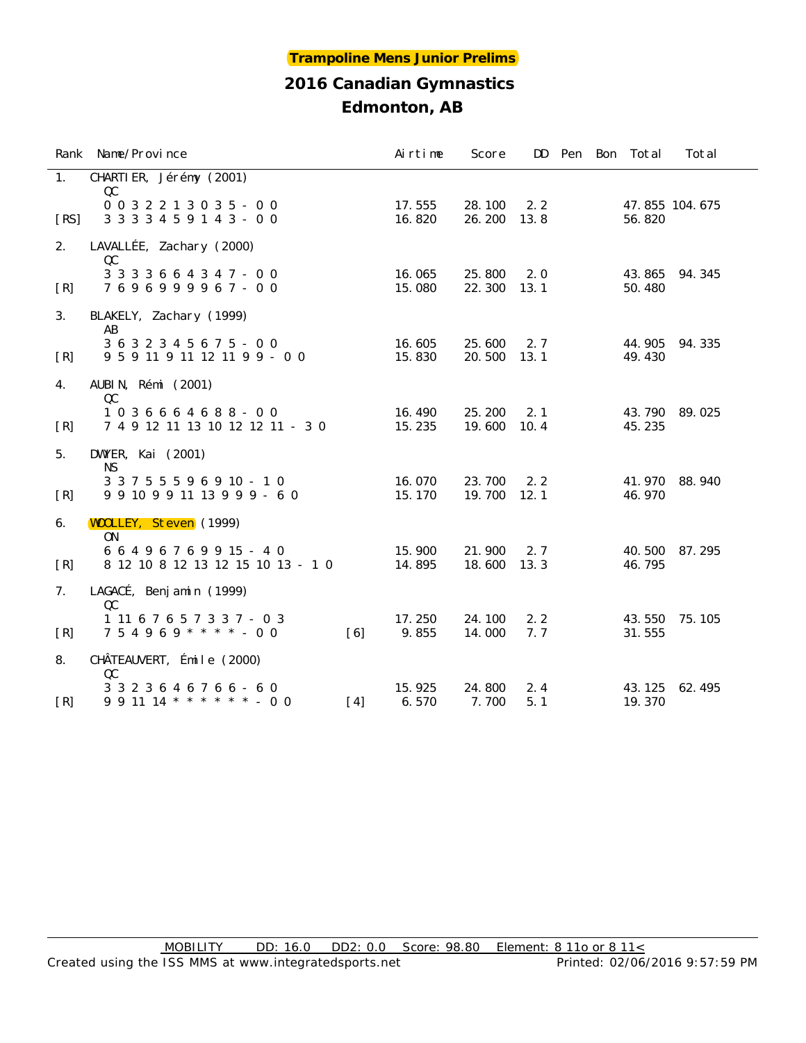**Trampoline Mens Junior Prelims**

## 2016 Canadian Gymnastics

## Edmonton, AB

| Rank | Name/Province | | Airtime | Score | DD | Pen | Bon | Total | Total |
|---|---|---|---|---|---|---|---|---|---|
| 1. | CHARTIER, Jérémy (2001) QC | | | | | | | | |
| | 0 0 3 2 2 1 3 0 3 5 - 0 0 | | 17.555 | 28.100 | 2.2 | | | 47.855 | 104.675 |
| [RS] | 3 3 3 3 4 5 9 1 4 3 - 0 0 | | 16.820 | 26.200 | 13.8 | | | 56.820 | |
| 2. | LAVALLÉE, Zachary (2000) QC | | | | | | | | |
| | 3 3 3 3 6 6 4 3 4 7 - 0 0 | | 16.065 | 25.800 | 2.0 | | | 43.865 | 94.345 |
| [R] | 7 6 9 6 9 9 9 9 6 7 - 0 0 | | 15.080 | 22.300 | 13.1 | | | 50.480 | |
| 3. | BLAKELY, Zachary (1999) AB | | | | | | | | |
| | 3 6 3 2 3 4 5 6 7 5 - 0 0 | | 16.605 | 25.600 | 2.7 | | | 44.905 | 94.335 |
| [R] | 9 5 9 11 9 11 12 11 9 9 - 0 0 | | 15.830 | 20.500 | 13.1 | | | 49.430 | |
| 4. | AUBIN, Rémi (2001) QC | | | | | | | | |
| | 1 0 3 6 6 6 4 6 8 8 - 0 0 | | 16.490 | 25.200 | 2.1 | | | 43.790 | 89.025 |
| [R] | 7 4 9 12 11 13 10 12 12 11 - 3 0 | | 15.235 | 19.600 | 10.4 | | | 45.235 | |
| 5. | DWYER, Kai (2001) NS | | | | | | | | |
| | 3 3 7 5 5 5 9 6 9 10 - 1 0 | | 16.070 | 23.700 | 2.2 | | | 41.970 | 88.940 |
| [R] | 9 9 10 9 9 11 13 9 9 9 - 6 0 | | 15.170 | 19.700 | 12.1 | | | 46.970 | |
| 6. | WOOLLEY, Steven (1999) ON | | | | | | | | |
| | 6 6 4 9 6 7 6 9 9 15 - 4 0 | | 15.900 | 21.900 | 2.7 | | | 40.500 | 87.295 |
| [R] | 8 12 10 8 12 13 12 15 10 13 - 1 0 | | 14.895 | 18.600 | 13.3 | | | 46.795 | |
| 7. | LAGACÉ, Benjamin (1999) QC | | | | | | | | |
| | 1 11 6 7 6 5 7 3 3 7 - 0 3 | | 17.250 | 24.100 | 2.2 | | | 43.550 | 75.105 |
| [R] | 7 5 4 9 6 9 * * * * - 0 0 | [6] | 9.855 | 14.000 | 7.7 | | | 31.555 | |
| 8. | CHÂTEAUVERT, Émile (2000) QC | | | | | | | | |
| | 3 3 2 3 6 4 6 7 6 6 - 6 0 | | 15.925 | 24.800 | 2.4 | | | 43.125 | 62.495 |
| [R] | 9 9 11 14 * * * * * * - 0 0 | [4] | 6.570 | 7.700 | 5.1 | | | 19.370 | |

MOBILITY DD: 16.0 DD2: 0.0 Score: 98.80 Element: 8 11o or 8 11<

Created using the ISS MMS at www.integratedsports.net Printed: 02/06/2016 9:57:59 PM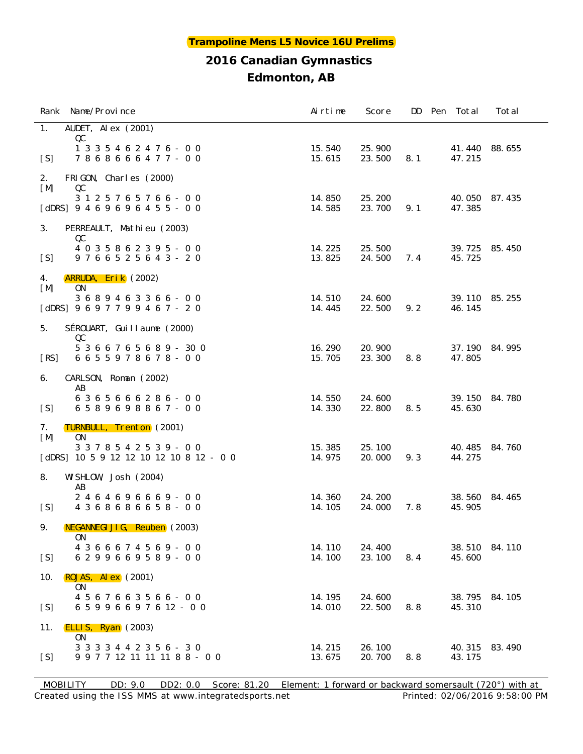**Trampoline Mens L5 Novice 16U Prelims**

## 2016 Canadian Gymnastics

## Edmonton, AB

| Rank | Name/Province | Airtime | Score | DD | Pen | Total | Total |
|---|---|---|---|---|---|---|---|
| 1. | AUDET, Alex (2001) QC | | | | | | |
| | 1 3 3 5 4 6 2 4 7 6 - 0 0 | 15.540 | 25.900 | | | 41.440 | 88.655 |
| [S] | 7 8 6 8 6 6 6 4 7 7 - 0 0 | 15.615 | 23.500 | 8.1 | | 47.215 | |
| 2. [M] | FRIGON, Charles (2000) QC | | | | | | |
| | 3 1 2 5 7 6 5 7 6 6 - 0 0 | 14.850 | 25.200 | | | 40.050 | 87.435 |
| [dDRS] | 9 4 6 9 6 9 6 4 5 5 - 0 0 | 14.585 | 23.700 | 9.1 | | 47.385 | |
| 3. | PERREAULT, Mathieu (2003) QC | | | | | | |
| | 4 0 3 5 8 6 2 3 9 5 - 0 0 | 14.225 | 25.500 | | | 39.725 | 85.450 |
| [S] | 9 7 6 6 5 2 5 6 4 3 - 2 0 | 13.825 | 24.500 | 7.4 | | 45.725 | |
| 4. [M] | ARRUDA, Erik (2002) ON | | | | | | |
| | 3 6 8 9 4 6 3 3 6 6 - 0 0 | 14.510 | 24.600 | | | 39.110 | 85.255 |
| [dDRS] | 9 6 9 7 7 9 9 4 6 7 - 2 0 | 14.445 | 22.500 | 9.2 | | 46.145 | |
| 5. | SÉROUART, Guillaume (2000) QC | | | | | | |
| | 5 3 6 6 7 6 5 6 8 9 - 30 0 | 16.290 | 20.900 | | | 37.190 | 84.995 |
| [RS] | 6 6 5 5 9 7 8 6 7 8 - 0 0 | 15.705 | 23.300 | 8.8 | | 47.805 | |
| 6. | CARLSON, Roman (2002) AB | | | | | | |
| | 6 3 6 5 6 6 6 2 8 6 - 0 0 | 14.550 | 24.600 | | | 39.150 | 84.780 |
| [S] | 6 5 8 9 6 9 8 8 6 7 - 0 0 | 14.330 | 22.800 | 8.5 | | 45.630 | |
| 7. [M] | TURNBULL, Trenton (2001) ON | | | | | | |
| | 3 3 7 8 5 4 2 5 3 9 - 0 0 | 15.385 | 25.100 | | | 40.485 | 84.760 |
| [dDRS] | 10 5 9 12 12 10 12 10 8 12 - 0 0 | 14.975 | 20.000 | 9.3 | | 44.275 | |
| 8. | WISHLOW, Josh (2004) AB | | | | | | |
| | 2 4 6 4 6 9 6 6 6 9 - 0 0 | 14.360 | 24.200 | | | 38.560 | 84.465 |
| [S] | 4 3 6 8 6 8 6 6 5 8 - 0 0 | 14.105 | 24.000 | 7.8 | | 45.905 | |
| 9. | NEGANNEGIJIG, Reuben (2003) ON | | | | | | |
| | 4 3 6 6 6 7 4 5 6 9 - 0 0 | 14.110 | 24.400 | | | 38.510 | 84.110 |
| [S] | 6 2 9 9 6 6 9 5 8 9 - 0 0 | 14.100 | 23.100 | 8.4 | | 45.600 | |
| 10. | ROJAS, Alex (2001) ON | | | | | | |
| | 4 5 6 7 6 6 3 5 6 6 - 0 0 | 14.195 | 24.600 | | | 38.795 | 84.105 |
| [S] | 6 5 9 9 6 6 9 7 6 12 - 0 0 | 14.010 | 22.500 | 8.8 | | 45.310 | |
| 11. | ELLIS, Ryan (2003) ON | | | | | | |
| | 3 3 3 3 4 4 2 3 5 6 - 3 0 | 14.215 | 26.100 | | | 40.315 | 83.490 |
| [S] | 9 9 7 7 12 11 11 11 8 8 - 0 0 | 13.675 | 20.700 | 8.8 | | 43.175 | |

MOBILITY DD: 9.0 DD2: 0.0 Score: 81.20 Element: 1 forward or backward somersault (720°) with at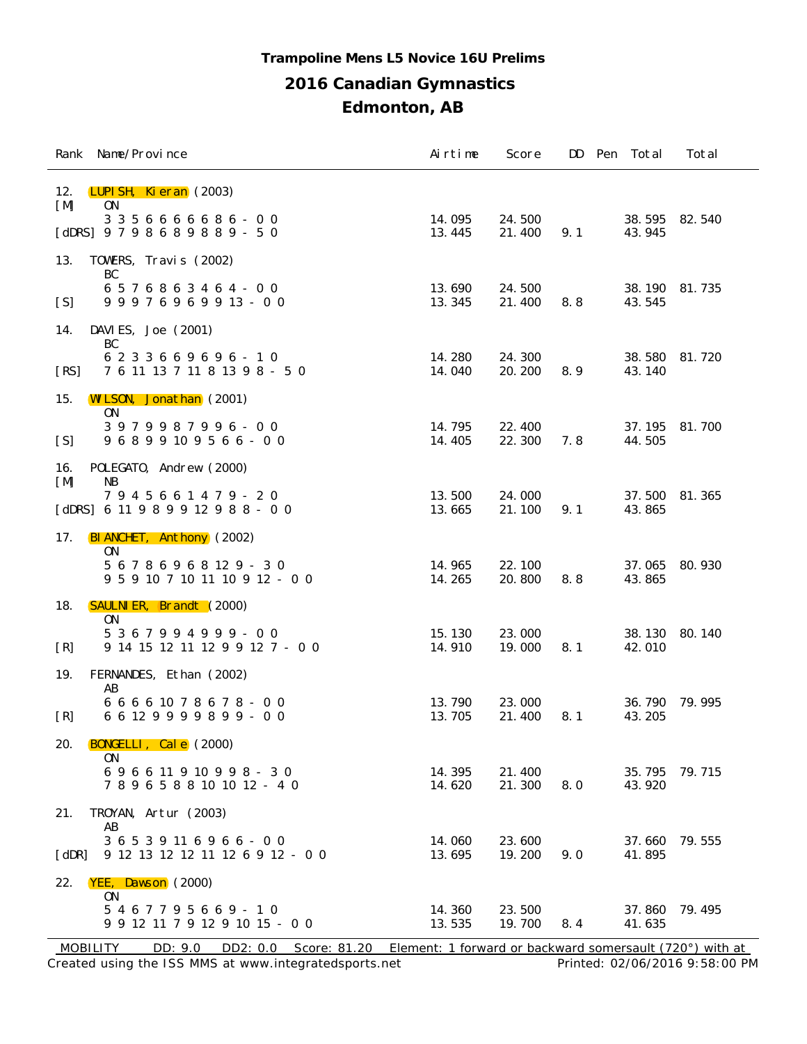# Trampoline Mens L5 Novice 16U Prelims

## 2016 Canadian Gymnastics

## Edmonton, AB

| Rank | Name/Province | Airtime | Score | DD | Pen | Total | Total |
|---|---|---|---|---|---|---|---|
| 12. | LUPISH, Kieran (2003) | | | | | | |
| [M] | ON | | | | | | |
| | 3 3 5 6 6 6 6 6 8 6 - 0 0 | 14.095 | 24.500 | | | 38.595 | 82.540 |
| [dDRS] | 9 7 9 8 6 8 9 8 8 9 - 5 0 | 13.445 | 21.400 | 9.1 | | 43.945 | |
| 13. | TOWERS, Travis (2002) | | | | | | |
| | BC | | | | | | |
| | 6 5 7 6 8 6 3 4 6 4 - 0 0 | 13.690 | 24.500 | | | 38.190 | 81.735 |
| [S] | 9 9 9 7 6 9 6 9 9 13 - 0 0 | 13.345 | 21.400 | 8.8 | | 43.545 | |
| 14. | DAVIES, Joe (2001) | | | | | | |
| | BC | | | | | | |
| | 6 2 3 3 6 6 9 6 9 6 - 1 0 | 14.280 | 24.300 | | | 38.580 | 81.720 |
| [RS] | 7 6 11 13 7 11 8 13 9 8 - 5 0 | 14.040 | 20.200 | 8.9 | | 43.140 | |
| 15. | WILSON, Jonathan (2001) | | | | | | |
| | ON | | | | | | |
| | 3 9 7 9 9 8 7 9 9 6 - 0 0 | 14.795 | 22.400 | | | 37.195 | 81.700 |
| [S] | 9 6 8 9 9 10 9 5 6 6 - 0 0 | 14.405 | 22.300 | 7.8 | | 44.505 | |
| 16. | POLEGATO, Andrew (2000) | | | | | | |
| [M] | NB | | | | | | |
| | 7 9 4 5 6 6 1 4 7 9 - 2 0 | 13.500 | 24.000 | | | 37.500 | 81.365 |
| [dDRS] | 6 11 9 8 9 9 12 9 8 8 - 0 0 | 13.665 | 21.100 | 9.1 | | 43.865 | |
| 17. | BIANCHET, Anthony (2002) | | | | | | |
| | ON | | | | | | |
| | 5 6 7 8 6 9 6 8 12 9 - 3 0 | 14.965 | 22.100 | | | 37.065 | 80.930 |
| | 9 5 9 10 7 10 11 10 9 12 - 0 0 | 14.265 | 20.800 | 8.8 | | 43.865 | |
| 18. | SAULNIER, Brandt (2000) | | | | | | |
| | ON | | | | | | |
| | 5 3 6 7 9 9 4 9 9 9 - 0 0 | 15.130 | 23.000 | | | 38.130 | 80.140 |
| [R] | 9 14 15 12 11 12 9 9 12 7 - 0 0 | 14.910 | 19.000 | 8.1 | | 42.010 | |
| 19. | FERNANDES, Ethan (2002) | | | | | | |
| | AB | | | | | | |
| | 6 6 6 6 10 7 8 6 7 8 - 0 0 | 13.790 | 23.000 | | | 36.790 | 79.995 |
| [R] | 6 6 12 9 9 9 9 8 9 9 - 0 0 | 13.705 | 21.400 | 8.1 | | 43.205 | |
| 20. | BONGELLI, Cale (2000) | | | | | | |
| | ON | | | | | | |
| | 6 9 6 6 11 9 10 9 9 8 - 3 0 | 14.395 | 21.400 | | | 35.795 | 79.715 |
| | 7 8 9 6 5 8 8 10 10 12 - 4 0 | 14.620 | 21.300 | 8.0 | | 43.920 | |
| 21. | TROYAN, Artur (2003) | | | | | | |
| | AB | | | | | | |
| | 3 6 5 3 9 11 6 9 6 6 - 0 0 | 14.060 | 23.600 | | | 37.660 | 79.555 |
| [dDR] | 9 12 13 12 12 11 12 6 9 12 - 0 0 | 13.695 | 19.200 | 9.0 | | 41.895 | |
| 22. | YEE, Dawson (2000) | | | | | | |
| | ON | | | | | | |
| | 5 4 6 7 7 9 5 6 6 9 - 1 0 | 14.360 | 23.500 | | | 37.860 | 79.495 |
| | 9 9 12 11 7 9 12 9 10 15 - 0 0 | 13.535 | 19.700 | 8.4 | | 41.635 | |

MOBILITY DD: 9.0 DD2: 0.0 Score: 81.20 Element: 1 forward or backward somersault (720°) with at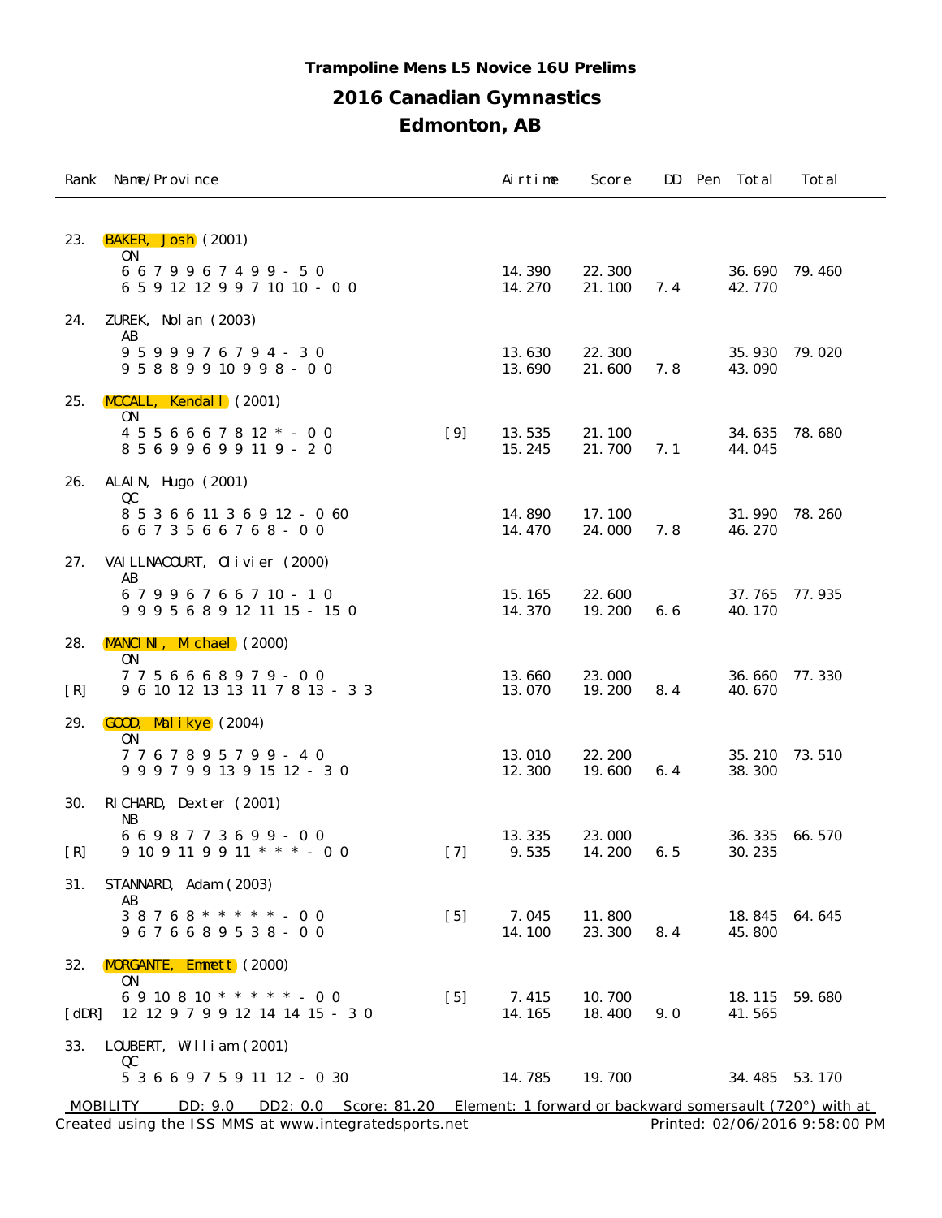**Trampoline Mens L5 Novice 16U Prelims**

## 2016 Canadian Gymnastics

## Edmonton, AB

| Rank | Name/Province | | Airtime | Score | DD | Pen | Total | Total |
|---|---|---|---|---|---|---|---|---|
| 23. | BAKER, Josh (2001) | | | | | | | |
| | ON | | | | | | | |
| | 6 6 7 9 9 6 7 4 9 9 - 5 0 | | 14.390 | 22.300 | | | 36.690 | 79.460 |
| | 6 5 9 12 12 9 9 7 10 10 - 0 0 | | 14.270 | 21.100 | 7.4 | | 42.770 | |
| 24. | ZUREK, Nolan (2003) | | | | | | | |
| | AB | | | | | | | |
| | 9 5 9 9 9 7 6 7 9 4 - 3 0 | | 13.630 | 22.300 | | | 35.930 | 79.020 |
| | 9 5 8 8 9 9 10 9 9 8 - 0 0 | | 13.690 | 21.600 | 7.8 | | 43.090 | |
| 25. | MCCALL, Kendall (2001) | | | | | | | |
| | ON | | | | | | | |
| | 4 5 5 6 6 6 7 8 12 * - 0 0 | [9] | 13.535 | 21.100 | | | 34.635 | 78.680 |
| | 8 5 6 9 9 6 9 9 11 9 - 2 0 | | 15.245 | 21.700 | 7.1 | | 44.045 | |
| 26. | ALAIN, Hugo (2001) | | | | | | | |
| | QC | | | | | | | |
| | 8 5 3 6 6 11 3 6 9 12 - 0 60 | | 14.890 | 17.100 | | | 31.990 | 78.260 |
| | 6 6 7 3 5 6 6 7 6 8 - 0 0 | | 14.470 | 24.000 | 7.8 | | 46.270 | |
| 27. | VAILLNACOURT, Olivier (2000) | | | | | | | |
| | AB | | | | | | | |
| | 6 7 9 9 6 7 6 6 7 10 - 1 0 | | 15.165 | 22.600 | | | 37.765 | 77.935 |
| | 9 9 9 5 6 8 9 12 11 15 - 15 0 | | 14.370 | 19.200 | 6.6 | | 40.170 | |
| 28. | MANCINI, Michael (2000) | | | | | | | |
| | ON | | | | | | | |
| | 7 7 5 6 6 6 8 9 7 9 - 0 0 | | 13.660 | 23.000 | | | 36.660 | 77.330 |
| [R] | 9 6 10 12 13 13 11 7 8 13 - 3 3 | | 13.070 | 19.200 | 8.4 | | 40.670 | |
| 29. | GOOD, Malikye (2004) | | | | | | | |
| | ON | | | | | | | |
| | 7 7 6 7 8 9 5 7 9 9 - 4 0 | | 13.010 | 22.200 | | | 35.210 | 73.510 |
| | 9 9 9 7 9 9 13 9 15 12 - 3 0 | | 12.300 | 19.600 | 6.4 | | 38.300 | |
| 30. | RICHARD, Dexter (2001) | | | | | | | |
| | NB | | | | | | | |
| | 6 6 9 8 7 7 3 6 9 9 - 0 0 | | 13.335 | 23.000 | | | 36.335 | 66.570 |
| [R] | 9 10 9 11 9 9 11 * * * - 0 0 | [7] | 9.535 | 14.200 | 6.5 | | 30.235 | |
| 31. | STANNARD, Adam (2003) | | | | | | | |
| | AB | | | | | | | |
| | 3 8 7 6 8 * * * * * - 0 0 | [5] | 7.045 | 11.800 | | | 18.845 | 64.645 |
| | 9 6 7 6 6 8 9 5 3 8 - 0 0 | | 14.100 | 23.300 | 8.4 | | 45.800 | |
| 32. | MORGANTE, Emmett (2000) | | | | | | | |
| | ON | | | | | | | |
| | 6 9 10 8 10 * * * * * - 0 0 | [5] | 7.415 | 10.700 | | | 18.115 | 59.680 |
| [dDR] | 12 12 9 7 9 9 12 14 14 15 - 3 0 | | 14.165 | 18.400 | 9.0 | | 41.565 | |
| 33. | LOUBERT, William (2001) | | | | | | | |
| | QC | | | | | | | |
| | 5 3 6 6 9 7 5 9 11 12 - 0 30 | | 14.785 | 19.700 | | | 34.485 | 53.170 |

MOBILITY DD: 9.0 DD2: 0.0 Score: 81.20 Element: 1 forward or backward somersault (720°) with at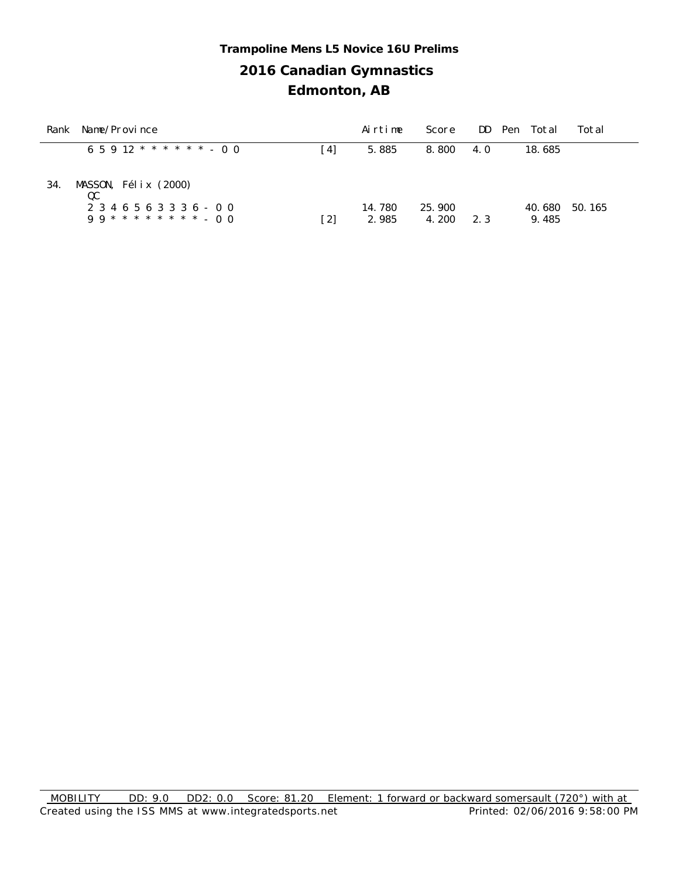**Trampoline Mens L5 Novice 16U Prelims**

## 2016 Canadian Gymnastics

## Edmonton, AB

| Rank | Name/Province | | Airtime | Score | DD | Pen | Total | Total |
|---|---|---|---|---|---|---|---|---|
| | 6 5 9 12 * * * * * * - 0 0 | [4] | 5.885 | 8.800 | 4.0 | | 18.685 | |
| 34. | MASSON, Félix (2000) QC | | | | | | | |
| | 2 3 4 6 5 6 3 3 3 6 - 0 0 | | 14.780 | 25.900 | | | 40.680 | 50.165 |
| | 9 9 * * * * * * * * - 0 0 | [2] | 2.985 | 4.200 | 2.3 | | 9.485 | |

MOBILITY DD: 9.0 DD2: 0.0 Score: 81.20 Element: 1 forward or backward somersault (720°) with at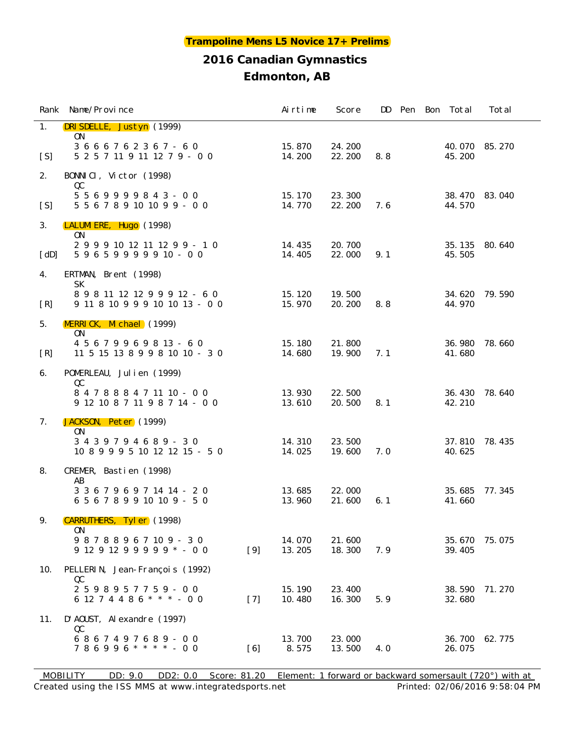# Trampoline Mens L5 Novice 17+ Prelims

## 2016 Canadian Gymnastics

## Edmonton, AB

| Rank | Name/Province | | Airtime | Score | DD | Pen | Bon | Total | Total |
|---|---|---|---|---|---|---|---|---|---|
| 1. | DRISDELLE, Justyn (1999) | | | | | | | | |
| | ON | | | | | | | | |
| | 3 6 6 6 7 6 2 3 6 7 - 6 0 | | 15.870 | 24.200 | | | | 40.070 | 85.270 |
| [S] | 5 2 5 7 11 9 11 12 7 9 - 0 0 | | 14.200 | 22.200 | 8.8 | | | 45.200 | |
| 2. | BONNICI, Victor (1998) | | | | | | | | |
| | QC | | | | | | | | |
| | 5 5 6 9 9 9 9 8 4 3 - 0 0 | | 15.170 | 23.300 | | | | 38.470 | 83.040 |
| [S] | 5 5 6 7 8 9 10 10 9 9 - 0 0 | | 14.770 | 22.200 | 7.6 | | | 44.570 | |
| 3. | LALUMIERE, Hugo (1998) | | | | | | | | |
| | ON | | | | | | | | |
| | 2 9 9 9 10 12 11 12 9 9 - 1 0 | | 14.435 | 20.700 | | | | 35.135 | 80.640 |
| [dD] | 5 9 6 5 9 9 9 9 9 10 - 0 0 | | 14.405 | 22.000 | 9.1 | | | 45.505 | |
| 4. | ERTMAN, Brent (1998) | | | | | | | | |
| | SK | | | | | | | | |
| | 8 9 8 11 12 12 9 9 9 12 - 6 0 | | 15.120 | 19.500 | | | | 34.620 | 79.590 |
| [R] | 9 11 8 10 9 9 9 10 10 13 - 0 0 | | 15.970 | 20.200 | 8.8 | | | 44.970 | |
| 5. | MERRICK, Michael (1999) | | | | | | | | |
| | ON | | | | | | | | |
| | 4 5 6 7 9 9 6 9 8 13 - 6 0 | | 15.180 | 21.800 | | | | 36.980 | 78.660 |
| [R] | 11 5 15 13 8 9 9 8 10 10 - 3 0 | | 14.680 | 19.900 | 7.1 | | | 41.680 | |
| 6. | POMERLEAU, Julien (1999) | | | | | | | | |
| | QC | | | | | | | | |
| | 8 4 7 8 8 8 4 7 11 10 - 0 0 | | 13.930 | 22.500 | | | | 36.430 | 78.640 |
| | 9 12 10 8 7 11 9 8 7 14 - 0 0 | | 13.610 | 20.500 | 8.1 | | | 42.210 | |
| 7. | JACKSON, Peter (1999) | | | | | | | | |
| | ON | | | | | | | | |
| | 3 4 3 9 7 9 4 6 8 9 - 3 0 | | 14.310 | 23.500 | | | | 37.810 | 78.435 |
| | 10 8 9 9 9 5 10 12 12 15 - 5 0 | | 14.025 | 19.600 | 7.0 | | | 40.625 | |
| 8. | CREMER, Bastien (1998) | | | | | | | | |
| | AB | | | | | | | | |
| | 3 3 6 7 9 6 9 7 14 14 - 2 0 | | 13.685 | 22.000 | | | | 35.685 | 77.345 |
| | 6 5 6 7 8 9 9 10 10 9 - 5 0 | | 13.960 | 21.600 | 6.1 | | | 41.660 | |
| 9. | CARRUTHERS, Tyler (1998) | | | | | | | | |
| | ON | | | | | | | | |
| | 9 8 7 8 8 9 6 7 10 9 - 3 0 | | 14.070 | 21.600 | | | | 35.670 | 75.075 |
| | 9 12 9 12 9 9 9 9 9 * - 0 0 | [9] | 13.205 | 18.300 | 7.9 | | | 39.405 | |
| 10. | PELLERIN, Jean-François (1992) | | | | | | | | |
| | QC | | | | | | | | |
| | 2 5 9 8 9 5 7 7 5 9 - 0 0 | | 15.190 | 23.400 | | | | 38.590 | 71.270 |
| | 6 12 7 4 4 8 6 * * * - 0 0 | [7] | 10.480 | 16.300 | 5.9 | | | 32.680 | |
| 11. | D'AOUST, Alexandre (1997) | | | | | | | | |
| | QC | | | | | | | | |
| | 6 8 6 7 4 9 7 6 8 9 - 0 0 | | 13.700 | 23.000 | | | | 36.700 | 62.775 |
| | 7 8 6 9 9 6 * * * * - 0 0 | [6] | 8.575 | 13.500 | 4.0 | | | 26.075 | |

MOBILITY DD: 9.0 DD2: 0.0 Score: 81.20 Element: 1 forward or backward somersault (720°) with at

Created using the ISS MMS at www.integratedsports.net Printed: 02/06/2016 9:58:04 PM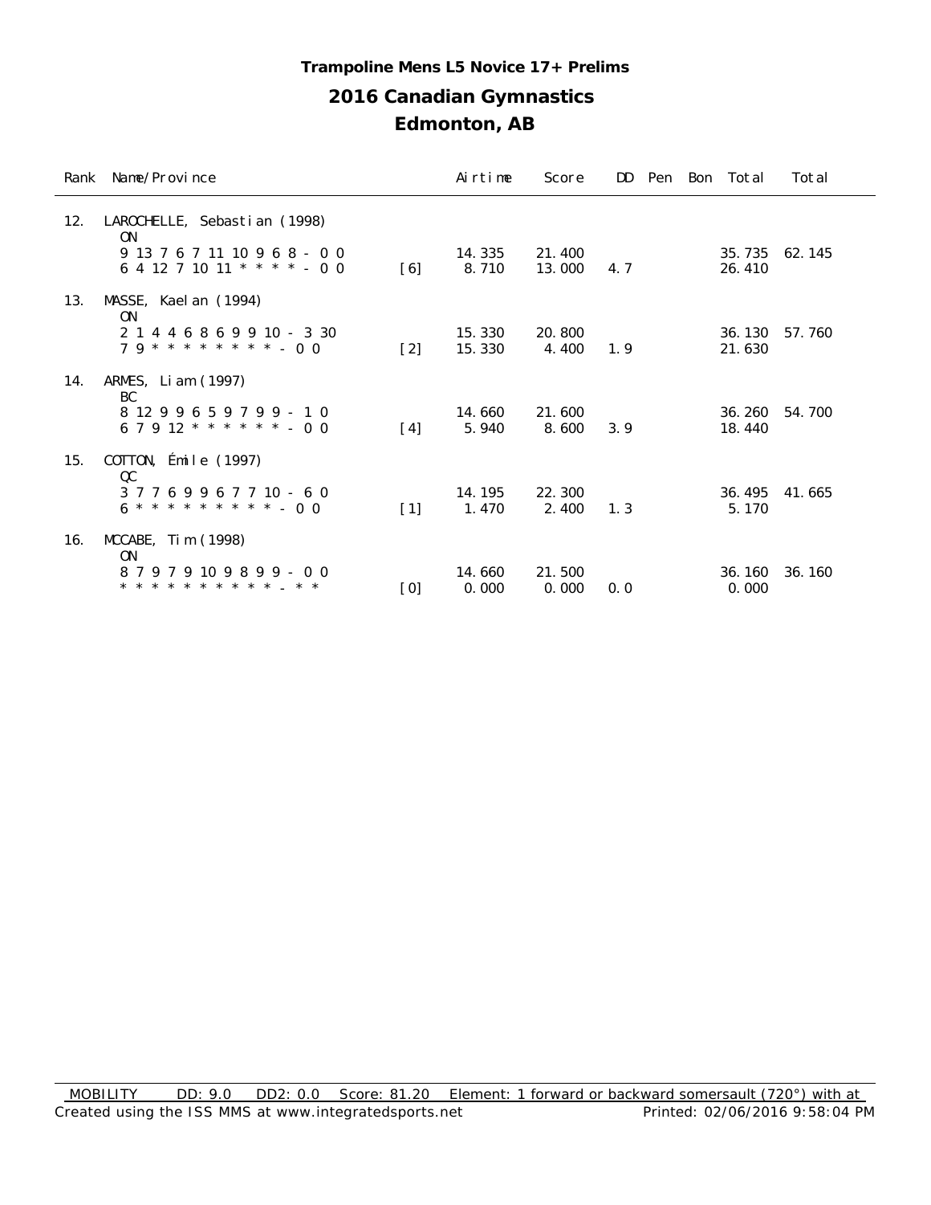**Trampoline Mens L5 Novice 17+ Prelims**

## 2016 Canadian Gymnastics

## Edmonton, AB

| Rank | Name/Province | | Airtime | Score | DD | Pen | Bon | Total | Total |
|---|---|---|---|---|---|---|---|---|---|
| 12. | LAROCHELLE, Sebastian (1998) | | | | | | | | |
| | ON | | | | | | | | |
| | 9 13 7 6 7 11 10 9 6 8 - 0 0 | | 14.335 | 21.400 | | | | 35.735 | 62.145 |
| | 6 4 12 7 10 11 * * * * - 0 0 | [6] | 8.710 | 13.000 | 4.7 | | | 26.410 | |
| 13. | MASSE, Kaelan (1994) | | | | | | | | |
| | ON | | | | | | | | |
| | 2 1 4 4 6 8 6 9 9 10 - 3 30 | | 15.330 | 20.800 | | | | 36.130 | 57.760 |
| | 7 9 * * * * * * * * - 0 0 | [2] | 15.330 | 4.400 | 1.9 | | | 21.630 | |
| 14. | ARMES, Liam (1997) | | | | | | | | |
| | BC | | | | | | | | |
| | 8 12 9 9 6 5 9 7 9 9 - 1 0 | | 14.660 | 21.600 | | | | 36.260 | 54.700 |
| | 6 7 9 12 * * * * * * - 0 0 | [4] | 5.940 | 8.600 | 3.9 | | | 18.440 | |
| 15. | COTTON, Émile (1997) | | | | | | | | |
| | QC | | | | | | | | |
| | 3 7 7 6 9 9 6 7 7 10 - 6 0 | | 14.195 | 22.300 | | | | 36.495 | 41.665 |
| | 6 * * * * * * * * * - 0 0 | [1] | 1.470 | 2.400 | 1.3 | | | 5.170 | |
| 16. | MCCABE, Tim (1998) | | | | | | | | |
| | ON | | | | | | | | |
| | 8 7 9 7 9 10 9 8 9 9 - 0 0 | | 14.660 | 21.500 | | | | 36.160 | 36.160 |
| | * * * * * * * * * * _ * * | [0] | 0.000 | 0.000 | 0.0 | | | 0.000 | |

MOBILITY DD: 9.0 DD2: 0.0 Score: 81.20 Element: 1 forward or backward somersault (720°) with at

Created using the ISS MMS at www.integratedsports.net Printed: 02/06/2016 9:58:04 PM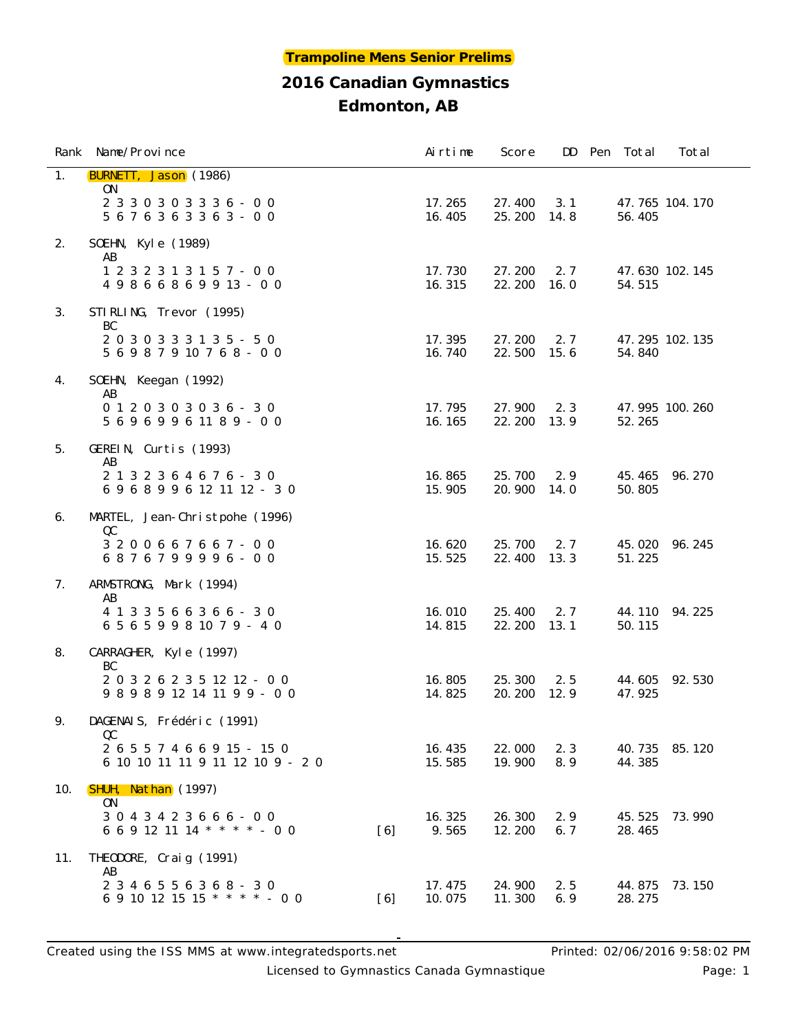**Trampoline Mens Senior Prelims**

# 2016 Canadian Gymnastics

## Edmonton, AB

| Rank | Name/Province | | Airtime | Score | DD | Pen | Total | Total |
|---|---|---|---|---|---|---|---|---|
| 1. | **BURNETT, Jason** (1986) | | | | | | | |
| | ON | | | | | | | |
| | 2 3 3 0 3 0 3 3 3 6 - 0 0 | | 17.265 | 27.400 | 3.1 | | 47.765 | 104.170 |
| | 5 6 7 6 3 6 3 3 6 3 - 0 0 | | 16.405 | 25.200 | 14.8 | | 56.405 | |
| 2. | SOEHN, Kyle (1989) | | | | | | | |
| | AB | | | | | | | |
| | 1 2 3 2 3 1 3 1 5 7 - 0 0 | | 17.730 | 27.200 | 2.7 | | 47.630 | 102.145 |
| | 4 9 8 6 6 8 6 9 9 13 - 0 0 | | 16.315 | 22.200 | 16.0 | | 54.515 | |
| 3. | STIRLING, Trevor (1995) | | | | | | | |
| | BC | | | | | | | |
| | 2 0 3 0 3 3 3 1 3 5 - 5 0 | | 17.395 | 27.200 | 2.7 | | 47.295 | 102.135 |
| | 5 6 9 8 7 9 10 7 6 8 - 0 0 | | 16.740 | 22.500 | 15.6 | | 54.840 | |
| 4. | SOEHN, Keegan (1992) | | | | | | | |
| | AB | | | | | | | |
| | 0 1 2 0 3 0 3 0 3 6 - 3 0 | | 17.795 | 27.900 | 2.3 | | 47.995 | 100.260 |
| | 5 6 9 6 9 9 6 11 8 9 - 0 0 | | 16.165 | 22.200 | 13.9 | | 52.265 | |
| 5. | GEREIN, Curtis (1993) | | | | | | | |
| | AB | | | | | | | |
| | 2 1 3 2 3 6 4 6 7 6 - 3 0 | | 16.865 | 25.700 | 2.9 | | 45.465 | 96.270 |
| | 6 9 6 8 9 9 6 12 11 12 - 3 0 | | 15.905 | 20.900 | 14.0 | | 50.805 | |
| 6. | MARTEL, Jean-Christpohe (1996) | | | | | | | |
| | QC | | | | | | | |
| | 3 2 0 0 6 6 7 6 6 7 - 0 0 | | 16.620 | 25.700 | 2.7 | | 45.020 | 96.245 |
| | 6 8 7 6 7 9 9 9 9 6 - 0 0 | | 15.525 | 22.400 | 13.3 | | 51.225 | |
| 7. | ARMSTRONG, Mark (1994) | | | | | | | |
| | AB | | | | | | | |
| | 4 1 3 3 5 6 6 3 6 6 - 3 0 | | 16.010 | 25.400 | 2.7 | | 44.110 | 94.225 |
| | 6 5 6 5 9 9 8 10 7 9 - 4 0 | | 14.815 | 22.200 | 13.1 | | 50.115 | |
| 8. | CARRAGHER, Kyle (1997) | | | | | | | |
| | BC | | | | | | | |
| | 2 0 3 2 6 2 3 5 12 12 - 0 0 | | 16.805 | 25.300 | 2.5 | | 44.605 | 92.530 |
| | 9 8 9 8 9 12 14 11 9 9 - 0 0 | | 14.825 | 20.200 | 12.9 | | 47.925 | |
| 9. | DAGENAIS, Frédéric (1991) | | | | | | | |
| | QC | | | | | | | |
| | 2 6 5 5 7 4 6 6 9 15 - 15 0 | | 16.435 | 22.000 | 2.3 | | 40.735 | 85.120 |
| | 6 10 10 11 11 9 11 12 10 9 - 2 0 | | 15.585 | 19.900 | 8.9 | | 44.385 | |
| 10. | **SHUH, Nathan** (1997) | | | | | | | |
| | ON | | | | | | | |
| | 3 0 4 3 4 2 3 6 6 6 - 0 0 | | 16.325 | 26.300 | 2.9 | | 45.525 | 73.990 |
| | 6 6 9 12 11 14 * * * * - 0 0 | [6] | 9.565 | 12.200 | 6.7 | | 28.465 | |
| 11. | THEODORE, Craig (1991) | | | | | | | |
| | AB | | | | | | | |
| | 2 3 4 6 5 5 6 3 6 8 - 3 0 | | 17.475 | 24.900 | 2.5 | | 44.875 | 73.150 |
| | 6 9 10 12 15 15 * * * * - 0 0 | [6] | 10.075 | 11.300 | 6.9 | | 28.275 | |

Created using the ISS MMS at www.integratedsports.net — Printed: 02/06/2016 9:58:02 PM

Licensed to Gymnastics Canada Gymnastique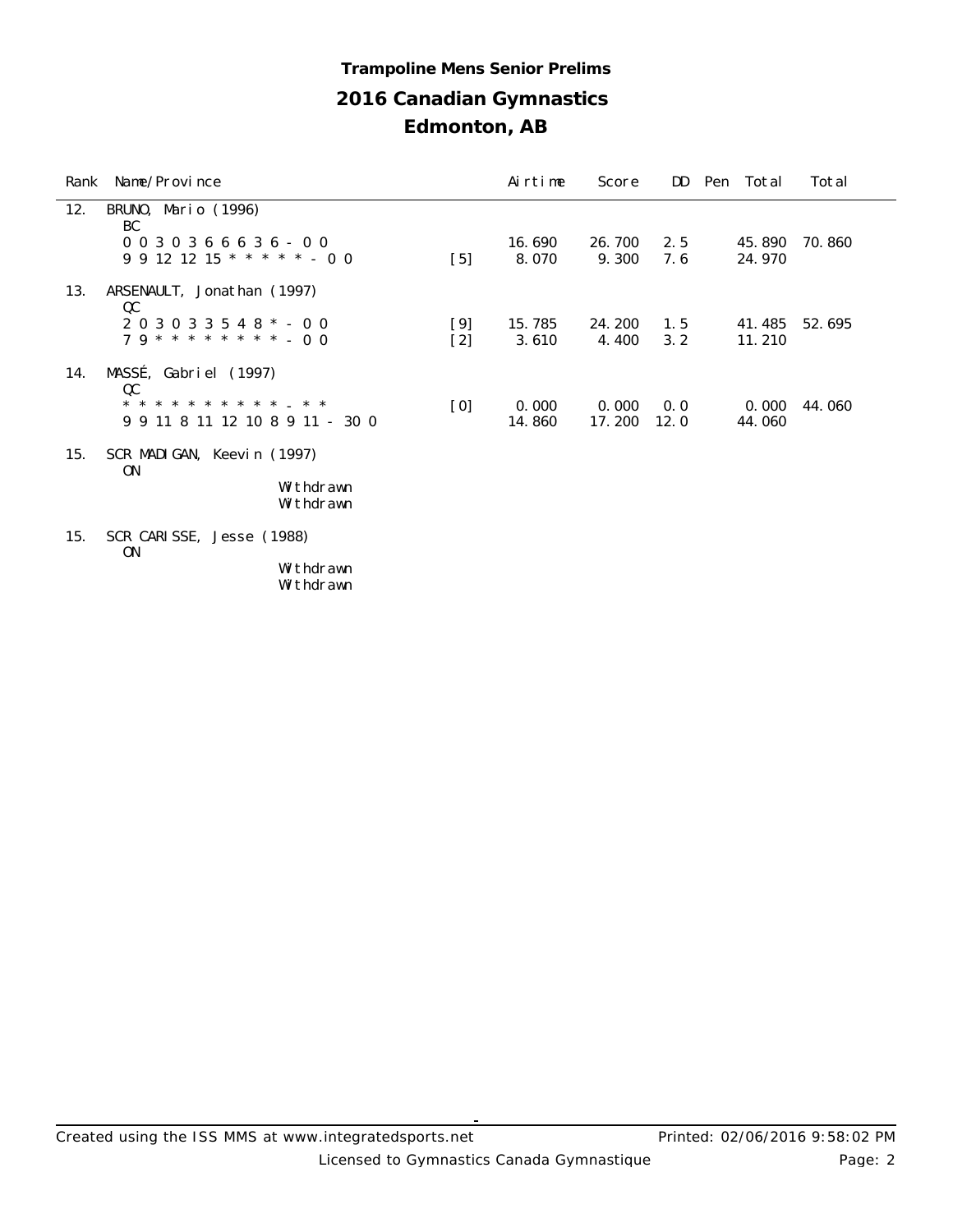**Trampoline Mens Senior Prelims**

## 2016 Canadian Gymnastics

## Edmonton, AB

| Rank | Name/Province | | Airtime | Score | DD | Pen | Total | Total |
|---|---|---|---|---|---|---|---|---|
| 12. | BRUNO, Mario (1996) | | | | | | | |
| | BC | | | | | | | |
| | 0 0 3 0 3 6 6 6 3 6 - 0 0 | | 16.690 | 26.700 | 2.5 | | 45.890 | 70.860 |
| | 9 9 12 12 15 * * * * * - 0 0 | [5] | 8.070 | 9.300 | 7.6 | | 24.970 | |
| 13. | ARSENAULT, Jonathan (1997) | | | | | | | |
| | QC | | | | | | | |
| | 2 0 3 0 3 3 5 4 8 * - 0 0 | [9] | 15.785 | 24.200 | 1.5 | | 41.485 | 52.695 |
| | 7 9 * * * * * * * * - 0 0 | [2] | 3.610 | 4.400 | 3.2 | | 11.210 | |
| 14. | MASSÉ, Gabriel (1997) | | | | | | | |
| | QC | | | | | | | |
| | * * * * * * * * * * _ * * | [0] | 0.000 | 0.000 | 0.0 | | 0.000 | 44.060 |
| | 9 9 11 8 11 12 10 8 9 11 - 30 0 | | 14.860 | 17.200 | 12.0 | | 44.060 | |
| 15. | SCR MADIGAN, Keevin (1997) | | | | | | | |
| | ON | | | | | | | |
| | Withdrawn | | | | | | | |
| | Withdrawn | | | | | | | |
| 15. | SCR CARISSE, Jesse (1988) | | | | | | | |
| | ON | | | | | | | |
| | Withdrawn | | | | | | | |
| | Withdrawn | | | | | | | |

Created using the ISS MMS at www.integratedsports.net — Printed: 02/06/2016 9:58:02 PM

Licensed to Gymnastics Canada Gymnastique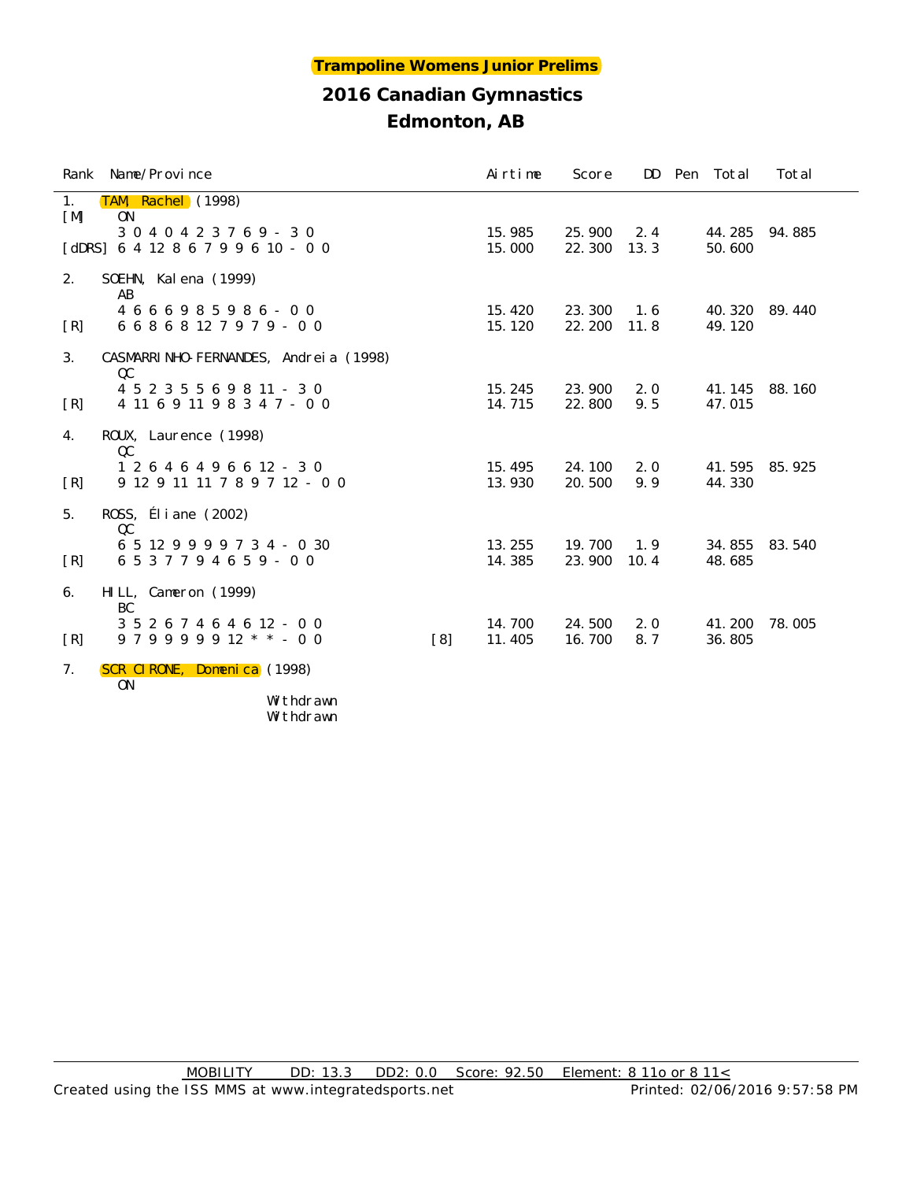**Trampoline Womens Junior Prelims**

**2016 Canadian Gymnastics**

**Edmonton, AB**

| Rank | Name/Province | | Airtime | Score | DD | Pen | Total | Total |
|---|---|---|---|---|---|---|---|---|
| 1. | TAM, Rachel (1998) | | | | | | | |
| [M] | ON | | | | | | | |
| | 3 0 4 0 4 2 3 7 6 9 - 3 0 | | 15.985 | 25.900 | 2.4 | | 44.285 | 94.885 |
| [dDRS] | 6 4 12 8 6 7 9 9 6 10 - 0 0 | | 15.000 | 22.300 | 13.3 | | 50.600 | |
| 2. | SOEHN, Kalena (1999) | | | | | | | |
| | AB | | | | | | | |
| | 4 6 6 6 9 8 5 9 8 6 - 0 0 | | 15.420 | 23.300 | 1.6 | | 40.320 | 89.440 |
| [R] | 6 6 8 6 8 12 7 9 7 9 - 0 0 | | 15.120 | 22.200 | 11.8 | | 49.120 | |
| 3. | CASMARRINHO-FERNANDES, Andreia (1998) | | | | | | | |
| | QC | | | | | | | |
| | 4 5 2 3 5 5 6 9 8 11 - 3 0 | | 15.245 | 23.900 | 2.0 | | 41.145 | 88.160 |
| [R] | 4 11 6 9 11 9 8 3 4 7 - 0 0 | | 14.715 | 22.800 | 9.5 | | 47.015 | |
| 4. | ROUX, Laurence (1998) | | | | | | | |
| | QC | | | | | | | |
| | 1 2 6 4 6 4 9 6 6 12 - 3 0 | | 15.495 | 24.100 | 2.0 | | 41.595 | 85.925 |
| [R] | 9 12 9 11 11 7 8 9 7 12 - 0 0 | | 13.930 | 20.500 | 9.9 | | 44.330 | |
| 5. | ROSS, Éliane (2002) | | | | | | | |
| | QC | | | | | | | |
| | 6 5 12 9 9 9 9 7 3 4 - 0 30 | | 13.255 | 19.700 | 1.9 | | 34.855 | 83.540 |
| [R] | 6 5 3 7 7 9 4 6 5 9 - 0 0 | | 14.385 | 23.900 | 10.4 | | 48.685 | |
| 6. | HILL, Cameron (1999) | | | | | | | |
| | BC | | | | | | | |
| | 3 5 2 6 7 4 6 4 6 12 - 0 0 | | 14.700 | 24.500 | 2.0 | | 41.200 | 78.005 |
| [R] | 9 7 9 9 9 9 9 12 * * - 0 0 | [8] | 11.405 | 16.700 | 8.7 | | 36.805 | |
| 7. | SCRCIRONE, Domenica (1998) | | | | | | | |
| | ON | | | | | | | |
| | Withdrawn | | | | | | | |
| | Withdrawn | | | | | | | |

MOBILITY DD: 13.3 DD2: 0.0 Score: 92.50 Element: 8 11o or 8 11<

Created using the ISS MMS at www.integratedsports.net Printed: 02/06/2016 9:57:58 PM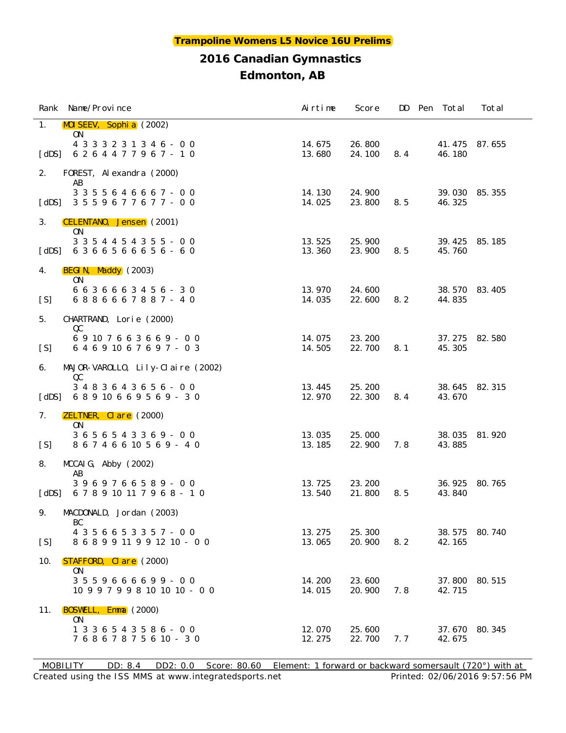**Trampoline Womens L5 Novice 16U Prelims**

## 2016 Canadian Gymnastics

## Edmonton, AB

| Rank | Name/Province | Airtime | Score | DD | Pen | Total | Total |
|---|---|---|---|---|---|---|---|
| 1. | MOISEEV, Sophia (2002) | | | | | | |
| | ON | | | | | | |
| | 4 3 3 3 2 3 1 3 4 6 - 0 0 | 14.675 | 26.800 | | | 41.475 | 87.655 |
| [dDS] | 6 2 6 4 4 7 7 9 6 7 - 1 0 | 13.680 | 24.100 | 8.4 | | 46.180 | |
| 2. | FOREST, Alexandra (2000) | | | | | | |
| | AB | | | | | | |
| | 3 3 5 5 6 4 6 6 6 7 - 0 0 | 14.130 | 24.900 | | | 39.030 | 85.355 |
| [dDS] | 3 5 5 9 6 7 7 6 7 7 - 0 0 | 14.025 | 23.800 | 8.5 | | 46.325 | |
| 3. | CELENTANO, Jensen (2001) | | | | | | |
| | ON | | | | | | |
| | 3 3 5 4 4 5 4 3 5 5 - 0 0 | 13.525 | 25.900 | | | 39.425 | 85.185 |
| [dDS] | 6 3 6 6 5 6 6 6 5 6 - 6 0 | 13.360 | 23.900 | 8.5 | | 45.760 | |
| 4. | BEGIN, Maddy (2003) | | | | | | |
| | ON | | | | | | |
| | 6 6 3 6 6 6 3 4 5 6 - 3 0 | 13.970 | 24.600 | | | 38.570 | 83.405 |
| [S] | 6 8 8 6 6 6 7 8 8 7 - 4 0 | 14.035 | 22.600 | 8.2 | | 44.835 | |
| 5. | CHARTRAND, Lorie (2000) | | | | | | |
| | QC | | | | | | |
| | 6 9 10 7 6 6 3 6 6 9 - 0 0 | 14.075 | 23.200 | | | 37.275 | 82.580 |
| [S] | 6 4 6 9 10 6 7 6 9 7 - 0 3 | 14.505 | 22.700 | 8.1 | | 45.305 | |
| 6. | MAJOR-VAROLLO, Lily-Claire (2002) | | | | | | |
| | QC | | | | | | |
| | 3 4 8 3 6 4 3 6 5 6 - 0 0 | 13.445 | 25.200 | | | 38.645 | 82.315 |
| [dDS] | 6 8 9 10 6 6 9 5 6 9 - 3 0 | 12.970 | 22.300 | 8.4 | | 43.670 | |
| 7. | ZELTNER, Clare (2000) | | | | | | |
| | ON | | | | | | |
| | 3 6 5 6 5 4 3 3 6 9 - 0 0 | 13.035 | 25.000 | | | 38.035 | 81.920 |
| [S] | 8 6 7 4 6 6 10 5 6 9 - 4 0 | 13.185 | 22.900 | 7.8 | | 43.885 | |
| 8. | MCCAIG, Abby (2002) | | | | | | |
| | AB | | | | | | |
| | 3 9 6 9 7 6 6 5 8 9 - 0 0 | 13.725 | 23.200 | | | 36.925 | 80.765 |
| [dDS] | 6 7 8 9 10 11 7 9 6 8 - 1 0 | 13.540 | 21.800 | 8.5 | | 43.840 | |
| 9. | MACDONALD, Jordan (2003) | | | | | | |
| | BC | | | | | | |
| | 4 3 5 6 6 5 3 3 5 7 - 0 0 | 13.275 | 25.300 | | | 38.575 | 80.740 |
| [S] | 8 6 8 9 9 11 9 9 12 10 - 0 0 | 13.065 | 20.900 | 8.2 | | 42.165 | |
| 10. | STAFFORD, Clare (2000) | | | | | | |
| | ON | | | | | | |
| | 3 5 5 9 6 6 6 6 9 9 - 0 0 | 14.200 | 23.600 | | | 37.800 | 80.515 |
| | 10 9 9 7 9 9 8 10 10 10 - 0 0 | 14.015 | 20.900 | 7.8 | | 42.715 | |
| 11. | BOSWELL, Emma (2000) | | | | | | |
| | ON | | | | | | |
| | 1 3 3 6 5 4 3 5 8 6 - 0 0 | 12.070 | 25.600 | | | 37.670 | 80.345 |
| | 7 6 8 6 7 8 7 5 6 10 - 3 0 | 12.275 | 22.700 | 7.7 | | 42.675 | |

MOBILITY DD: 8.4 DD2: 0.0 Score: 80.60 Element: 1 forward or backward somersault (720°) with at

Created using the ISS MMS at www.integratedsports.net Printed: 02/06/2016 9:57:56 PM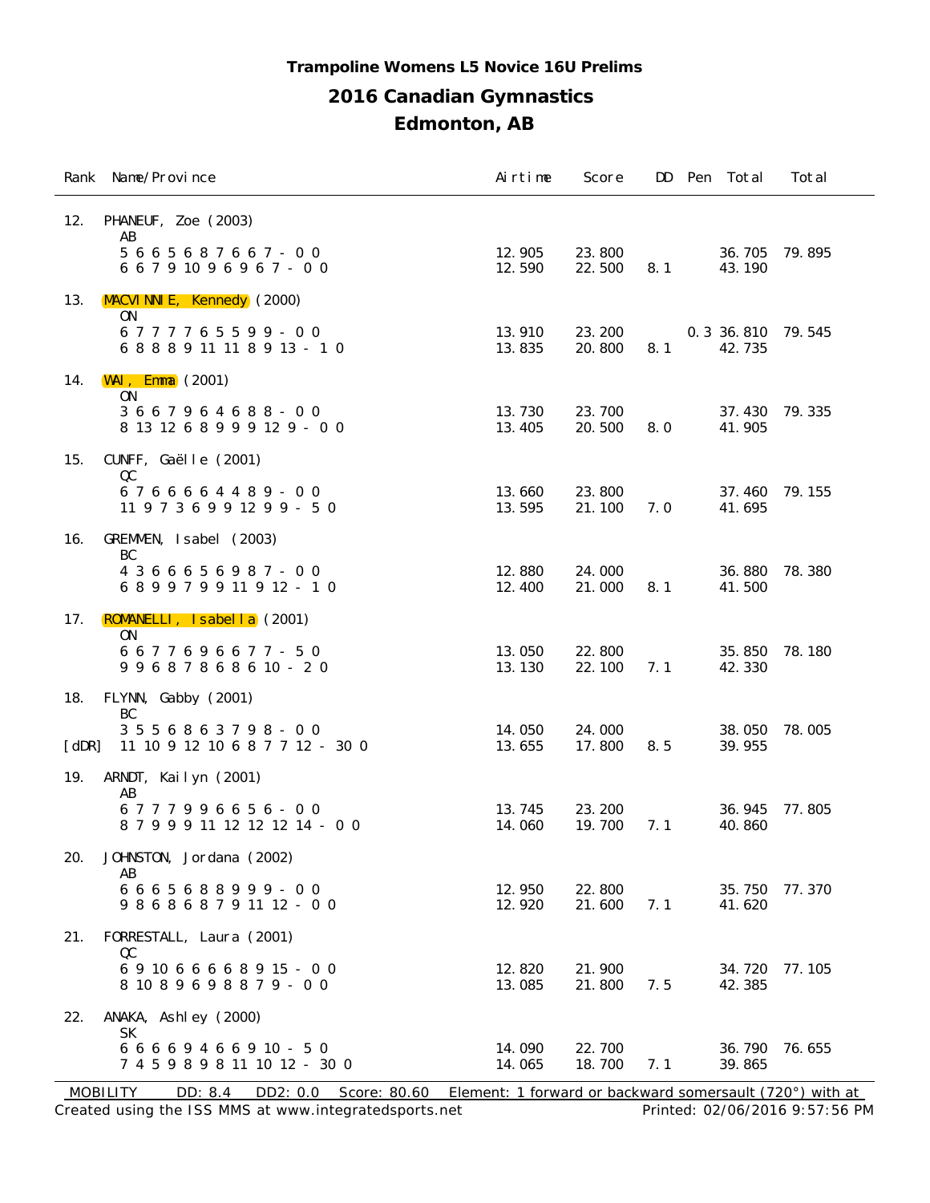# Trampoline Womens L5 Novice 16U Prelims

## 2016 Canadian Gymnastics

## Edmonton, AB

| Rank | Name/Province | Airtime | Score | DD | Pen | Total | Total |
|---|---|---|---|---|---|---|---|
| 12. | PHANEUF, Zoe (2003) | | | | | | |
| | AB | | | | | | |
| | 5 6 6 5 6 8 7 6 6 7 - 0 0 | 12.905 | 23.800 | | | 36.705 | 79.895 |
| | 6 6 7 9 10 9 6 9 6 7 - 0 0 | 12.590 | 22.500 | 8.1 | | 43.190 | |
| 13. | MACVINNIE, Kennedy (2000) | | | | | | |
| | ON | | | | | | |
| | 6 7 7 7 7 6 5 5 9 9 - 0 0 | 13.910 | 23.200 | | 0.3 | 36.810 | 79.545 |
| | 6 8 8 8 9 11 11 8 9 13 - 1 0 | 13.835 | 20.800 | 8.1 | | 42.735 | |
| 14. | WAI, Emma (2001) | | | | | | |
| | ON | | | | | | |
| | 3 6 6 7 9 6 4 6 8 8 - 0 0 | 13.730 | 23.700 | | | 37.430 | 79.335 |
| | 8 13 12 6 8 9 9 9 12 9 - 0 0 | 13.405 | 20.500 | 8.0 | | 41.905 | |
| 15. | CUNFF, Gaëlle (2001) | | | | | | |
| | QC | | | | | | |
| | 6 7 6 6 6 6 4 4 8 9 - 0 0 | 13.660 | 23.800 | | | 37.460 | 79.155 |
| | 11 9 7 3 6 9 9 12 9 9 - 5 0 | 13.595 | 21.100 | 7.0 | | 41.695 | |
| 16. | GREMMEN, Isabel (2003) | | | | | | |
| | BC | | | | | | |
| | 4 3 6 6 6 5 6 9 8 7 - 0 0 | 12.880 | 24.000 | | | 36.880 | 78.380 |
| | 6 8 9 9 7 9 9 11 9 12 - 1 0 | 12.400 | 21.000 | 8.1 | | 41.500 | |
| 17. | ROMANELLI, Isabella (2001) | | | | | | |
| | ON | | | | | | |
| | 6 6 7 7 6 9 6 6 7 7 - 5 0 | 13.050 | 22.800 | | | 35.850 | 78.180 |
| | 9 9 6 8 7 8 6 8 6 10 - 2 0 | 13.130 | 22.100 | 7.1 | | 42.330 | |
| 18. | FLYNN, Gabby (2001) | | | | | | |
| | BC | | | | | | |
| | 3 5 5 6 8 6 3 7 9 8 - 0 0 | 14.050 | 24.000 | | | 38.050 | 78.005 |
| [dDR] | 11 10 9 12 10 6 8 7 7 12 - 30 0 | 13.655 | 17.800 | 8.5 | | 39.955 | |
| 19. | ARNDT, Kailyn (2001) | | | | | | |
| | AB | | | | | | |
| | 6 7 7 7 9 9 6 6 5 6 - 0 0 | 13.745 | 23.200 | | | 36.945 | 77.805 |
| | 8 7 9 9 9 11 12 12 12 14 - 0 0 | 14.060 | 19.700 | 7.1 | | 40.860 | |
| 20. | JOHNSTON, Jordana (2002) | | | | | | |
| | AB | | | | | | |
| | 6 6 6 5 6 8 8 9 9 9 - 0 0 | 12.950 | 22.800 | | | 35.750 | 77.370 |
| | 9 8 6 8 6 8 7 9 11 12 - 0 0 | 12.920 | 21.600 | 7.1 | | 41.620 | |
| 21. | FORRESTALL, Laura (2001) | | | | | | |
| | QC | | | | | | |
| | 6 9 10 6 6 6 6 8 9 15 - 0 0 | 12.820 | 21.900 | | | 34.720 | 77.105 |
| | 8 10 8 9 6 9 8 8 7 9 - 0 0 | 13.085 | 21.800 | 7.5 | | 42.385 | |
| 22. | ANAKA, Ashley (2000) | | | | | | |
| | SK | | | | | | |
| | 6 6 6 6 9 4 6 6 9 10 - 5 0 | 14.090 | 22.700 | | | 36.790 | 76.655 |
| | 7 4 5 9 8 9 8 11 10 12 - 30 0 | 14.065 | 18.700 | 7.1 | | 39.865 | |

MOBILITY DD: 8.4 DD2: 0.0 Score: 80.60 Element: 1 forward or backward somersault (720°) with at

Created using the ISS MMS at www.integratedsports.net Printed: 02/06/2016 9:57:56 PM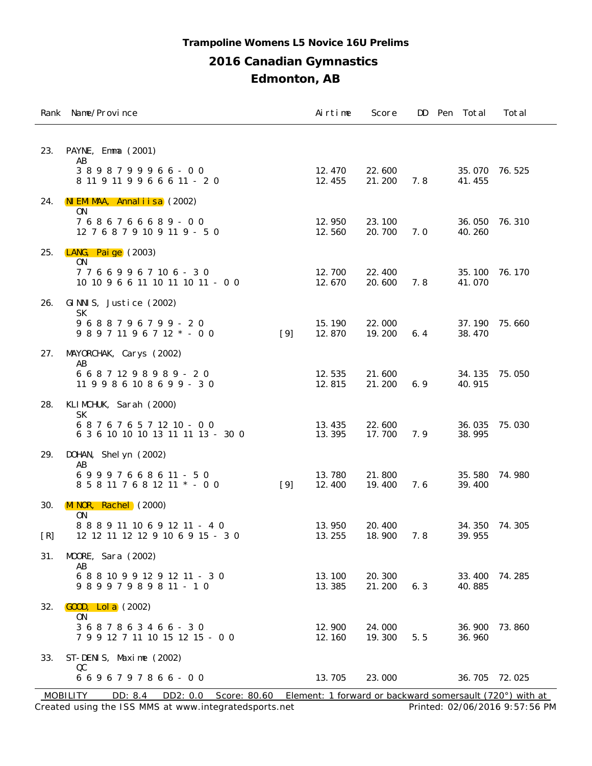### Trampoline Womens L5 Novice 16U Prelims

## 2016 Canadian Gymnastics

## Edmonton, AB

| Rank | Name/Province | | Airtime | Score | DD | Pen | Total | Total |
|---|---|---|---|---|---|---|---|---|
| 23. | PAYNE, Emma (2001) | | | | | | | |
| | AB | | | | | | | |
| | 3 8 9 8 7 9 9 9 6 6 - 0 0 | | 12.470 | 22.600 | | | 35.070 | 76.525 |
| | 8 11 9 11 9 9 6 6 6 11 - 2 0 | | 12.455 | 21.200 | 7.8 | | 41.455 | |
| 24. | NIEMIMAA, Annaliisa (2002) | | | | | | | |
| | ON | | | | | | | |
| | 7 6 8 6 7 6 6 6 8 9 - 0 0 | | 12.950 | 23.100 | | | 36.050 | 76.310 |
| | 12 7 6 8 7 9 10 9 11 9 - 5 0 | | 12.560 | 20.700 | 7.0 | | 40.260 | |
| 25. | LANG, Paige (2003) | | | | | | | |
| | ON | | | | | | | |
| | 7 7 6 6 9 9 6 7 10 6 - 3 0 | | 12.700 | 22.400 | | | 35.100 | 76.170 |
| | 10 10 9 6 6 11 10 11 10 11 - 0 0 | | 12.670 | 20.600 | 7.8 | | 41.070 | |
| 26. | GINNIS, Justice (2002) | | | | | | | |
| | SK | | | | | | | |
| | 9 6 8 8 7 9 6 7 9 9 - 2 0 | | 15.190 | 22.000 | | | 37.190 | 75.660 |
| | 9 8 9 7 11 9 6 7 12 * - 0 0 | [9] | 12.870 | 19.200 | 6.4 | | 38.470 | |
| 27. | MAYORCHAK, Carys (2002) | | | | | | | |
| | AB | | | | | | | |
| | 6 6 8 7 12 9 8 9 8 9 - 2 0 | | 12.535 | 21.600 | | | 34.135 | 75.050 |
| | 11 9 9 8 6 10 8 6 9 9 - 3 0 | | 12.815 | 21.200 | 6.9 | | 40.915 | |
| 28. | KLIMCHUK, Sarah (2000) | | | | | | | |
| | SK | | | | | | | |
| | 6 8 7 6 7 6 5 7 12 10 - 0 0 | | 13.435 | 22.600 | | | 36.035 | 75.030 |
| | 6 3 6 10 10 10 13 11 11 13 - 30 0 | | 13.395 | 17.700 | 7.9 | | 38.995 | |
| 29. | DOHAN, Shelyn (2002) | | | | | | | |
| | AB | | | | | | | |
| | 6 9 9 9 7 6 6 8 6 11 - 5 0 | | 13.780 | 21.800 | | | 35.580 | 74.980 |
| | 8 5 8 11 7 6 8 12 11 * - 0 0 | [9] | 12.400 | 19.400 | 7.6 | | 39.400 | |
| 30. | MINOR, Rachel (2000) | | | | | | | |
| | ON | | | | | | | |
| | 8 8 8 9 11 10 6 9 12 11 - 4 0 | | 13.950 | 20.400 | | | 34.350 | 74.305 |
| [R] | 12 12 11 12 12 9 10 6 9 15 - 3 0 | | 13.255 | 18.900 | 7.8 | | 39.955 | |
| 31. | MOORE, Sara (2002) | | | | | | | |
| | AB | | | | | | | |
| | 6 8 8 10 9 9 12 9 12 11 - 3 0 | | 13.100 | 20.300 | | | 33.400 | 74.285 |
| | 9 8 9 9 7 9 8 9 8 11 - 1 0 | | 13.385 | 21.200 | 6.3 | | 40.885 | |
| 32. | GOOD, Lola (2002) | | | | | | | |
| | ON | | | | | | | |
| | 3 6 8 7 8 6 3 4 6 6 - 3 0 | | 12.900 | 24.000 | | | 36.900 | 73.860 |
| | 7 9 9 12 7 11 10 15 12 15 - 0 0 | | 12.160 | 19.300 | 5.5 | | 36.960 | |
| 33. | ST-DENIS, Maxime (2002) | | | | | | | |
| | QC | | | | | | | |
| | 6 6 9 6 7 9 7 8 6 6 - 0 0 | | 13.705 | 23.000 | | | 36.705 | 72.025 |

MOBILITY DD: 8.4 DD2: 0.0 Score: 80.60 Element: 1 forward or backward somersault (720°) with at

Created using the ISS MMS at www.integratedsports.net Printed: 02/06/2016 9:57:56 PM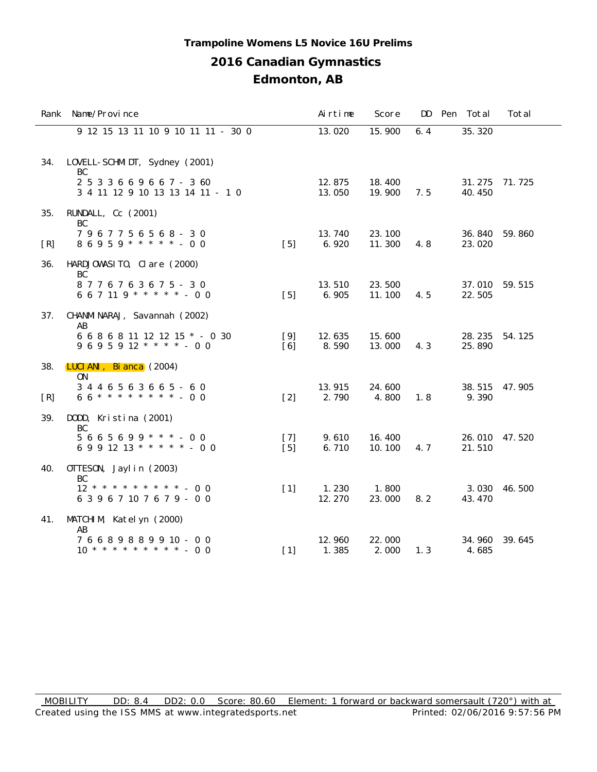**Trampoline Womens L5 Novice 16U Prelims**

## 2016 Canadian Gymnastics

## Edmonton, AB

| Rank | Name/Province | | Airtime | Score | DD | Pen | Total | Total |
|---|---|---|---|---|---|---|---|---|
| | 9 12 15 13 11 10 9 10 11 11 - 30 0 | | 13.020 | 15.900 | 6.4 | | 35.320 | |
| 34. | LOVELL-SCHMIDT, Sydney (2001) BC | | | | | | | |
| | 2 5 3 3 6 6 9 6 6 7 - 3 60 | | 12.875 | 18.400 | | | 31.275 | 71.725 |
| | 3 4 11 12 9 10 13 13 14 11 - 1 0 | | 13.050 | 19.900 | 7.5 | | 40.450 | |
| 35. | RUNDALL, Cc (2001) BC | | | | | | | |
| | 7 9 6 7 7 5 6 5 6 8 - 3 0 | | 13.740 | 23.100 | | | 36.840 | 59.860 |
| [R] | 8 6 9 5 9 * * * * * - 0 0 | [5] | 6.920 | 11.300 | 4.8 | | 23.020 | |
| 36. | HARDJOWASITO, Clare (2000) BC | | | | | | | |
| | 8 7 7 6 7 6 3 6 7 5 - 3 0 | | 13.510 | 23.500 | | | 37.010 | 59.515 |
| | 6 6 7 11 9 * * * * * - 0 0 | [5] | 6.905 | 11.100 | 4.5 | | 22.505 | |
| 37. | CHANMINARAJ, Savannah (2002) AB | | | | | | | |
| | 6 6 8 6 8 11 12 12 15 * - 0 30 | [9] | 12.635 | 15.600 | | | 28.235 | 54.125 |
| | 9 6 9 5 9 12 * * * * - 0 0 | [6] | 8.590 | 13.000 | 4.3 | | 25.890 | |
| 38. | LUCIANI, Bianca (2004) ON | | | | | | | |
| | 3 4 4 6 5 6 3 6 6 5 - 6 0 | | 13.915 | 24.600 | | | 38.515 | 47.905 |
| [R] | 6 6 * * * * * * * * - 0 0 | [2] | 2.790 | 4.800 | 1.8 | | 9.390 | |
| 39. | DODD, Kristina (2001) BC | | | | | | | |
| | 5 6 6 5 6 9 9 * * * - 0 0 | [7] | 9.610 | 16.400 | | | 26.010 | 47.520 |
| | 6 9 9 12 13 * * * * * - 0 0 | [5] | 6.710 | 10.100 | 4.7 | | 21.510 | |
| 40. | OTTESON, Jaylin (2003) BC | | | | | | | |
| | 12 * * * * * * * * * - 0 0 | [1] | 1.230 | 1.800 | | | 3.030 | 46.500 |
| | 6 3 9 6 7 10 7 6 7 9 - 0 0 | | 12.270 | 23.000 | 8.2 | | 43.470 | |
| 41. | MATCHIM, Katelyn (2000) AB | | | | | | | |
| | 7 6 6 8 9 8 8 9 9 10 - 0 0 | | 12.960 | 22.000 | | | 34.960 | 39.645 |
| | 10 * * * * * * * * * - 0 0 | [1] | 1.385 | 2.000 | 1.3 | | 4.685 | |

MOBILITY DD: 8.4 DD2: 0.0 Score: 80.60 Element: 1 forward or backward somersault (720°) with at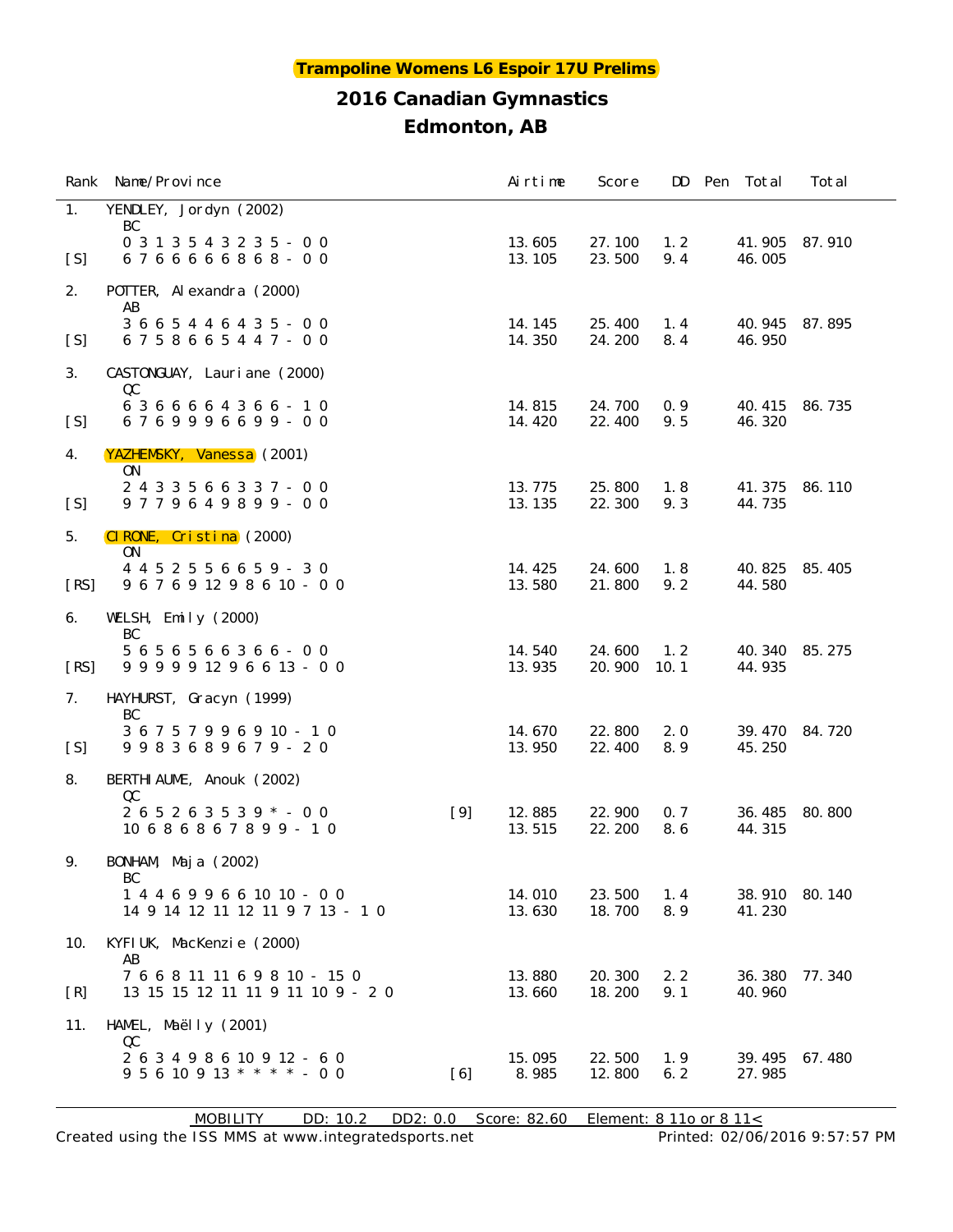**Trampoline Womens L6 Espoir 17U Prelims**

## 2016 Canadian Gymnastics

## Edmonton, AB

| Rank | Name/Province | | Airtime | Score | DD | Pen | Total | Total |
|---|---|---|---|---|---|---|---|---|
| 1. | YENDLEY, Jordyn (2002) BC | | | | | | | |
| | 0 3 1 3 5 4 3 2 3 5 - 0 0 | | 13.605 | 27.100 | 1.2 | | 41.905 | 87.910 |
| [S] | 6 7 6 6 6 6 6 8 6 8 - 0 0 | | 13.105 | 23.500 | 9.4 | | 46.005 | |
| 2. | POTTER, Alexandra (2000) AB | | | | | | | |
| | 3 6 6 5 4 4 6 4 3 5 - 0 0 | | 14.145 | 25.400 | 1.4 | | 40.945 | 87.895 |
| [S] | 6 7 5 8 6 6 5 4 4 7 - 0 0 | | 14.350 | 24.200 | 8.4 | | 46.950 | |
| 3. | CASTONGUAY, Lauriane (2000) QC | | | | | | | |
| | 6 3 6 6 6 6 4 3 6 6 - 1 0 | | 14.815 | 24.700 | 0.9 | | 40.415 | 86.735 |
| [S] | 6 7 6 9 9 9 6 6 9 9 - 0 0 | | 14.420 | 22.400 | 9.5 | | 46.320 | |
| 4. | YAZHEMSKY, Vanessa (2001) ON | | | | | | | |
| | 2 4 3 3 5 6 6 3 3 7 - 0 0 | | 13.775 | 25.800 | 1.8 | | 41.375 | 86.110 |
| [S] | 9 7 7 9 6 4 9 8 9 9 - 0 0 | | 13.135 | 22.300 | 9.3 | | 44.735 | |
| 5. | CIRONE, Cristina (2000) ON | | | | | | | |
| | 4 4 5 2 5 5 6 6 5 9 - 3 0 | | 14.425 | 24.600 | 1.8 | | 40.825 | 85.405 |
| [RS] | 9 6 7 6 9 12 9 8 6 10 - 0 0 | | 13.580 | 21.800 | 9.2 | | 44.580 | |
| 6. | WELSH, Emily (2000) BC | | | | | | | |
| | 5 6 5 6 5 6 6 3 6 6 - 0 0 | | 14.540 | 24.600 | 1.2 | | 40.340 | 85.275 |
| [RS] | 9 9 9 9 9 12 9 6 6 13 - 0 0 | | 13.935 | 20.900 | 10.1 | | 44.935 | |
| 7. | HAYHURST, Gracyn (1999) BC | | | | | | | |
| | 3 6 7 5 7 9 9 6 9 10 - 1 0 | | 14.670 | 22.800 | 2.0 | | 39.470 | 84.720 |
| [S] | 9 9 8 3 6 8 9 6 7 9 - 2 0 | | 13.950 | 22.400 | 8.9 | | 45.250 | |
| 8. | BERTHIAUME, Anouk (2002) QC | | | | | | | |
| | 2 6 5 2 6 3 5 3 9 * - 0 0 | [9] | 12.885 | 22.900 | 0.7 | | 36.485 | 80.800 |
| | 10 6 8 6 8 6 7 8 9 9 - 1 0 | | 13.515 | 22.200 | 8.6 | | 44.315 | |
| 9. | BONHAM, Maja (2002) BC | | | | | | | |
| | 1 4 4 6 9 9 6 6 10 10 - 0 0 | | 14.010 | 23.500 | 1.4 | | 38.910 | 80.140 |
| | 14 9 14 12 11 12 11 9 7 13 - 1 0 | | 13.630 | 18.700 | 8.9 | | 41.230 | |
| 10. | KYFIUK, MacKenzie (2000) AB | | | | | | | |
| | 7 6 6 8 11 11 6 9 8 10 - 15 0 | | 13.880 | 20.300 | 2.2 | | 36.380 | 77.340 |
| [R] | 13 15 15 12 11 11 9 11 10 9 - 2 0 | | 13.660 | 18.200 | 9.1 | | 40.960 | |
| 11. | HAMEL, Maëlly (2001) QC | | | | | | | |
| | 2 6 3 4 9 8 6 10 9 12 - 6 0 | | 15.095 | 22.500 | 1.9 | | 39.495 | 67.480 |
| | 9 5 6 10 9 13 * * * * - 0 0 | [6] | 8.985 | 12.800 | 6.2 | | 27.985 | |

MOBILITY DD: 10.2 DD2: 0.0 Score: 82.60 Element: 8 11o or 8 11<

Created using the ISS MMS at www.integratedsports.net Printed: 02/06/2016 9:57:57 PM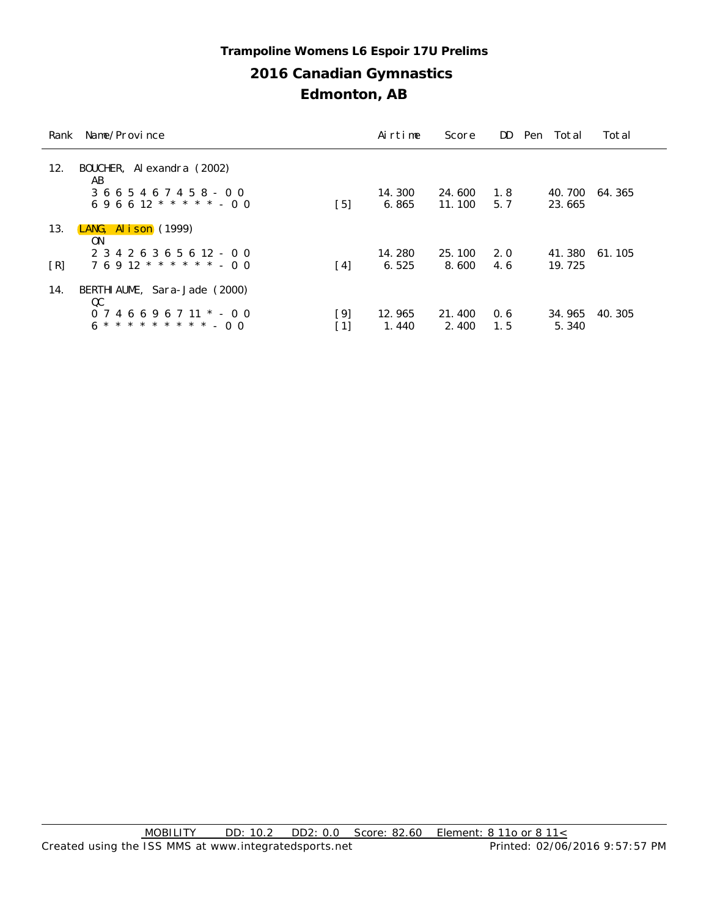**Trampoline Womens L6 Espoir 17U Prelims**

## 2016 Canadian Gymnastics

## Edmonton, AB

| Rank | Name/Province | | Airtime | Score | DD | Pen | Total | Total |
|---|---|---|---|---|---|---|---|---|
| 12. | BOUCHER, Alexandra (2002) | | | | | | | |
| | AB | | | | | | | |
| | 3 6 6 5 4 6 7 4 5 8 - 0 0 | | 14.300 | 24.600 | 1.8 | | 40.700 | 64.365 |
| | 6 9 6 6 12 * * * * * * - 0 0 | [5] | 6.865 | 11.100 | 5.7 | | 23.665 | |
| 13. | LANG, Alison (1999) | | | | | | | |
| | ON | | | | | | | |
| | 2 3 4 2 6 3 6 5 6 12 - 0 0 | | 14.280 | 25.100 | 2.0 | | 41.380 | 61.105 |
| [R] | 7 6 9 12 * * * * * * * - 0 0 | [4] | 6.525 | 8.600 | 4.6 | | 19.725 | |
| 14. | BERTHIAUME, Sara-Jade (2000) | | | | | | | |
| | QC | | | | | | | |
| | 0 7 4 6 6 9 6 7 11 * - 0 0 | [9] | 12.965 | 21.400 | 0.6 | | 34.965 | 40.305 |
| | 6 * * * * * * * * * - 0 0 | [1] | 1.440 | 2.400 | 1.5 | | 5.340 | |

MOBILITY DD: 10.2 DD2: 0.0 Score: 82.60 Element: 8 11o or 8 11<

Created using the ISS MMS at www.integratedsports.net Printed: 02/06/2016 9:57:57 PM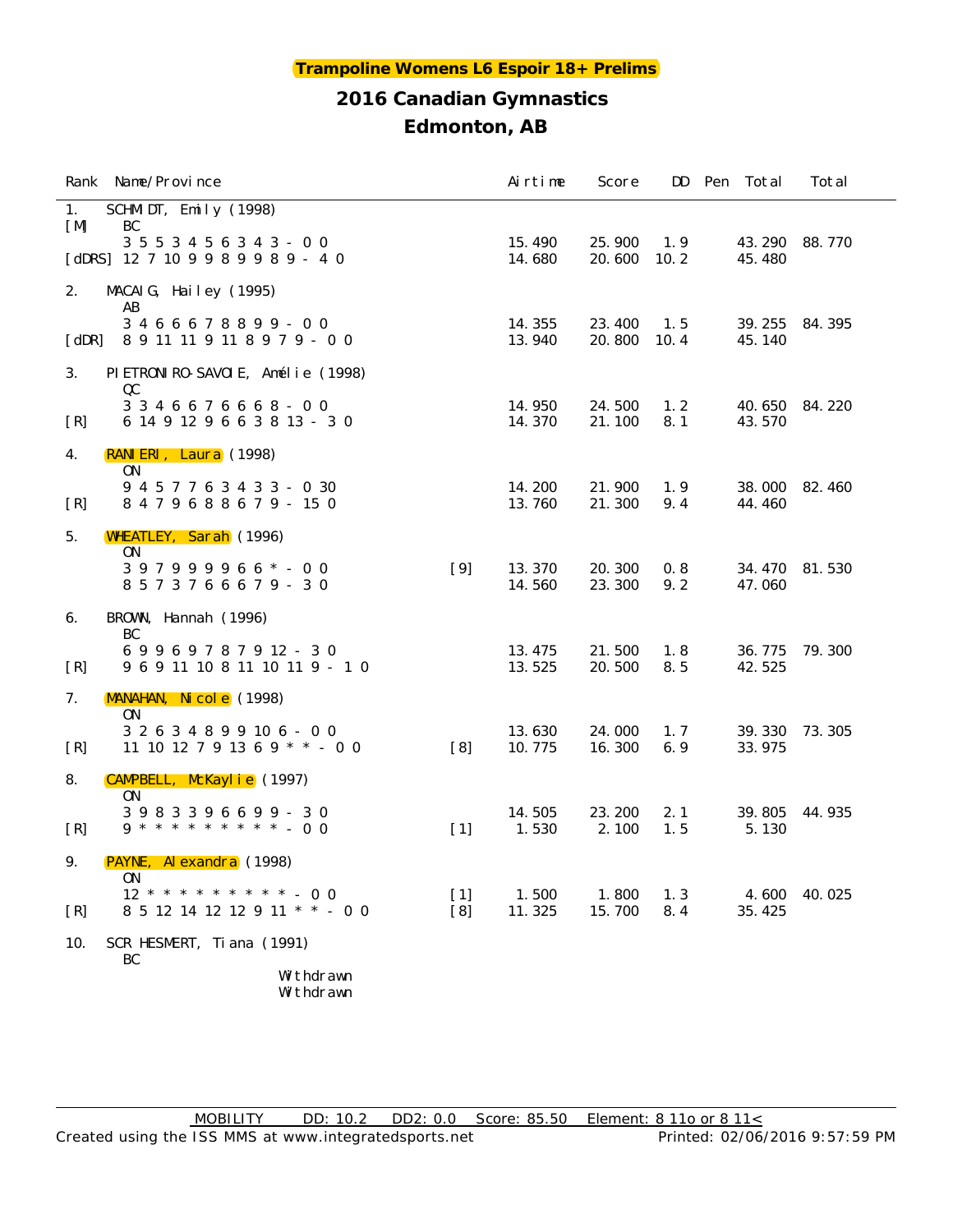**Trampoline Womens L6 Espoir 18+ Prelims**

## 2016 Canadian Gymnastics

## Edmonton, AB

| Rank | Name/Province | | Airtime | Score | DD | Pen | Total | Total |
|---|---|---|---|---|---|---|---|---|
| 1. | SCHMIDT, Emily (1998) | | | | | | | |
| [M] | BC | | | | | | | |
| | 3 5 5 3 4 5 6 3 4 3 - 0 0 | | 15.490 | 25.900 | 1.9 | | 43.290 | 88.770 |
| [dDRS] | 12 7 10 9 9 8 9 9 8 9 - 4 0 | | 14.680 | 20.600 | 10.2 | | 45.480 | |
| 2. | MACAIG, Hailey (1995) | | | | | | | |
| | AB | | | | | | | |
| | 3 4 6 6 6 7 8 8 9 9 - 0 0 | | 14.355 | 23.400 | 1.5 | | 39.255 | 84.395 |
| [dDR] | 8 9 11 11 9 11 8 9 7 9 - 0 0 | | 13.940 | 20.800 | 10.4 | | 45.140 | |
| 3. | PIETRONIRO-SAVOIE, Amélie (1998) | | | | | | | |
| | QC | | | | | | | |
| | 3 3 4 6 6 7 6 6 6 8 - 0 0 | | 14.950 | 24.500 | 1.2 | | 40.650 | 84.220 |
| [R] | 6 14 9 12 9 6 6 3 8 13 - 3 0 | | 14.370 | 21.100 | 8.1 | | 43.570 | |
| 4. | RANIERI, Laura (1998) | | | | | | | |
| | ON | | | | | | | |
| | 9 4 5 7 7 6 3 4 3 3 - 0 30 | | 14.200 | 21.900 | 1.9 | | 38.000 | 82.460 |
| [R] | 8 4 7 9 6 8 8 6 7 9 - 15 0 | | 13.760 | 21.300 | 9.4 | | 44.460 | |
| 5. | WHEATLEY, Sarah (1996) | | | | | | | |
| | ON | | | | | | | |
| | 3 9 7 9 9 9 9 6 6 * - 0 0 | [9] | 13.370 | 20.300 | 0.8 | | 34.470 | 81.530 |
| | 8 5 7 3 7 6 6 6 7 9 - 3 0 | | 14.560 | 23.300 | 9.2 | | 47.060 | |
| 6. | BROWN, Hannah (1996) | | | | | | | |
| | BC | | | | | | | |
| | 6 9 9 6 9 7 8 7 9 12 - 3 0 | | 13.475 | 21.500 | 1.8 | | 36.775 | 79.300 |
| [R] | 9 6 9 11 10 8 11 10 11 9 - 1 0 | | 13.525 | 20.500 | 8.5 | | 42.525 | |
| 7. | MANAHAN, Nicole (1998) | | | | | | | |
| | ON | | | | | | | |
| | 3 2 6 3 4 8 9 9 10 6 - 0 0 | | 13.630 | 24.000 | 1.7 | | 39.330 | 73.305 |
| [R] | 11 10 12 7 9 13 6 9 * * - 0 0 | [8] | 10.775 | 16.300 | 6.9 | | 33.975 | |
| 8. | CAMPBELL, McKaylie (1997) | | | | | | | |
| | ON | | | | | | | |
| | 3 9 8 3 3 9 6 6 9 9 - 3 0 | | 14.505 | 23.200 | 2.1 | | 39.805 | 44.935 |
| [R] | 9 * * * * * * * * * - 0 0 | [1] | 1.530 | 2.100 | 1.5 | | 5.130 | |
| 9. | PAYNE, Alexandra (1998) | | | | | | | |
| | ON | | | | | | | |
| | 12 * * * * * * * * * - 0 0 | [1] | 1.500 | 1.800 | 1.3 | | 4.600 | 40.025 |
| [R] | 8 5 12 14 12 12 9 11 * * - 0 0 | [8] | 11.325 | 15.700 | 8.4 | | 35.425 | |
| 10. | SCRHESMERT, Tiana (1991) | | | | | | | |
| | BC | | | | | | | |
| | Withdrawn | | | | | | | |
| | Withdrawn | | | | | | | |

MOBILITY DD: 10.2 DD2: 0.0 Score: 85.50 Element: 8 11o or 8 11<

Created using the ISS MMS at www.integratedsports.net Printed: 02/06/2016 9:57:59 PM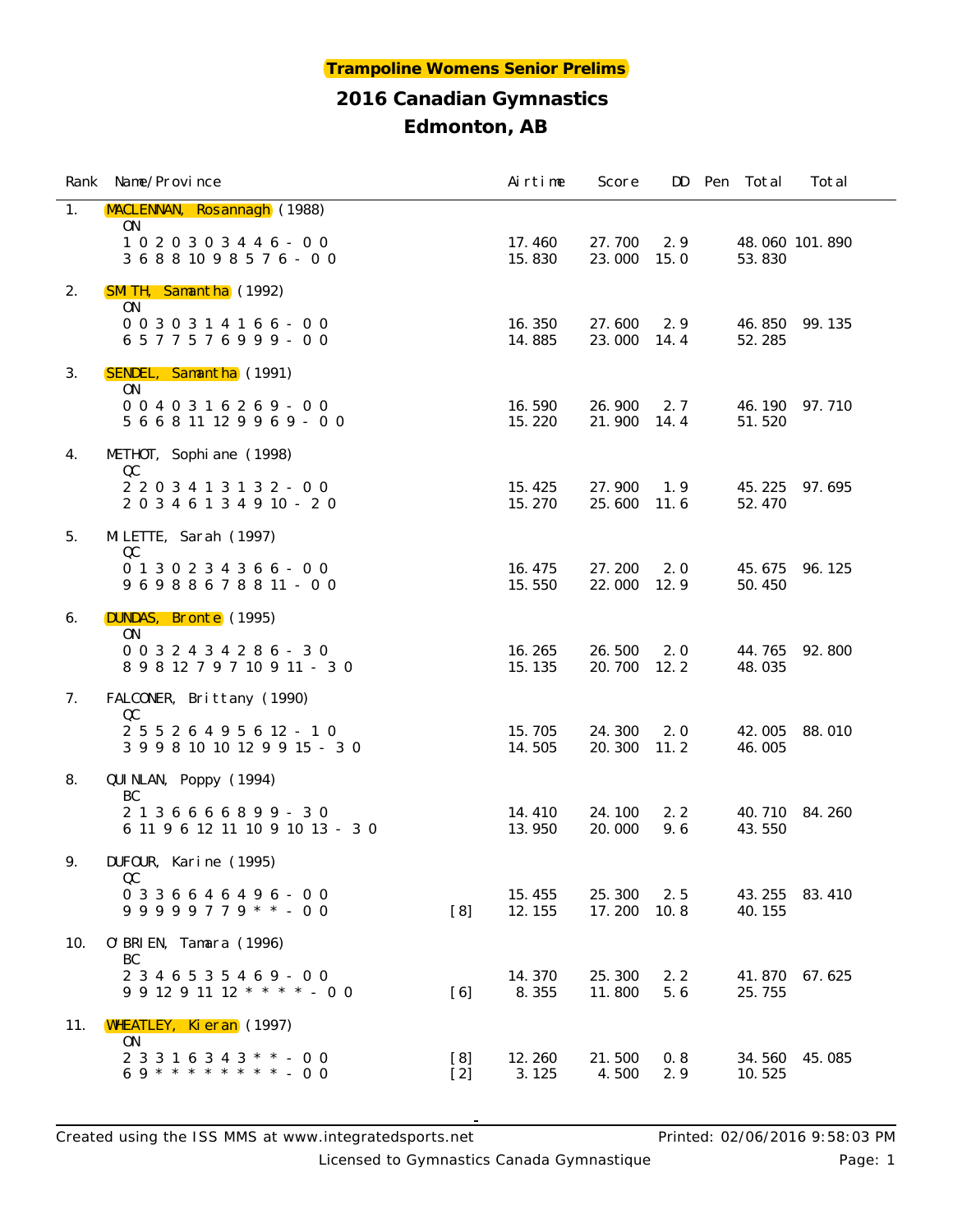# Trampoline Womens Senior Prelims

## 2016 Canadian Gymnastics

## Edmonton, AB

| Rank | Name/Province | | Airtime | Score | DD | Pen | Total | Total |
|---|---|---|---|---|---|---|---|---|
| 1. | MACLENNAN, Rosannagh (1988) | | | | | | | |
| | ON | | | | | | | |
| | 1 0 2 0 3 0 3 4 4 6 - 0 0 | | 17.460 | 27.700 | 2.9 | | 48.060 | 101.890 |
| | 3 6 8 8 10 9 8 5 7 6 - 0 0 | | 15.830 | 23.000 | 15.0 | | 53.830 | |
| 2. | SMITH, Samantha (1992) | | | | | | | |
| | ON | | | | | | | |
| | 0 0 3 0 3 1 4 1 6 6 - 0 0 | | 16.350 | 27.600 | 2.9 | | 46.850 | 99.135 |
| | 6 5 7 7 5 7 6 9 9 9 - 0 0 | | 14.885 | 23.000 | 14.4 | | 52.285 | |
| 3. | SENDEL, Samantha (1991) | | | | | | | |
| | ON | | | | | | | |
| | 0 0 4 0 3 1 6 2 6 9 - 0 0 | | 16.590 | 26.900 | 2.7 | | 46.190 | 97.710 |
| | 5 6 6 8 11 12 9 9 6 9 - 0 0 | | 15.220 | 21.900 | 14.4 | | 51.520 | |
| 4. | METHOT, Sophiane (1998) | | | | | | | |
| | QC | | | | | | | |
| | 2 2 0 3 4 1 3 1 3 2 - 0 0 | | 15.425 | 27.900 | 1.9 | | 45.225 | 97.695 |
| | 2 0 3 4 6 1 3 4 9 10 - 2 0 | | 15.270 | 25.600 | 11.6 | | 52.470 | |
| 5. | MILETTE, Sarah (1997) | | | | | | | |
| | QC | | | | | | | |
| | 0 1 3 0 2 3 4 3 6 6 - 0 0 | | 16.475 | 27.200 | 2.0 | | 45.675 | 96.125 |
| | 9 6 9 8 8 6 7 8 8 11 - 0 0 | | 15.550 | 22.000 | 12.9 | | 50.450 | |
| 6. | DUNDAS, Bronte (1995) | | | | | | | |
| | ON | | | | | | | |
| | 0 0 3 2 4 3 4 2 8 6 - 3 0 | | 16.265 | 26.500 | 2.0 | | 44.765 | 92.800 |
| | 8 9 8 12 7 9 7 10 9 11 - 3 0 | | 15.135 | 20.700 | 12.2 | | 48.035 | |
| 7. | FALCONER, Brittany (1990) | | | | | | | |
| | QC | | | | | | | |
| | 2 5 5 2 6 4 9 5 6 12 - 1 0 | | 15.705 | 24.300 | 2.0 | | 42.005 | 88.010 |
| | 3 9 9 8 10 10 12 9 9 15 - 3 0 | | 14.505 | 20.300 | 11.2 | | 46.005 | |
| 8. | QUINLAN, Poppy (1994) | | | | | | | |
| | BC | | | | | | | |
| | 2 1 3 6 6 6 6 8 9 9 - 3 0 | | 14.410 | 24.100 | 2.2 | | 40.710 | 84.260 |
| | 6 11 9 6 12 11 10 9 10 13 - 3 0 | | 13.950 | 20.000 | 9.6 | | 43.550 | |
| 9. | DUFOUR, Karine (1995) | | | | | | | |
| | QC | | | | | | | |
| | 0 3 3 6 6 4 6 4 9 6 - 0 0 | | 15.455 | 25.300 | 2.5 | | 43.255 | 83.410 |
| | 9 9 9 9 9 7 7 9 * * - 0 0 | [8] | 12.155 | 17.200 | 10.8 | | 40.155 | |
| 10. | O'BRIEN, Tamara (1996) | | | | | | | |
| | BC | | | | | | | |
| | 2 3 4 6 5 3 5 4 6 9 - 0 0 | | 14.370 | 25.300 | 2.2 | | 41.870 | 67.625 |
| | 9 9 12 9 11 12 * * * * - 0 0 | [6] | 8.355 | 11.800 | 5.6 | | 25.755 | |
| 11. | WHEATLEY, Kieran (1997) | | | | | | | |
| | ON | | | | | | | |
| | 2 3 3 1 6 3 4 3 * * - 0 0 | [8] | 12.260 | 21.500 | 0.8 | | 34.560 | 45.085 |
| | 6 9 * * * * * * * * - 0 0 | [2] | 3.125 | 4.500 | 2.9 | | 10.525 | |

Created using the ISS MMS at www.integratedsports.net Printed: 02/06/2016 9:58:03 PM

Licensed to Gymnastics Canada Gymnastique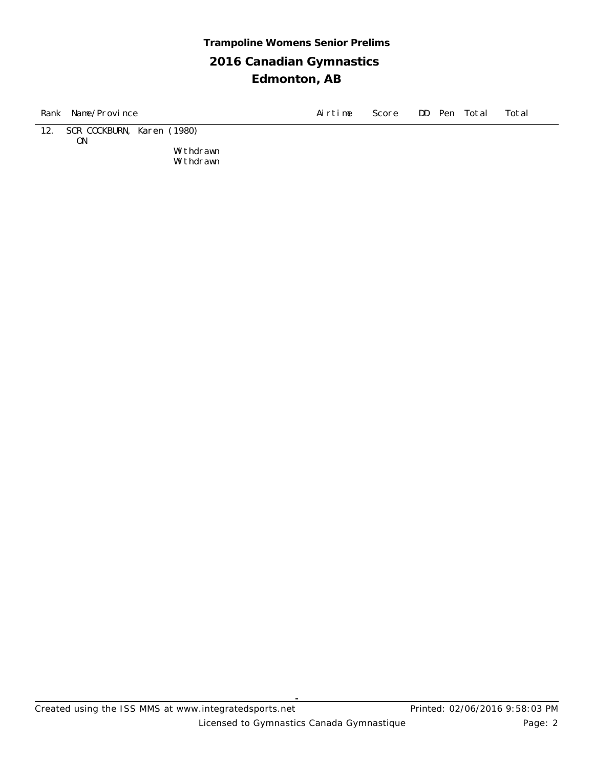**Trampoline Womens Senior Prelims**

**2016 Canadian Gymnastics**

**Edmonton, AB**

| Rank | Name/Province | Airtime | Score | DD | Pen | Total | Total |
|---|---|---|---|---|---|---|---|
| 12. | SCR COCKBURN, Karen (1980)<br>ON<br>Withdrawn<br>Withdrawn | | | | | | |

Created using the ISS MMS at www.integratedsports.net

Printed: 02/06/2016 9:58:03 PM

Licensed to Gymnastics Canada Gymnastique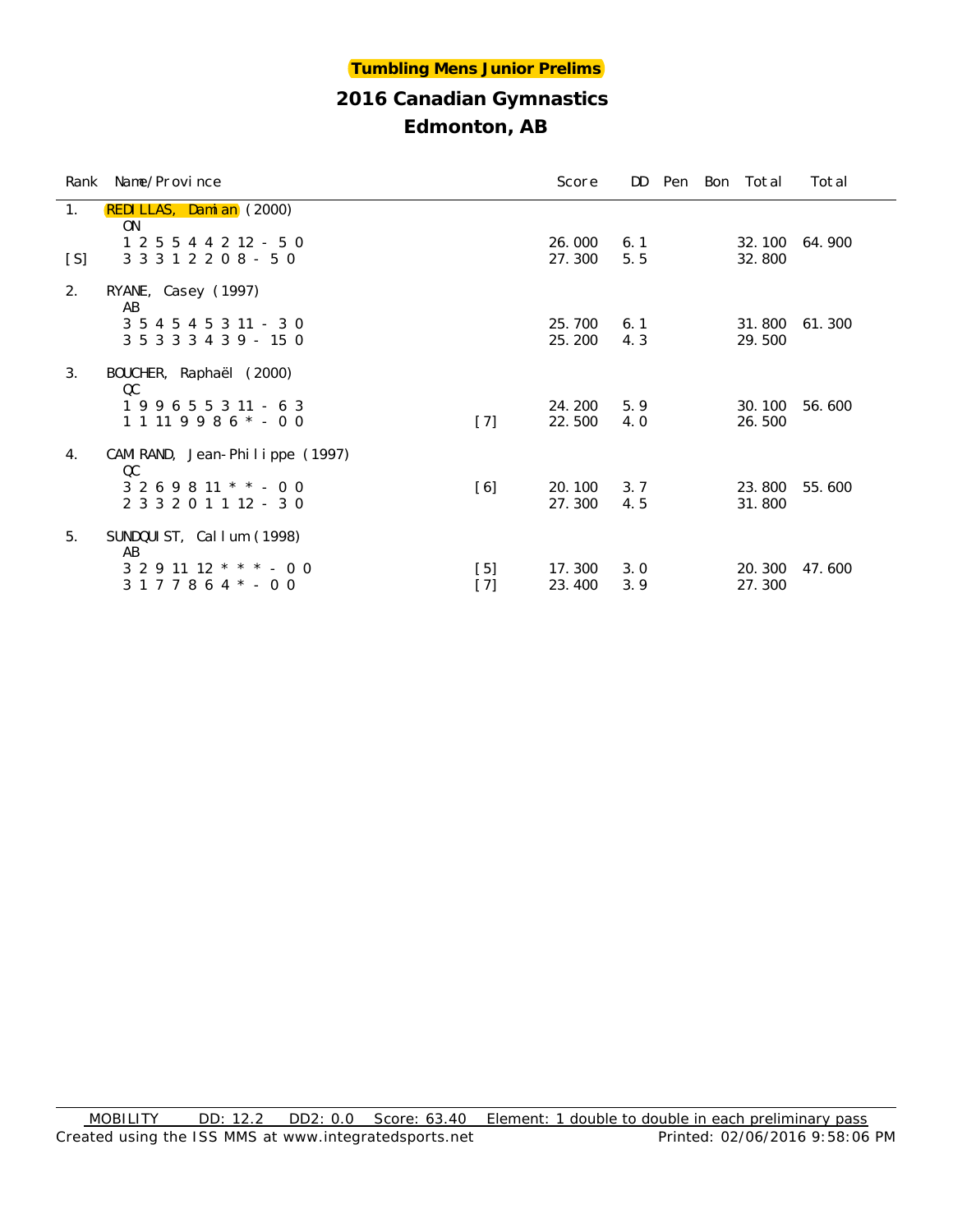**Tumbling Mens Junior Prelims**

# 2016 Canadian Gymnastics

## Edmonton, AB

| Rank | Name/Province | | Score | DD | Pen | Bon | Total | Total |
|---|---|---|---|---|---|---|---|---|
| 1. | REDILLAS, Damian (2000) ON | | | | | | | |
| | 1 2 5 5 4 4 2 12 - 5 0 | | 26.000 | 6.1 | | | 32.100 | 64.900 |
| [S] | 3 3 3 1 2 2 0 8 - 5 0 | | 27.300 | 5.5 | | | 32.800 | |
| 2. | RYANE, Casey (1997) AB | | | | | | | |
| | 3 5 4 5 4 5 3 11 - 3 0 | | 25.700 | 6.1 | | | 31.800 | 61.300 |
| | 3 5 3 3 3 4 3 9 - 15 0 | | 25.200 | 4.3 | | | 29.500 | |
| 3. | BOUCHER, Raphaël (2000) QC | | | | | | | |
| | 1 9 9 6 5 5 3 11 - 6 3 | | 24.200 | 5.9 | | | 30.100 | 56.600 |
| | 1 1 11 9 9 8 6 * - 0 0 | [7] | 22.500 | 4.0 | | | 26.500 | |
| 4. | CAMIRAND, Jean-Philippe (1997) QC | | | | | | | |
| | 3 2 6 9 8 11 * * - 0 0 | [6] | 20.100 | 3.7 | | | 23.800 | 55.600 |
| | 2 3 3 2 0 1 1 12 - 3 0 | | 27.300 | 4.5 | | | 31.800 | |
| 5. | SUNDQUIST, Callum (1998) AB | | | | | | | |
| | 3 2 9 11 12 * * * - 0 0 | [5] | 17.300 | 3.0 | | | 20.300 | 47.600 |
| | 3 1 7 7 8 6 4 * - 0 0 | [7] | 23.400 | 3.9 | | | 27.300 | |

MOBILITY DD: 12.2 DD2: 0.0 Score: 63.40 Element: 1 double to double in each preliminary pass

Created using the ISS MMS at www.integratedsports.net Printed: 02/06/2016 9:58:06 PM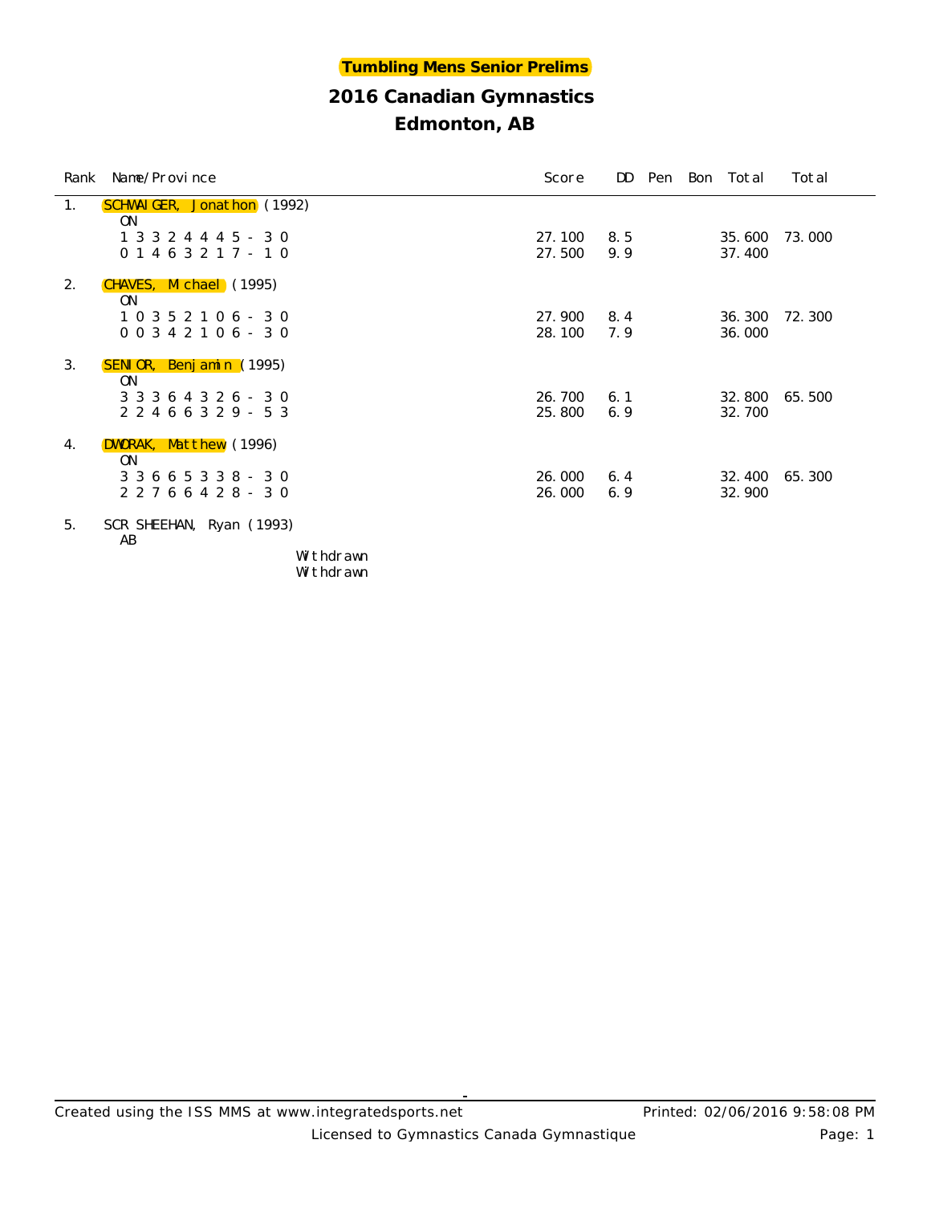**Tumbling Mens Senior Prelims**

## 2016 Canadian Gymnastics

## Edmonton, AB

| Rank | Name/Province | Score | DD | Pen | Bon | Total | Total |
|---|---|---|---|---|---|---|---|
| 1. | SCHWAIGER, Jonathon (1992) | | | | | | |
| | ON | | | | | | |
| | 1 3 3 2 4 4 4 5 - 3 0 | 27.100 | 8.5 | | | 35.600 | 73.000 |
| | 0 1 4 6 3 2 1 7 - 1 0 | 27.500 | 9.9 | | | 37.400 | |
| 2. | CHAVES, Michael (1995) | | | | | | |
| | ON | | | | | | |
| | 1 0 3 5 2 1 0 6 - 3 0 | 27.900 | 8.4 | | | 36.300 | 72.300 |
| | 0 0 3 4 2 1 0 6 - 3 0 | 28.100 | 7.9 | | | 36.000 | |
| 3. | SENIOR, Benjamin (1995) | | | | | | |
| | ON | | | | | | |
| | 3 3 3 6 4 3 2 6 - 3 0 | 26.700 | 6.1 | | | 32.800 | 65.500 |
| | 2 2 4 6 6 3 2 9 - 5 3 | 25.800 | 6.9 | | | 32.700 | |
| 4. | DWORAK, Matthew (1996) | | | | | | |
| | ON | | | | | | |
| | 3 3 6 6 5 3 3 8 - 3 0 | 26.000 | 6.4 | | | 32.400 | 65.300 |
| | 2 2 7 6 6 4 2 8 - 3 0 | 26.000 | 6.9 | | | 32.900 | |
| 5. | SCR SHEEHAN, Ryan (1993) | | | | | | |
| | AB | | | | | | |
| | Withdrawn | | | | | | |
| | Withdrawn | | | | | | |

Created using the ISS MMS at www.integratedsports.net — Printed: 02/06/2016 9:58:08 PM

Licensed to Gymnastics Canada Gymnastique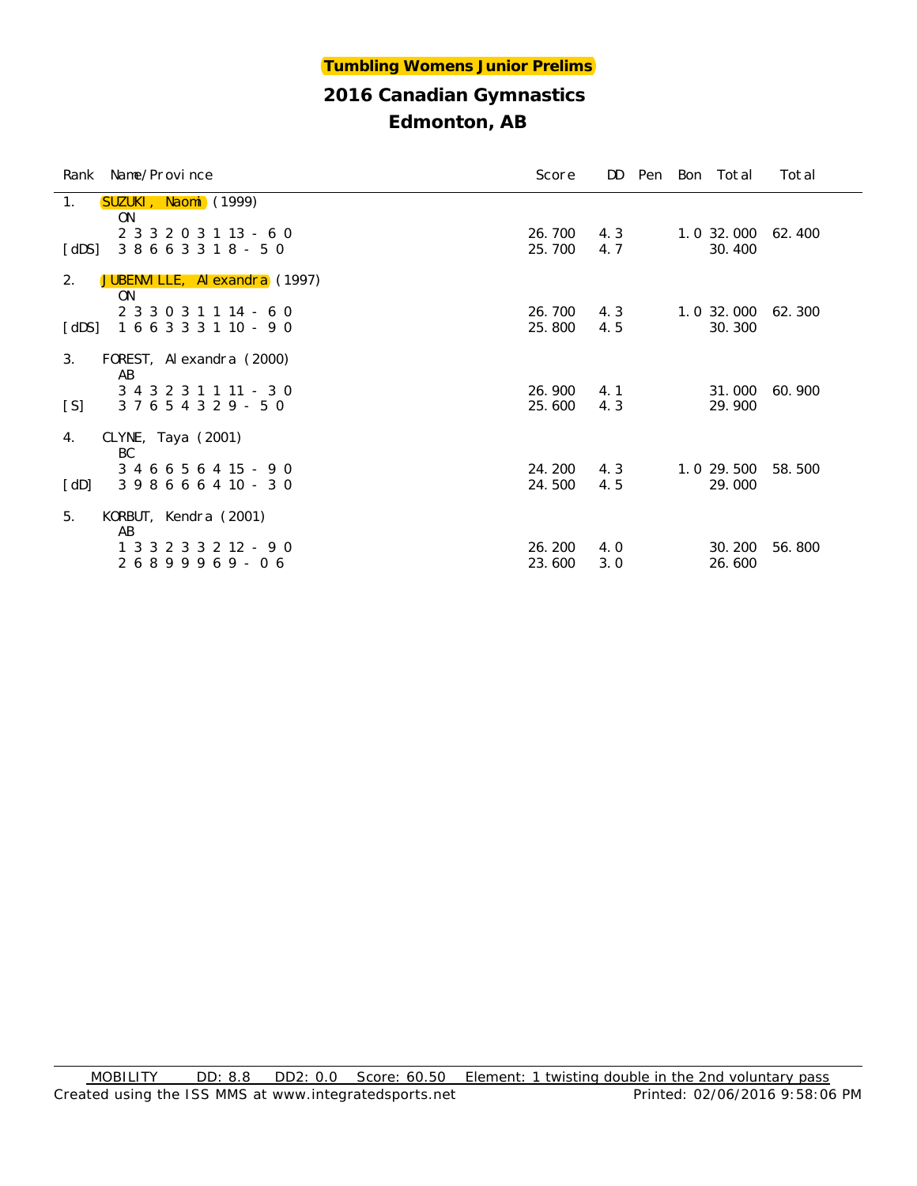## Tumbling Womens Junior Prelims

## 2016 Canadian Gymnastics

## Edmonton, AB

| Rank | Name/Province | Score | DD | Pen | Bon | Total | Total |
|---|---|---|---|---|---|---|---|
| 1. | SUZUKI, Naomi (1999) | | | | | | |
| | ON | | | | | | |
| | 2 3 3 2 0 3 1 13 - 6 0 | 26.700 | 4.3 | | 1.0 | 32.000 | 62.400 |
| [dDS] | 3 8 6 6 3 3 1 8 - 5 0 | 25.700 | 4.7 | | | 30.400 | |
| 2. | JUBENVILLE, Alexandra (1997) | | | | | | |
| | ON | | | | | | |
| | 2 3 3 0 3 1 1 14 - 6 0 | 26.700 | 4.3 | | 1.0 | 32.000 | 62.300 |
| [dDS] | 1 6 6 3 3 3 1 10 - 9 0 | 25.800 | 4.5 | | | 30.300 | |
| 3. | FOREST, Alexandra (2000) | | | | | | |
| | AB | | | | | | |
| | 3 4 3 2 3 1 1 11 - 3 0 | 26.900 | 4.1 | | | 31.000 | 60.900 |
| [S] | 3 7 6 5 4 3 2 9 - 5 0 | 25.600 | 4.3 | | | 29.900 | |
| 4. | CLYNE, Taya (2001) | | | | | | |
| | BC | | | | | | |
| | 3 4 6 6 5 6 4 15 - 9 0 | 24.200 | 4.3 | | 1.0 | 29.500 | 58.500 |
| [dD] | 3 9 8 6 6 6 4 10 - 3 0 | 24.500 | 4.5 | | | 29.000 | |
| 5. | KORBUT, Kendra (2001) | | | | | | |
| | AB | | | | | | |
| | 1 3 3 2 3 3 2 12 - 9 0 | 26.200 | 4.0 | | | 30.200 | 56.800 |
| | 2 6 8 9 9 9 6 9 - 0 6 | 23.600 | 3.0 | | | 26.600 | |

MOBILITY DD: 8.8 DD2: 0.0 Score: 60.50 Element: 1 twisting double in the 2nd voluntary pass

Created using the ISS MMS at www.integratedsports.net Printed: 02/06/2016 9:58:06 PM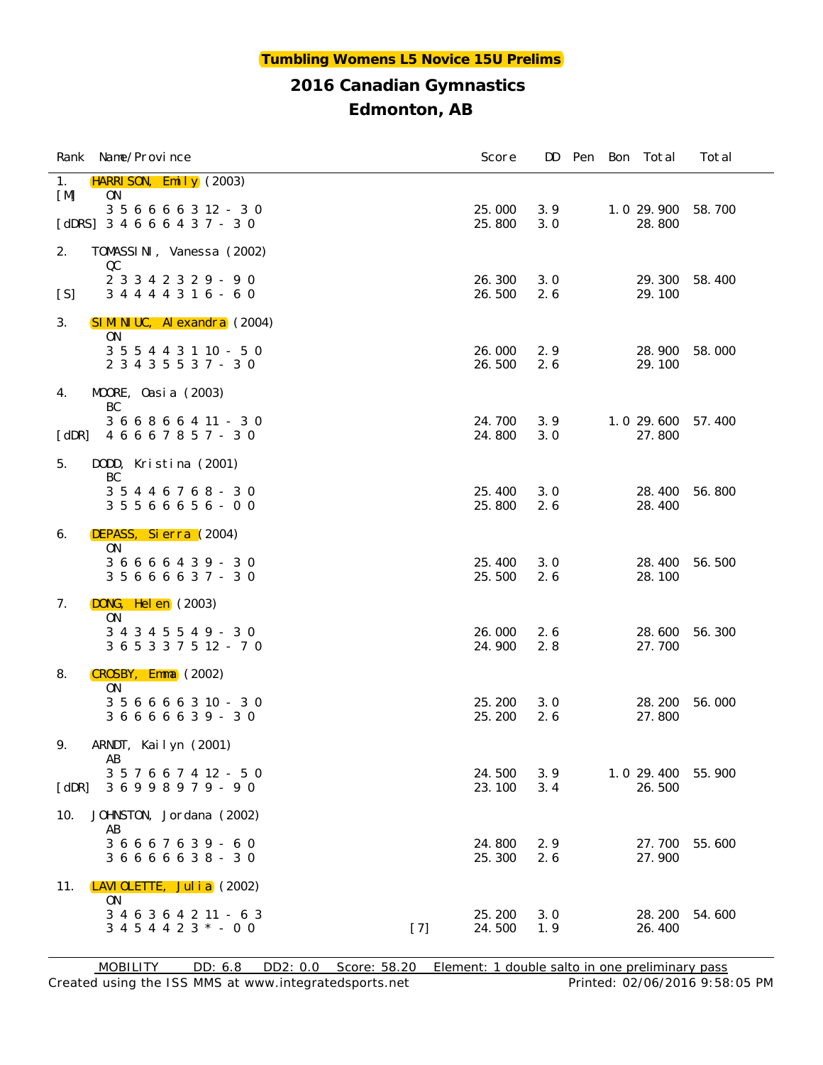**Tumbling Womens L5 Novice 15U Prelims**

## 2016 Canadian Gymnastics

## Edmonton, AB

| Rank | Name/Province | | Score | DD | Pen | Bon | Total | Total |
|---|---|---|---|---|---|---|---|---|
| 1. | HARRISON, Emily (2003) | | | | | | | |
| [M] | ON | | | | | | | |
| | 3 5 6 6 6 6 3 12 - 3 0 | | 25.000 | 3.9 | | 1.0 | 29.900 | 58.700 |
| [dDRS] | 3 4 6 6 6 4 3 7 - 3 0 | | 25.800 | 3.0 | | | 28.800 | |
| 2. | TOMASSINI, Vanessa (2002) | | | | | | | |
| | QC | | | | | | | |
| | 2 3 3 4 2 3 2 9 - 9 0 | | 26.300 | 3.0 | | | 29.300 | 58.400 |
| [S] | 3 4 4 4 4 3 1 6 - 6 0 | | 26.500 | 2.6 | | | 29.100 | |
| 3. | SIMINIUC, Alexandra (2004) | | | | | | | |
| | ON | | | | | | | |
| | 3 5 5 4 4 3 1 10 - 5 0 | | 26.000 | 2.9 | | | 28.900 | 58.000 |
| | 2 3 4 3 5 5 3 7 - 3 0 | | 26.500 | 2.6 | | | 29.100 | |
| 4. | MOORE, Oasia (2003) | | | | | | | |
| | BC | | | | | | | |
| | 3 6 6 8 6 6 4 11 - 3 0 | | 24.700 | 3.9 | | 1.0 | 29.600 | 57.400 |
| [dDR] | 4 6 6 6 7 8 5 7 - 3 0 | | 24.800 | 3.0 | | | 27.800 | |
| 5. | DODD, Kristina (2001) | | | | | | | |
| | BC | | | | | | | |
| | 3 5 4 4 6 7 6 8 - 3 0 | | 25.400 | 3.0 | | | 28.400 | 56.800 |
| | 3 5 5 6 6 6 5 6 - 0 0 | | 25.800 | 2.6 | | | 28.400 | |
| 6. | DEPASS, Sierra (2004) | | | | | | | |
| | ON | | | | | | | |
| | 3 6 6 6 6 4 3 9 - 3 0 | | 25.400 | 3.0 | | | 28.400 | 56.500 |
| | 3 5 6 6 6 6 3 7 - 3 0 | | 25.500 | 2.6 | | | 28.100 | |
| 7. | DONG, Helen (2003) | | | | | | | |
| | ON | | | | | | | |
| | 3 4 3 4 5 5 4 9 - 3 0 | | 26.000 | 2.6 | | | 28.600 | 56.300 |
| | 3 6 5 3 3 7 5 12 - 7 0 | | 24.900 | 2.8 | | | 27.700 | |
| 8. | CROSBY, Emma (2002) | | | | | | | |
| | ON | | | | | | | |
| | 3 5 6 6 6 6 3 10 - 3 0 | | 25.200 | 3.0 | | | 28.200 | 56.000 |
| | 3 6 6 6 6 6 3 9 - 3 0 | | 25.200 | 2.6 | | | 27.800 | |
| 9. | ARNDT, Kailyn (2001) | | | | | | | |
| | AB | | | | | | | |
| | 3 5 7 6 6 7 4 12 - 5 0 | | 24.500 | 3.9 | | 1.0 | 29.400 | 55.900 |
| [dDR] | 3 6 9 9 8 9 7 9 - 9 0 | | 23.100 | 3.4 | | | 26.500 | |
| 10. | JOHNSTON, Jordana (2002) | | | | | | | |
| | AB | | | | | | | |
| | 3 6 6 6 7 6 3 9 - 6 0 | | 24.800 | 2.9 | | | 27.700 | 55.600 |
| | 3 6 6 6 6 6 3 8 - 3 0 | | 25.300 | 2.6 | | | 27.900 | |
| 11. | LAVIOLETTE, Julia (2002) | | | | | | | |
| | ON | | | | | | | |
| | 3 4 6 3 6 4 2 11 - 6 3 | | 25.200 | 3.0 | | | 28.200 | 54.600 |
| | 3 4 5 4 4 2 3 * - 0 0 | [7] | 24.500 | 1.9 | | | 26.400 | |

MOBILITY DD: 6.8 DD2: 0.0 Score: 58.20 Element: 1 double salto in one preliminary pass

Created using the ISS MMS at www.integratedsports.net Printed: 02/06/2016 9:58:05 PM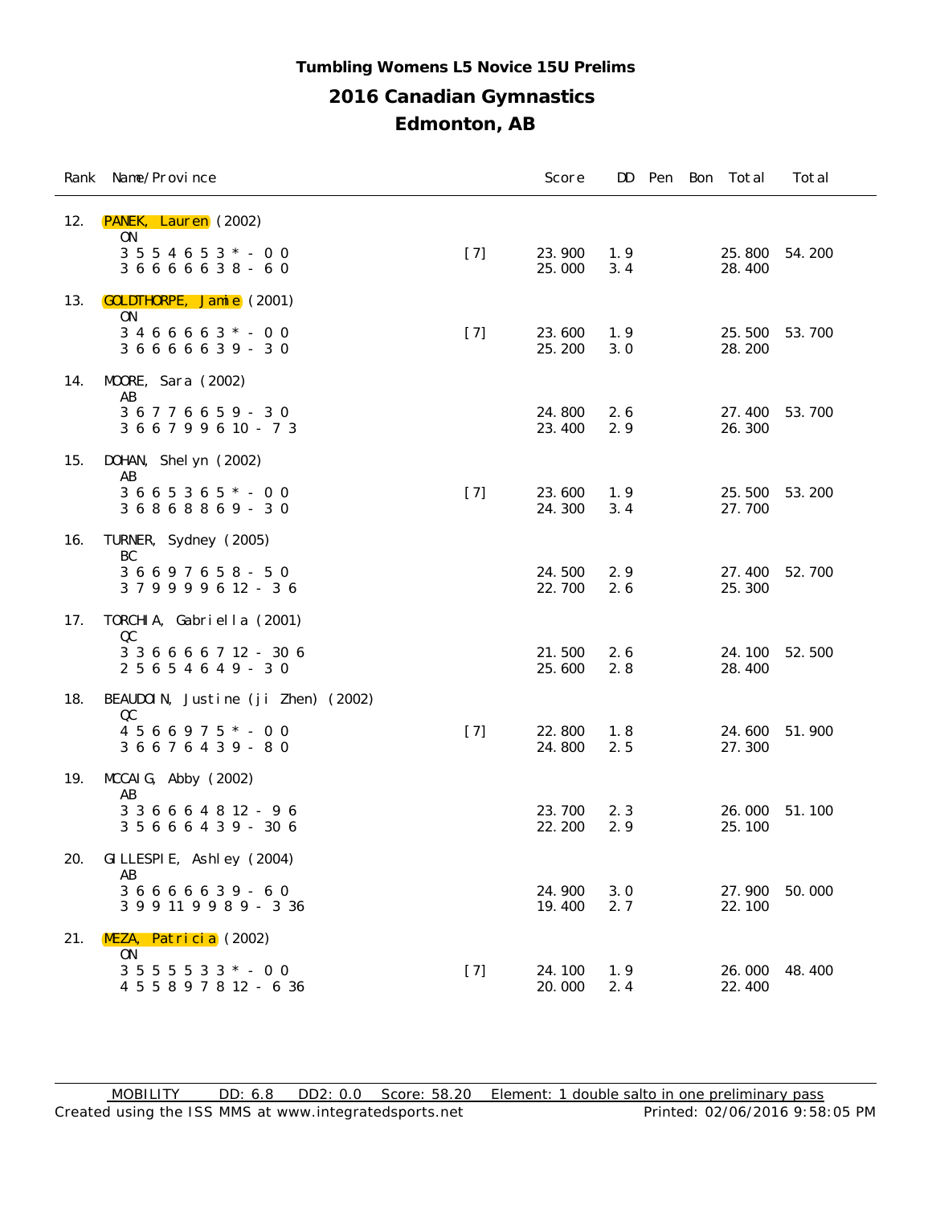### Tumbling Womens L5 Novice 15U Prelims

## 2016 Canadian Gymnastics

## Edmonton, AB

| Rank | Name/Province | | Score | DD | Pen | Bon | Total | Total |
|---|---|---|---|---|---|---|---|---|
| 12. | PANEK, Lauren (2002) | | | | | | | |
| | ON | | | | | | | |
| | 3 5 5 4 6 5 3 * - 0 0 | [7] | 23.900 | 1.9 | | | 25.800 | 54.200 |
| | 3 6 6 6 6 6 3 8 - 6 0 | | 25.000 | 3.4 | | | 28.400 | |
| 13. | GOLDTHORPE, Jamie (2001) | | | | | | | |
| | ON | | | | | | | |
| | 3 4 6 6 6 6 3 * - 0 0 | [7] | 23.600 | 1.9 | | | 25.500 | 53.700 |
| | 3 6 6 6 6 6 3 9 - 3 0 | | 25.200 | 3.0 | | | 28.200 | |
| 14. | MOORE, Sara (2002) | | | | | | | |
| | AB | | | | | | | |
| | 3 6 7 7 6 6 5 9 - 3 0 | | 24.800 | 2.6 | | | 27.400 | 53.700 |
| | 3 6 6 7 9 9 6 10 - 7 3 | | 23.400 | 2.9 | | | 26.300 | |
| 15. | DOHAN, Shelyn (2002) | | | | | | | |
| | AB | | | | | | | |
| | 3 6 6 5 3 6 5 * - 0 0 | [7] | 23.600 | 1.9 | | | 25.500 | 53.200 |
| | 3 6 8 6 8 8 6 9 - 3 0 | | 24.300 | 3.4 | | | 27.700 | |
| 16. | TURNER, Sydney (2005) | | | | | | | |
| | BC | | | | | | | |
| | 3 6 6 9 7 6 5 8 - 5 0 | | 24.500 | 2.9 | | | 27.400 | 52.700 |
| | 3 7 9 9 9 9 6 12 - 3 6 | | 22.700 | 2.6 | | | 25.300 | |
| 17. | TORCHIA, Gabriella (2001) | | | | | | | |
| | QC | | | | | | | |
| | 3 3 6 6 6 6 7 12 - 30 6 | | 21.500 | 2.6 | | | 24.100 | 52.500 |
| | 2 5 6 5 4 6 4 9 - 3 0 | | 25.600 | 2.8 | | | 28.400 | |
| 18. | BEAUDOIN, Justine (ji Zhen) (2002) | | | | | | | |
| | QC | | | | | | | |
| | 4 5 6 6 9 7 5 * - 0 0 | [7] | 22.800 | 1.8 | | | 24.600 | 51.900 |
| | 3 6 6 7 6 4 3 9 - 8 0 | | 24.800 | 2.5 | | | 27.300 | |
| 19. | MCCAIG, Abby (2002) | | | | | | | |
| | AB | | | | | | | |
| | 3 3 6 6 6 4 8 12 - 9 6 | | 23.700 | 2.3 | | | 26.000 | 51.100 |
| | 3 5 6 6 6 4 3 9 - 30 6 | | 22.200 | 2.9 | | | 25.100 | |
| 20. | GILLESPIE, Ashley (2004) | | | | | | | |
| | AB | | | | | | | |
| | 3 6 6 6 6 6 3 9 - 6 0 | | 24.900 | 3.0 | | | 27.900 | 50.000 |
| | 3 9 9 11 9 9 8 9 - 3 36 | | 19.400 | 2.7 | | | 22.100 | |
| 21. | MEZA, Patricia (2002) | | | | | | | |
| | ON | | | | | | | |
| | 3 5 5 5 5 3 3 * - 0 0 | [7] | 24.100 | 1.9 | | | 26.000 | 48.400 |
| | 4 5 5 8 9 7 8 12 - 6 36 | | 20.000 | 2.4 | | | 22.400 | |

MOBILITY DD: 6.8 DD2: 0.0 Score: 58.20 Element: 1 double salto in one preliminary pass

Created using the ISS MMS at www.integratedsports.net Printed: 02/06/2016 9:58:05 PM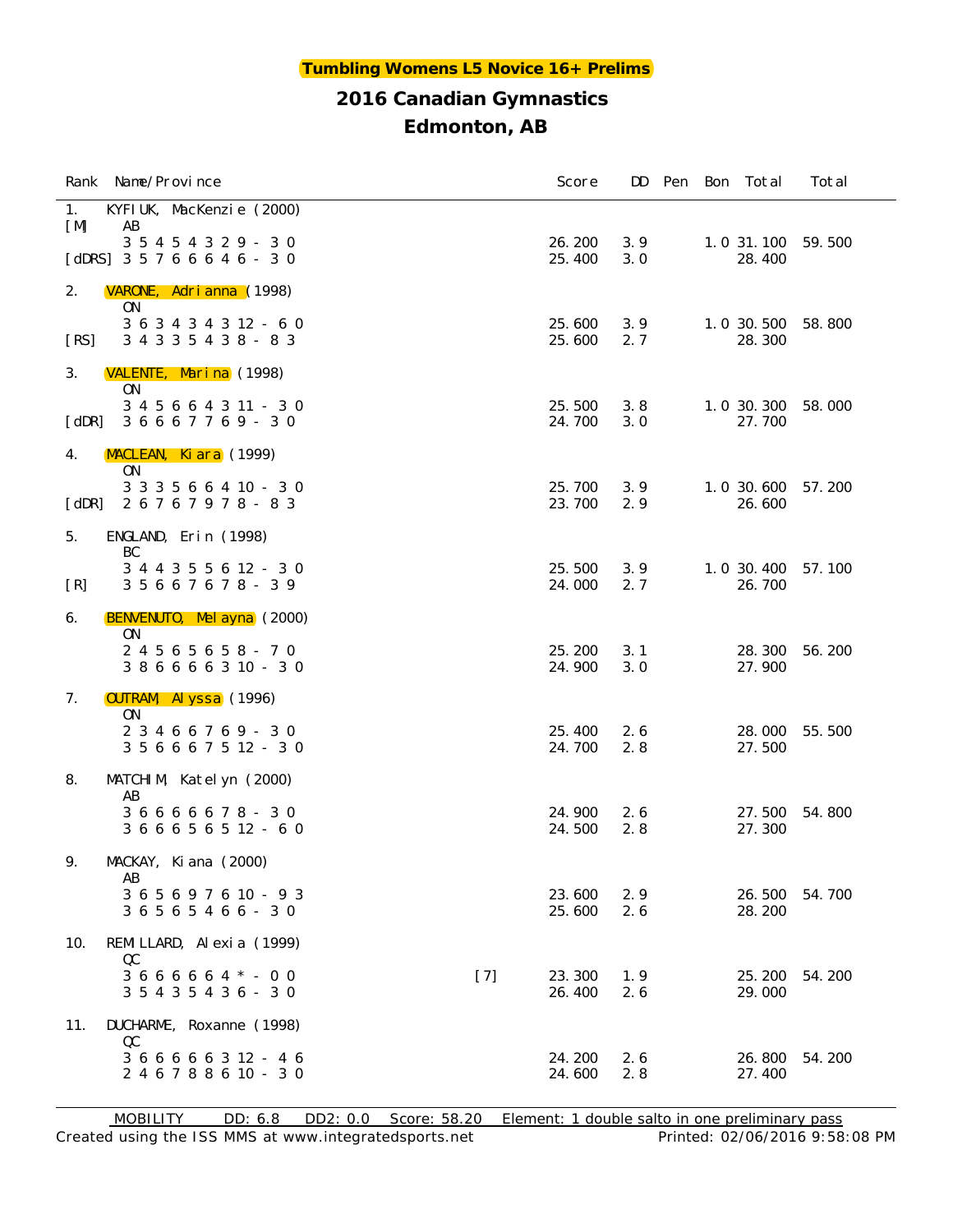**Tumbling Womens L5 Novice 16+ Prelims**

## 2016 Canadian Gymnastics

## Edmonton, AB

| Rank | Name/Province | | Score | DD | Pen | Bon | Total | Total |
|---|---|---|---|---|---|---|---|---|
| 1. | KYFIUK, MacKenzie (2000) | | | | | | | |
| [M] | AB | | | | | | | |
| | 3 5 4 5 4 3 2 9 - 3 0 | | 26.200 | 3.9 | | 1.0 | 31.100 | 59.500 |
| [dDRS] | 3 5 7 6 6 6 4 6 - 3 0 | | 25.400 | 3.0 | | | 28.400 | |
| 2. | VARONE, Adrianna (1998) | | | | | | | |
| | ON | | | | | | | |
| | 3 6 3 4 3 4 3 12 - 6 0 | | 25.600 | 3.9 | | 1.0 | 30.500 | 58.800 |
| [RS] | 3 4 3 3 5 4 3 8 - 8 3 | | 25.600 | 2.7 | | | 28.300 | |
| 3. | VALENTE, Marina (1998) | | | | | | | |
| | ON | | | | | | | |
| | 3 4 5 6 6 4 3 11 - 3 0 | | 25.500 | 3.8 | | 1.0 | 30.300 | 58.000 |
| [dDR] | 3 6 6 6 7 7 6 9 - 3 0 | | 24.700 | 3.0 | | | 27.700 | |
| 4. | MACLEAN, Kiara (1999) | | | | | | | |
| | ON | | | | | | | |
| | 3 3 3 5 6 6 4 10 - 3 0 | | 25.700 | 3.9 | | 1.0 | 30.600 | 57.200 |
| [dDR] | 2 6 7 6 7 9 7 8 - 8 3 | | 23.700 | 2.9 | | | 26.600 | |
| 5. | ENGLAND, Erin (1998) | | | | | | | |
| | BC | | | | | | | |
| | 3 4 4 3 5 5 6 12 - 3 0 | | 25.500 | 3.9 | | 1.0 | 30.400 | 57.100 |
| [R] | 3 5 6 6 7 6 7 8 - 3 9 | | 24.000 | 2.7 | | | 26.700 | |
| 6. | BENVENUTO, Melayna (2000) | | | | | | | |
| | ON | | | | | | | |
| | 2 4 5 6 5 6 5 8 - 7 0 | | 25.200 | 3.1 | | | 28.300 | 56.200 |
| | 3 8 6 6 6 6 3 10 - 3 0 | | 24.900 | 3.0 | | | 27.900 | |
| 7. | OUTRAM, Alyssa (1996) | | | | | | | |
| | ON | | | | | | | |
| | 2 3 4 6 6 7 6 9 - 3 0 | | 25.400 | 2.6 | | | 28.000 | 55.500 |
| | 3 5 6 6 6 7 5 12 - 3 0 | | 24.700 | 2.8 | | | 27.500 | |
| 8. | MATCHIM, Katelyn (2000) | | | | | | | |
| | AB | | | | | | | |
| | 3 6 6 6 6 6 7 8 - 3 0 | | 24.900 | 2.6 | | | 27.500 | 54.800 |
| | 3 6 6 6 5 6 5 12 - 6 0 | | 24.500 | 2.8 | | | 27.300 | |
| 9. | MACKAY, Kiana (2000) | | | | | | | |
| | AB | | | | | | | |
| | 3 6 5 6 9 7 6 10 - 9 3 | | 23.600 | 2.9 | | | 26.500 | 54.700 |
| | 3 6 5 6 5 4 6 6 - 3 0 | | 25.600 | 2.6 | | | 28.200 | |
| 10. | REMILLARD, Alexia (1999) | | | | | | | |
| | QC | | | | | | | |
| | 3 6 6 6 6 6 4 * - 0 0 | [7] | 23.300 | 1.9 | | | 25.200 | 54.200 |
| | 3 5 4 3 5 4 3 6 - 3 0 | | 26.400 | 2.6 | | | 29.000 | |
| 11. | DUCHARME, Roxanne (1998) | | | | | | | |
| | QC | | | | | | | |
| | 3 6 6 6 6 6 3 12 - 4 6 | | 24.200 | 2.6 | | | 26.800 | 54.200 |
| | 2 4 6 7 8 8 6 10 - 3 0 | | 24.600 | 2.8 | | | 27.400 | |

MOBILITY DD: 6.8 DD2: 0.0 Score: 58.20 Element: 1 double salto in one preliminary pass

Created using the ISS MMS at www.integratedsports.net Printed: 02/06/2016 9:58:08 PM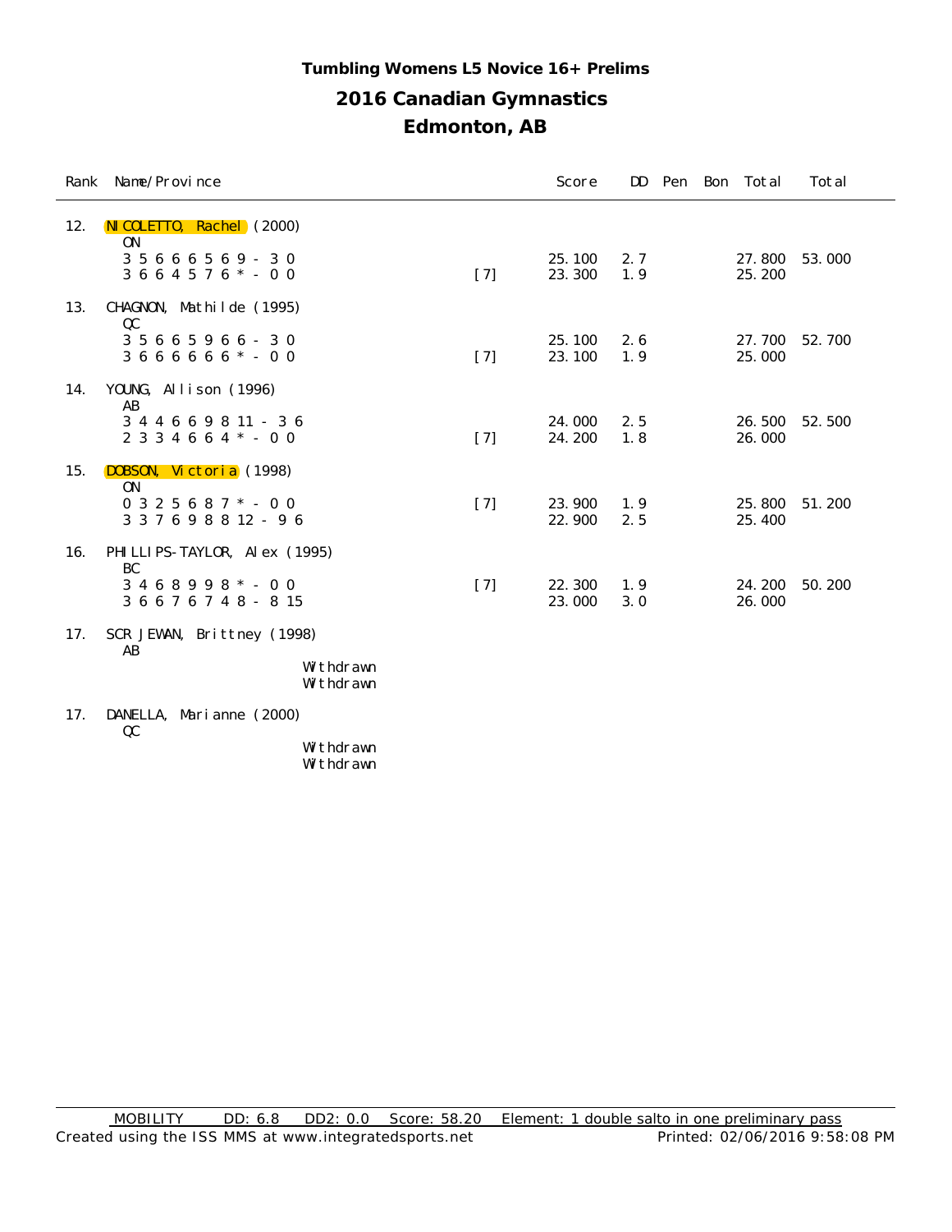### Tumbling Womens L5 Novice 16+ Prelims

## 2016 Canadian Gymnastics

## Edmonton, AB

| Rank | Name/Province | | Score | DD | Pen | Bon | Total | Total |
|---|---|---|---|---|---|---|---|---|
| 12. | NICOLETTO, Rachel (2000) | | | | | | | |
| | ON | | | | | | | |
| | 3 5 6 6 6 5 6 9 - 3 0 | | 25.100 | 2.7 | | | 27.800 | 53.000 |
| | 3 6 6 4 5 7 6 * - 0 0 | [7] | 23.300 | 1.9 | | | 25.200 | |
| 13. | CHAGNON, Mathilde (1995) | | | | | | | |
| | QC | | | | | | | |
| | 3 5 6 6 5 9 6 6 - 3 0 | | 25.100 | 2.6 | | | 27.700 | 52.700 |
| | 3 6 6 6 6 6 6 * - 0 0 | [7] | 23.100 | 1.9 | | | 25.000 | |
| 14. | YOUNG, Allison (1996) | | | | | | | |
| | AB | | | | | | | |
| | 3 4 4 6 6 9 8 11 - 3 6 | | 24.000 | 2.5 | | | 26.500 | 52.500 |
| | 2 3 3 4 6 6 4 * - 0 0 | [7] | 24.200 | 1.8 | | | 26.000 | |
| 15. | DOBSON, Victoria (1998) | | | | | | | |
| | ON | | | | | | | |
| | 0 3 2 5 6 8 7 * - 0 0 | [7] | 23.900 | 1.9 | | | 25.800 | 51.200 |
| | 3 3 7 6 9 8 8 12 - 9 6 | | 22.900 | 2.5 | | | 25.400 | |
| 16. | PHILLIPS-TAYLOR, Alex (1995) | | | | | | | |
| | BC | | | | | | | |
| | 3 4 6 8 9 9 8 * - 0 0 | [7] | 22.300 | 1.9 | | | 24.200 | 50.200 |
| | 3 6 6 7 6 7 4 8 - 8 15 | | 23.000 | 3.0 | | | 26.000 | |
| 17. | SCRJEWAN, Brittney (1998) | | | | | | | |
| | AB | | | | | | | |
| | Withdrawn | | | | | | | |
| | Withdrawn | | | | | | | |
| 17. | DANELLA, Marianne (2000) | | | | | | | |
| | QC | | | | | | | |
| | Withdrawn | | | | | | | |
| | Withdrawn | | | | | | | |

MOBILITY DD: 6.8 DD2: 0.0 Score: 58.20 Element: 1 double salto in one preliminary pass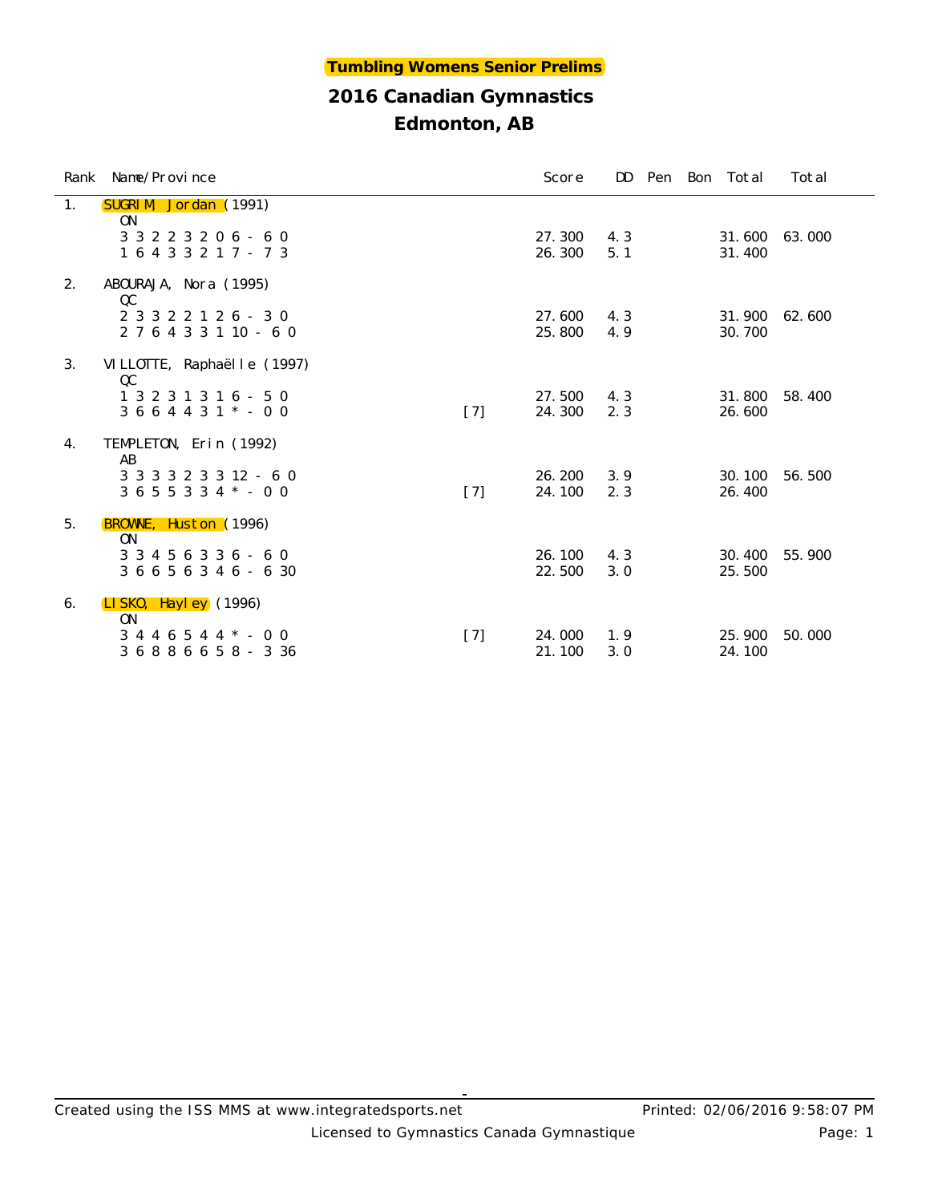# Tumbling Womens Senior Prelims

## 2016 Canadian Gymnastics

## Edmonton, AB

| Rank | Name/Province | | Score | DD | Pen | Bon | Total | Total |
|---|---|---|---|---|---|---|---|---|
| 1. | SUGRIM, Jordan (1991) | | | | | | | |
| | ON | | | | | | | |
| | 3 3 2 2 3 2 0 6 - 6 0 | | 27.300 | 4.3 | | | 31.600 | 63.000 |
| | 1 6 4 3 3 2 1 7 - 7 3 | | 26.300 | 5.1 | | | 31.400 | |
| 2. | ABOURAJA, Nora (1995) | | | | | | | |
| | QC | | | | | | | |
| | 2 3 3 2 2 1 2 6 - 3 0 | | 27.600 | 4.3 | | | 31.900 | 62.600 |
| | 2 7 6 4 3 3 1 10 - 6 0 | | 25.800 | 4.9 | | | 30.700 | |
| 3. | VILLOTTE, Raphaëlle (1997) | | | | | | | |
| | QC | | | | | | | |
| | 1 3 2 3 1 3 1 6 - 5 0 | | 27.500 | 4.3 | | | 31.800 | 58.400 |
| | 3 6 6 4 4 3 1 * - 0 0 | [7] | 24.300 | 2.3 | | | 26.600 | |
| 4. | TEMPLETON, Erin (1992) | | | | | | | |
| | AB | | | | | | | |
| | 3 3 3 3 2 3 3 12 - 6 0 | | 26.200 | 3.9 | | | 30.100 | 56.500 |
| | 3 6 5 5 3 3 4 * - 0 0 | [7] | 24.100 | 2.3 | | | 26.400 | |
| 5. | BROWNE, Huston (1996) | | | | | | | |
| | ON | | | | | | | |
| | 3 3 4 5 6 3 3 6 - 6 0 | | 26.100 | 4.3 | | | 30.400 | 55.900 |
| | 3 6 6 5 6 3 4 6 - 6 30 | | 22.500 | 3.0 | | | 25.500 | |
| 6. | LISKO, Hayley (1996) | | | | | | | |
| | ON | | | | | | | |
| | 3 4 4 6 5 4 4 * - 0 0 | [7] | 24.000 | 1.9 | | | 25.900 | 50.000 |
| | 3 6 8 8 6 6 5 8 - 3 36 | | 21.100 | 3.0 | | | 24.100 | |